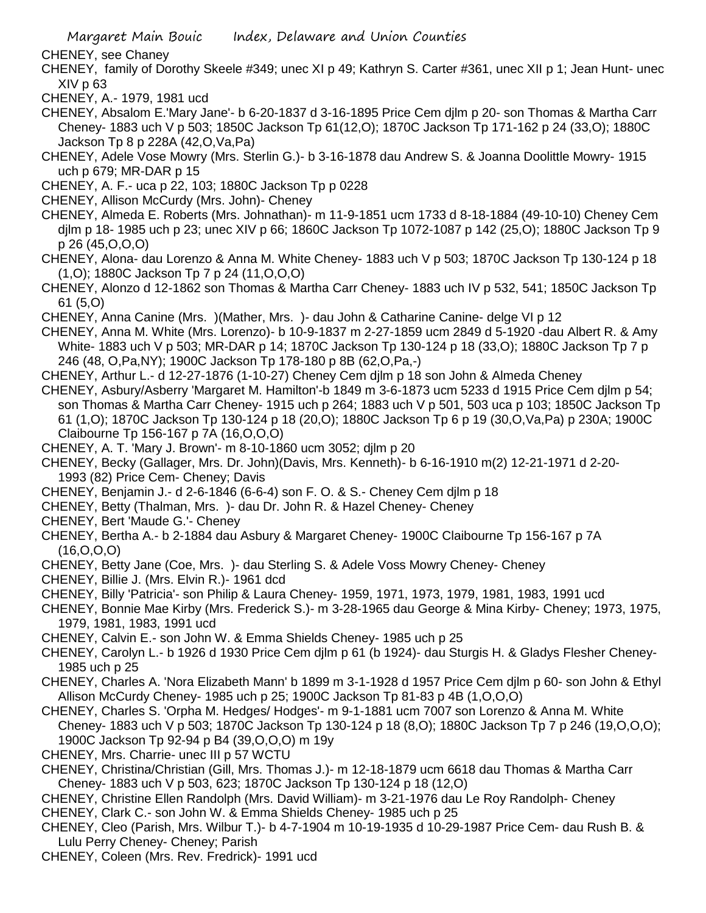CHENEY, see Chaney

CHENEY, family of Dorothy Skeele #349; unec XI p 49; Kathryn S. Carter #361, unec XII p 1; Jean Hunt- unec XIV p 63

CHENEY, A.- 1979, 1981 ucd

CHENEY, Absalom E.'Mary Jane'- b 6-20-1837 d 3-16-1895 Price Cem djlm p 20- son Thomas & Martha Carr Cheney- 1883 uch V p 503; 1850C Jackson Tp 61(12,O); 1870C Jackson Tp 171-162 p 24 (33,O); 1880C Jackson Tp 8 p 228A (42,O,Va,Pa)

CHENEY, Adele Vose Mowry (Mrs. Sterlin G.)- b 3-16-1878 dau Andrew S. & Joanna Doolittle Mowry- 1915 uch p 679; MR-DAR p 15

CHENEY, A. F.- uca p 22, 103; 1880C Jackson Tp p 0228

CHENEY, Allison McCurdy (Mrs. John)- Cheney

CHENEY, Almeda E. Roberts (Mrs. Johnathan)- m 11-9-1851 ucm 1733 d 8-18-1884 (49-10-10) Cheney Cem djlm p 18- 1985 uch p 23; unec XIV p 66; 1860C Jackson Tp 1072-1087 p 142 (25,O); 1880C Jackson Tp 9 p 26 (45,O,O,O)

CHENEY, Alona- dau Lorenzo & Anna M. White Cheney- 1883 uch V p 503; 1870C Jackson Tp 130-124 p 18 (1,O); 1880C Jackson Tp 7 p 24 (11,O,O,O)

CHENEY, Alonzo d 12-1862 son Thomas & Martha Carr Cheney- 1883 uch IV p 532, 541; 1850C Jackson Tp 61 (5,O)

CHENEY, Anna Canine (Mrs. )(Mather, Mrs. )- dau John & Catharine Canine- delge VI p 12

CHENEY, Anna M. White (Mrs. Lorenzo)- b 10-9-1837 m 2-27-1859 ucm 2849 d 5-1920 -dau Albert R. & Amy White- 1883 uch V p 503; MR-DAR p 14; 1870C Jackson Tp 130-124 p 18 (33,O); 1880C Jackson Tp 7 p 246 (48, O,Pa,NY); 1900C Jackson Tp 178-180 p 8B (62,O,Pa,-)

CHENEY, Arthur L.- d 12-27-1876 (1-10-27) Cheney Cem djlm p 18 son John & Almeda Cheney

CHENEY, Asbury/Asberry 'Margaret M. Hamilton'-b 1849 m 3-6-1873 ucm 5233 d 1915 Price Cem djlm p 54; son Thomas & Martha Carr Cheney- 1915 uch p 264; 1883 uch V p 501, 503 uca p 103; 1850C Jackson Tp 61 (1,O); 1870C Jackson Tp 130-124 p 18 (20,O); 1880C Jackson Tp 6 p 19 (30,O,Va,Pa) p 230A; 1900C Claibourne Tp 156-167 p 7A (16,O,O,O)

CHENEY, A. T. 'Mary J. Brown'- m 8-10-1860 ucm 3052; djlm p 20

CHENEY, Becky (Gallager, Mrs. Dr. John)(Davis, Mrs. Kenneth)- b 6-16-1910 m(2) 12-21-1971 d 2-20-1993 (82) Price Cem- Cheney; Davis

CHENEY, Benjamin J.- d 2-6-1846 (6-6-4) son F. O. & S.- Cheney Cem djlm p 18

CHENEY, Betty (Thalman, Mrs. )- dau Dr. John R. & Hazel Cheney- Cheney

CHENEY, Bert 'Maude G.'- Cheney

CHENEY, Bertha A.- b 2-1884 dau Asbury & Margaret Cheney- 1900C Claibourne Tp 156-167 p 7A (16,O,O,O)

CHENEY, Betty Jane (Coe, Mrs. )- dau Sterling S. & Adele Voss Mowry Cheney- Cheney

CHENEY, Billie J. (Mrs. Elvin R.)- 1961 dcd

CHENEY, Billy 'Patricia'- son Philip & Laura Cheney- 1959, 1971, 1973, 1979, 1981, 1983, 1991 ucd

CHENEY, Bonnie Mae Kirby (Mrs. Frederick S.)- m 3-28-1965 dau George & Mina Kirby- Cheney; 1973, 1975, 1979, 1981, 1983, 1991 ucd

CHENEY, Calvin E.- son John W. & Emma Shields Cheney- 1985 uch p 25

CHENEY, Carolyn L.- b 1926 d 1930 Price Cem djlm p 61 (b 1924)- dau Sturgis H. & Gladys Flesher Cheney- 1985 uch p 25

CHENEY, Charles A. 'Nora Elizabeth Mann' b 1899 m 3-1-1928 d 1957 Price Cem djlm p 60- son John & Ethyl Allison McCurdy Cheney- 1985 uch p 25; 1900C Jackson Tp 81-83 p 4B (1,O,O,O)

CHENEY, Charles S. 'Orpha M. Hedges/ Hodges'- m 9-1-1881 ucm 7007 son Lorenzo & Anna M. White Cheney- 1883 uch V p 503; 1870C Jackson Tp 130-124 p 18 (8,O); 1880C Jackson Tp 7 p 246 (19,O,O,O); 1900C Jackson Tp 92-94 p B4 (39,O,O,O) m 19y

CHENEY, Mrs. Charrie- unec III p 57 WCTU

CHENEY, Christina/Christian (Gill, Mrs. Thomas J.)- m 12-18-1879 ucm 6618 dau Thomas & Martha Carr Cheney- 1883 uch V p 503, 623; 1870C Jackson Tp 130-124 p 18 (12,O)

CHENEY, Christine Ellen Randolph (Mrs. David William)- m 3-21-1976 dau Le Roy Randolph- Cheney

CHENEY, Clark C.- son John W. & Emma Shields Cheney- 1985 uch p 25

CHENEY, Cleo (Parish, Mrs. Wilbur T.)- b 4-7-1904 m 10-19-1935 d 10-29-1987 Price Cem- dau Rush B. & Lulu Perry Cheney- Cheney; Parish

CHENEY, Coleen (Mrs. Rev. Fredrick)- 1991 ucd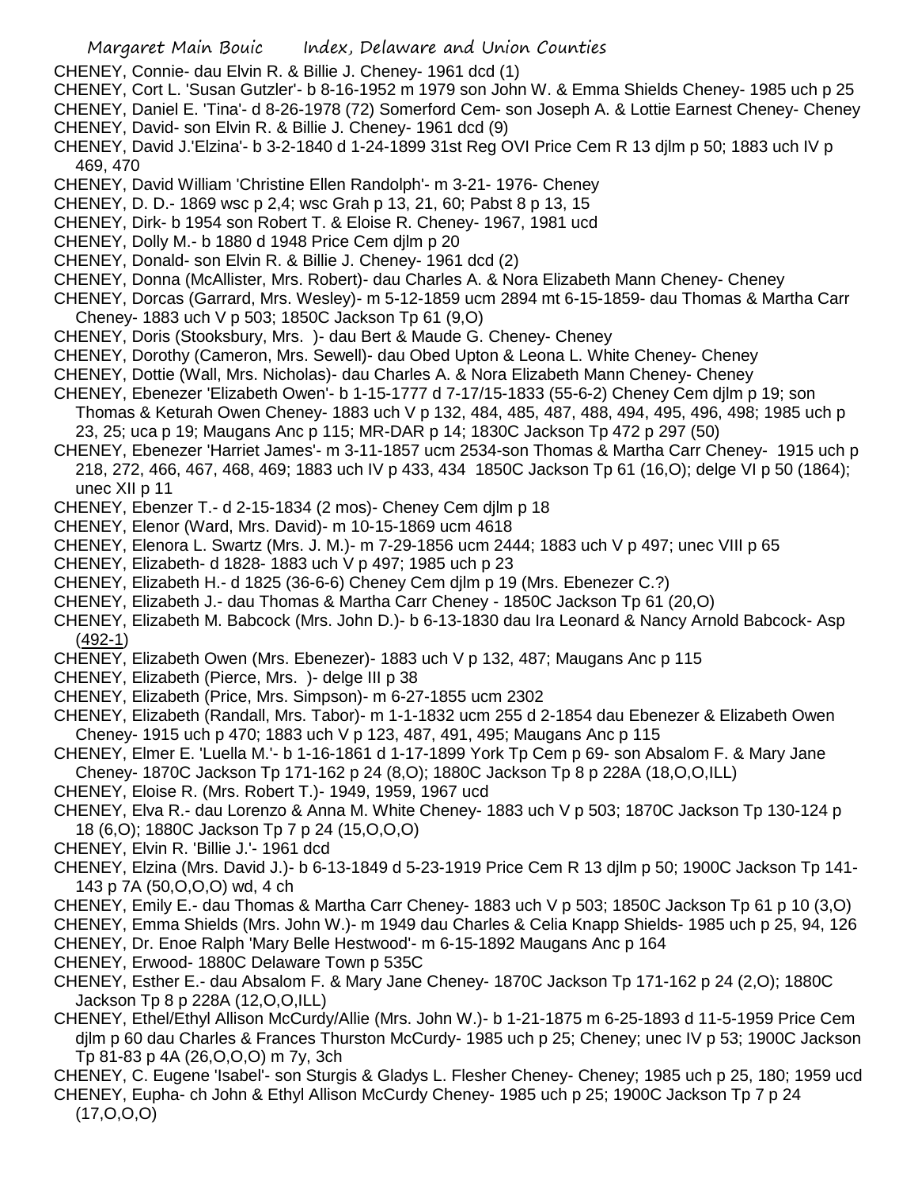CHENEY, Connie- dau Elvin R. & Billie J. Cheney- 1961 dcd (1)

CHENEY, Cort L. 'Susan Gutzler'- b 8-16-1952 m 1979 son John W. & Emma Shields Cheney- 1985 uch p 25

CHENEY, Daniel E. 'Tina'- d 8-26-1978 (72) Somerford Cem- son Joseph A. & Lottie Earnest Cheney- Cheney

CHENEY, David- son Elvin R. & Billie J. Cheney- 1961 dcd (9)

CHENEY, David J.'Elzina'- b 3-2-1840 d 1-24-1899 31st Reg OVI Price Cem R 13 djlm p 50; 1883 uch IV p 469, 470

CHENEY, David William 'Christine Ellen Randolph'- m 3-21- 1976- Cheney

CHENEY, D. D.- 1869 wsc p 2,4; wsc Grah p 13, 21, 60; Pabst 8 p 13, 15

CHENEY, Dirk- b 1954 son Robert T. & Eloise R. Cheney- 1967, 1981 ucd

CHENEY, Dolly M.- b 1880 d 1948 Price Cem djlm p 20

CHENEY, Donald- son Elvin R. & Billie J. Cheney- 1961 dcd (2)

CHENEY, Donna (McAllister, Mrs. Robert)- dau Charles A. & Nora Elizabeth Mann Cheney- Cheney

CHENEY, Dorcas (Garrard, Mrs. Wesley)- m 5-12-1859 ucm 2894 mt 6-15-1859- dau Thomas & Martha Carr Cheney- 1883 uch V p 503; 1850C Jackson Tp 61 (9,O)

CHENEY, Doris (Stooksbury, Mrs. )- dau Bert & Maude G. Cheney- Cheney

CHENEY, Dorothy (Cameron, Mrs. Sewell)- dau Obed Upton & Leona L. White Cheney- Cheney

CHENEY, Dottie (Wall, Mrs. Nicholas)- dau Charles A. & Nora Elizabeth Mann Cheney- Cheney

CHENEY, Ebenezer 'Elizabeth Owen'- b 1-15-1777 d 7-17/15-1833 (55-6-2) Cheney Cem djlm p 19; son Thomas & Keturah Owen Cheney- 1883 uch V p 132, 484, 485, 487, 488, 494, 495, 496, 498; 1985 uch p 23, 25; uca p 19; Maugans Anc p 115; MR-DAR p 14; 1830C Jackson Tp 472 p 297 (50)

CHENEY, Ebenezer 'Harriet James'- m 3-11-1857 ucm 2534-son Thomas & Martha Carr Cheney- 1915 uch p 218, 272, 466, 467, 468, 469; 1883 uch IV p 433, 434 1850C Jackson Tp 61 (16,O); delge VI p 50 (1864); unec XII p 11

CHENEY, Ebenzer T.- d 2-15-1834 (2 mos)- Cheney Cem djlm p 18

CHENEY, Elenor (Ward, Mrs. David)- m 10-15-1869 ucm 4618

CHENEY, Elenora L. Swartz (Mrs. J. M.)- m 7-29-1856 ucm 2444; 1883 uch V p 497; unec VIII p 65

CHENEY, Elizabeth- d 1828- 1883 uch V p 497; 1985 uch p 23

CHENEY, Elizabeth H.- d 1825 (36-6-6) Cheney Cem djlm p 19 (Mrs. Ebenezer C.?)

CHENEY, Elizabeth J.- dau Thomas & Martha Carr Cheney - 1850C Jackson Tp 61 (20,O)

CHENEY, Elizabeth M. Babcock (Mrs. John D.)- b 6-13-1830 dau Ira Leonard & Nancy Arnold Babcock- Asp (492-1)

CHENEY, Elizabeth Owen (Mrs. Ebenezer)- 1883 uch V p 132, 487; Maugans Anc p 115

CHENEY, Elizabeth (Pierce, Mrs. )- delge III p 38

CHENEY, Elizabeth (Price, Mrs. Simpson)- m 6-27-1855 ucm 2302

CHENEY, Elizabeth (Randall, Mrs. Tabor)- m 1-1-1832 ucm 255 d 2-1854 dau Ebenezer & Elizabeth Owen Cheney- 1915 uch p 470; 1883 uch V p 123, 487, 491, 495; Maugans Anc p 115

CHENEY, Elmer E. 'Luella M.'- b 1-16-1861 d 1-17-1899 York Tp Cem p 69- son Absalom F. & Mary Jane Cheney- 1870C Jackson Tp 171-162 p 24 (8,O); 1880C Jackson Tp 8 p 228A (18,O,O,ILL)

CHENEY, Eloise R. (Mrs. Robert T.)- 1949, 1959, 1967 ucd

CHENEY, Elva R.- dau Lorenzo & Anna M. White Cheney- 1883 uch V p 503; 1870C Jackson Tp 130-124 p 18 (6,O); 1880C Jackson Tp 7 p 24 (15,O,O,O)

CHENEY, Elvin R. 'Billie J.'- 1961 dcd

CHENEY, Elzina (Mrs. David J.)- b 6-13-1849 d 5-23-1919 Price Cem R 13 djlm p 50; 1900C Jackson Tp 141-143 p 7A (50,O,O,O) wd, 4 ch

CHENEY, Emily E.- dau Thomas & Martha Carr Cheney- 1883 uch V p 503; 1850C Jackson Tp 61 p 10 (3,O)

CHENEY, Emma Shields (Mrs. John W.)- m 1949 dau Charles & Celia Knapp Shields- 1985 uch p 25, 94, 126

CHENEY, Dr. Enoe Ralph 'Mary Belle Hestwood'- m 6-15-1892 Maugans Anc p 164

CHENEY, Erwood- 1880C Delaware Town p 535C

CHENEY, Esther E.- dau Absalom F. & Mary Jane Cheney- 1870C Jackson Tp 171-162 p 24 (2,O); 1880C Jackson Tp 8 p 228A (12,O,O,ILL)

CHENEY, Ethel/Ethyl Allison McCurdy/Allie (Mrs. John W.)- b 1-21-1875 m 6-25-1893 d 11-5-1959 Price Cem djlm p 60 dau Charles & Frances Thurston McCurdy- 1985 uch p 25; Cheney; unec IV p 53; 1900C Jackson Tp 81-83 p 4A (26,O,O,O) m 7y, 3ch

CHENEY, C. Eugene 'Isabel'- son Sturgis & Gladys L. Flesher Cheney- Cheney; 1985 uch p 25, 180; 1959 ucd

CHENEY, Eupha- ch John & Ethyl Allison McCurdy Cheney- 1985 uch p 25; 1900C Jackson Tp 7 p 24 (17,O,O,O)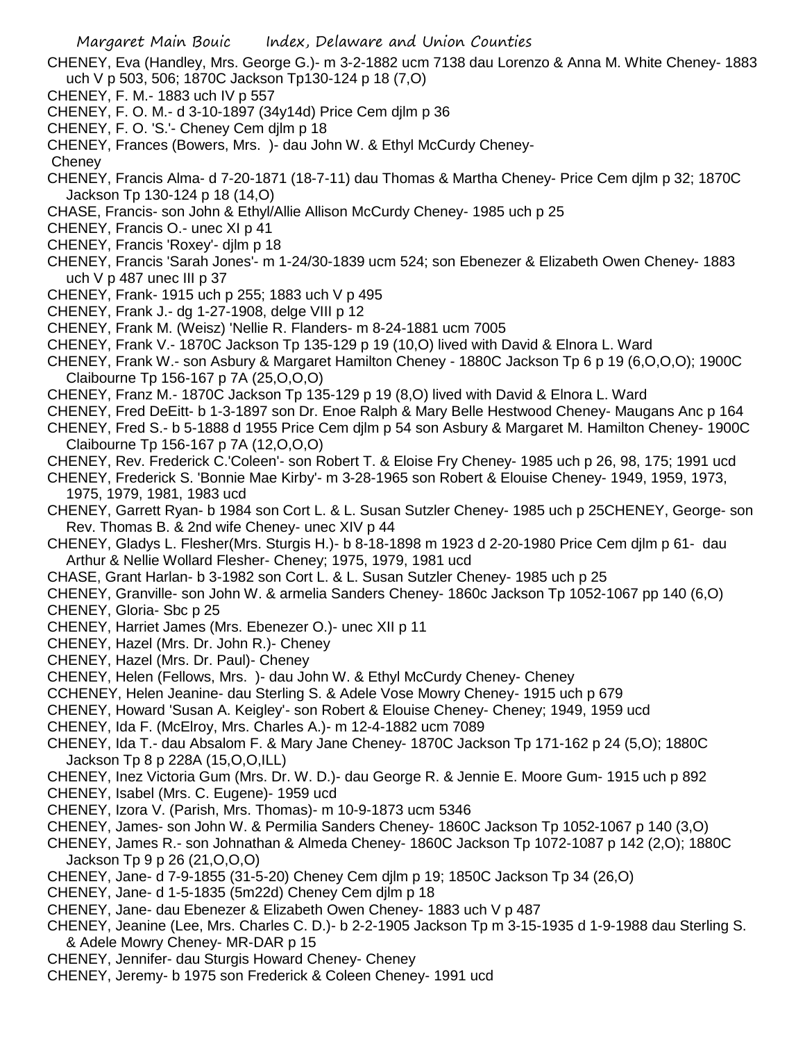CHENEY, Eva (Handley, Mrs. George G.)- m 3-2-1882 ucm 7138 dau Lorenzo & Anna M. White Cheney- 1883 uch V p 503, 506; 1870C Jackson Tp130-124 p 18 (7,O)

CHENEY, F. M.- 1883 uch IV p 557

CHENEY, F. O. M.- d 3-10-1897 (34y14d) Price Cem djlm p 36

CHENEY, F. O. 'S.'- Cheney Cem djlm p 18

CHENEY, Frances (Bowers, Mrs. )- dau John W. & Ethyl McCurdy Cheney- Cheney

CHENEY, Francis Alma- d 7-20-1871 (18-7-11) dau Thomas & Martha Cheney- Price Cem djlm p 32; 1870C Jackson Tp 130-124 p 18 (14,O)

CHASE, Francis- son John & Ethyl/Allie Allison McCurdy Cheney- 1985 uch p 25

CHENEY, Francis O.- unec XI p 41

CHENEY, Francis 'Roxey'- djlm p 18

CHENEY, Francis 'Sarah Jones'- m 1-24/30-1839 ucm 524; son Ebenezer & Elizabeth Owen Cheney- 1883 uch V p 487 unec III p 37

CHENEY, Frank- 1915 uch p 255; 1883 uch V p 495

CHENEY, Frank J.- dg 1-27-1908, delge VIII p 12

CHENEY, Frank M. (Weisz) 'Nellie R. Flanders- m 8-24-1881 ucm 7005

CHENEY, Frank V.- 1870C Jackson Tp 135-129 p 19 (10,O) lived with David & Elnora L. Ward

CHENEY, Frank W.- son Asbury & Margaret Hamilton Cheney - 1880C Jackson Tp 6 p 19 (6,O,O,O); 1900C Claibourne Tp 156-167 p 7A (25,O,O,O)

CHENEY, Franz M.- 1870C Jackson Tp 135-129 p 19 (8,O) lived with David & Elnora L. Ward

CHENEY, Fred DeEitt- b 1-3-1897 son Dr. Enoe Ralph & Mary Belle Hestwood Cheney- Maugans Anc p 164

CHENEY, Fred S.- b 5-1888 d 1955 Price Cem djlm p 54 son Asbury & Margaret M. Hamilton Cheney- 1900C Claibourne Tp 156-167 p 7A (12,O,O,O)

CHENEY, Rev. Frederick C.'Coleen'- son Robert T. & Eloise Fry Cheney- 1985 uch p 26, 98, 175; 1991 ucd

CHENEY, Frederick S. 'Bonnie Mae Kirby'- m 3-28-1965 son Robert & Elouise Cheney- 1949, 1959, 1973, 1975, 1979, 1981, 1983 ucd

CHENEY, Garrett Ryan- b 1984 son Cort L. & L. Susan Sutzler Cheney- 1985 uch p 25CHENEY, George- son Rev. Thomas B. & 2nd wife Cheney- unec XIV p 44

CHENEY, Gladys L. Flesher(Mrs. Sturgis H.)- b 8-18-1898 m 1923 d 2-20-1980 Price Cem djlm p 61- dau Arthur & Nellie Wollard Flesher- Cheney; 1975, 1979, 1981 ucd

CHASE, Grant Harlan- b 3-1982 son Cort L. & L. Susan Sutzler Cheney- 1985 uch p 25

CHENEY, Granville- son John W. & armelia Sanders Cheney- 1860c Jackson Tp 1052-1067 pp 140 (6,O)

CHENEY, Gloria- Sbc p 25

CHENEY, Harriet James (Mrs. Ebenezer O.)- unec XII p 11

CHENEY, Hazel (Mrs. Dr. John R.)- Cheney

CHENEY, Hazel (Mrs. Dr. Paul)- Cheney

CHENEY, Helen (Fellows, Mrs. )- dau John W. & Ethyl McCurdy Cheney- Cheney

CCHENEY, Helen Jeanine- dau Sterling S. & Adele Vose Mowry Cheney- 1915 uch p 679

CHENEY, Howard 'Susan A. Keigley'- son Robert & Elouise Cheney- Cheney; 1949, 1959 ucd

CHENEY, Ida F. (McElroy, Mrs. Charles A.)- m 12-4-1882 ucm 7089

CHENEY, Ida T.- dau Absalom F. & Mary Jane Cheney- 1870C Jackson Tp 171-162 p 24 (5,O); 1880C Jackson Tp 8 p 228A (15,O,O,ILL)

CHENEY, Inez Victoria Gum (Mrs. Dr. W. D.)- dau George R. & Jennie E. Moore Gum- 1915 uch p 892

CHENEY, Isabel (Mrs. C. Eugene)- 1959 ucd

CHENEY, Izora V. (Parish, Mrs. Thomas)- m 10-9-1873 ucm 5346

CHENEY, James- son John W. & Permilia Sanders Cheney- 1860C Jackson Tp 1052-1067 p 140 (3,O)

CHENEY, James R.- son Johnathan & Almeda Cheney- 1860C Jackson Tp 1072-1087 p 142 (2,O); 1880C Jackson Tp 9 p 26 (21,O,O,O)

CHENEY, Jane- d 7-9-1855 (31-5-20) Cheney Cem djlm p 19; 1850C Jackson Tp 34 (26,O)

CHENEY, Jane- d 1-5-1835 (5m22d) Cheney Cem djlm p 18

CHENEY, Jane- dau Ebenezer & Elizabeth Owen Cheney- 1883 uch V p 487

CHENEY, Jeanine (Lee, Mrs. Charles C. D.)- b 2-2-1905 Jackson Tp m 3-15-1935 d 1-9-1988 dau Sterling S. & Adele Mowry Cheney- MR-DAR p 15

CHENEY, Jennifer- dau Sturgis Howard Cheney- Cheney

CHENEY, Jeremy- b 1975 son Frederick & Coleen Cheney- 1991 ucd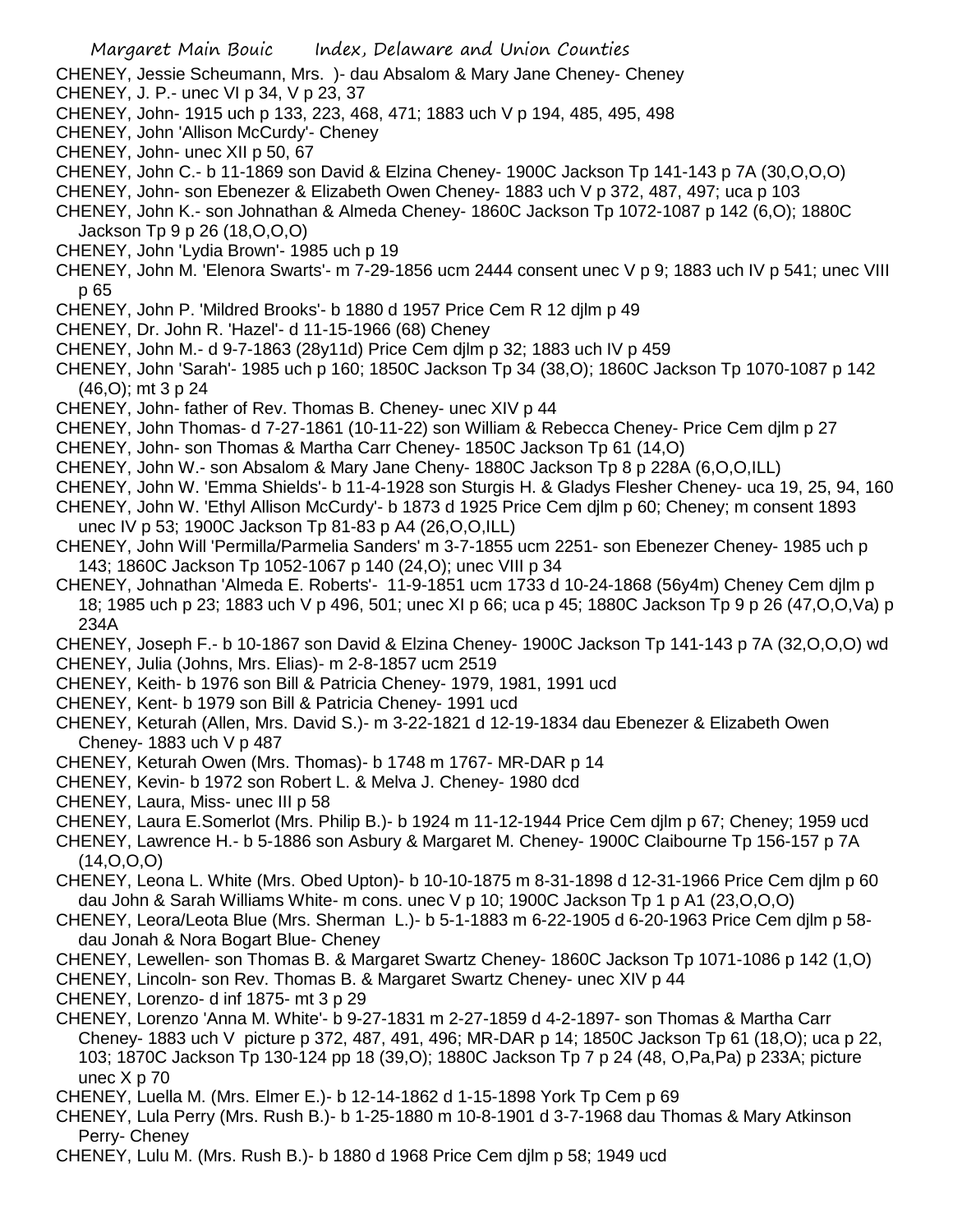CHENEY, Jessie Scheumann, Mrs. )- dau Absalom & Mary Jane Cheney- Cheney

CHENEY, J. P.- unec VI p 34, V p 23, 37

CHENEY, John- 1915 uch p 133, 223, 468, 471; 1883 uch V p 194, 485, 495, 498

CHENEY, John 'Allison McCurdy'- Cheney

CHENEY, John- unec XII p 50, 67

CHENEY, John C.- b 11-1869 son David & Elzina Cheney- 1900C Jackson Tp 141-143 p 7A (30,O,O,O)

CHENEY, John- son Ebenezer & Elizabeth Owen Cheney- 1883 uch V p 372, 487, 497; uca p 103

CHENEY, John K.- son Johnathan & Almeda Cheney- 1860C Jackson Tp 1072-1087 p 142 (6,O); 1880C Jackson Tp 9 p 26 (18,O,O,O)

CHENEY, John 'Lydia Brown'- 1985 uch p 19

CHENEY, John M. 'Elenora Swarts'- m 7-29-1856 ucm 2444 consent unec V p 9; 1883 uch IV p 541; unec VIII p 65

CHENEY, John P. 'Mildred Brooks'- b 1880 d 1957 Price Cem R 12 djlm p 49

CHENEY, Dr. John R. 'Hazel'- d 11-15-1966 (68) Cheney

CHENEY, John M.- d 9-7-1863 (28y11d) Price Cem djlm p 32; 1883 uch IV p 459

CHENEY, John 'Sarah'- 1985 uch p 160; 1850C Jackson Tp 34 (38,O); 1860C Jackson Tp 1070-1087 p 142 (46,O); mt 3 p 24

CHENEY, John- father of Rev. Thomas B. Cheney- unec XIV p 44

CHENEY, John Thomas- d 7-27-1861 (10-11-22) son William & Rebecca Cheney- Price Cem djlm p 27

CHENEY, John- son Thomas & Martha Carr Cheney- 1850C Jackson Tp 61 (14,O)

CHENEY, John W.- son Absalom & Mary Jane Cheny- 1880C Jackson Tp 8 p 228A (6,O,O,ILL)

CHENEY, John W. 'Emma Shields'- b 11-4-1928 son Sturgis H. & Gladys Flesher Cheney- uca 19, 25, 94, 160

CHENEY, John W. 'Ethyl Allison McCurdy'- b 1873 d 1925 Price Cem djlm p 60; Cheney; m consent 1893 unec IV p 53; 1900C Jackson Tp 81-83 p A4 (26,O,O,ILL)

CHENEY, John Will 'Permilla/Parmelia Sanders' m 3-7-1855 ucm 2251- son Ebenezer Cheney- 1985 uch p 143; 1860C Jackson Tp 1052-1067 p 140 (24,O); unec VIII p 34

CHENEY, Johnathan 'Almeda E. Roberts'- 11-9-1851 ucm 1733 d 10-24-1868 (56y4m) Cheney Cem djlm p 18; 1985 uch p 23; 1883 uch V p 496, 501; unec XI p 66; uca p 45; 1880C Jackson Tp 9 p 26 (47,O,O,Va) p 234A

CHENEY, Joseph F.- b 10-1867 son David & Elzina Cheney- 1900C Jackson Tp 141-143 p 7A (32,O,O,O) wd

CHENEY, Julia (Johns, Mrs. Elias)- m 2-8-1857 ucm 2519

CHENEY, Keith- b 1976 son Bill & Patricia Cheney- 1979, 1981, 1991 ucd

CHENEY, Kent- b 1979 son Bill & Patricia Cheney- 1991 ucd

CHENEY, Keturah (Allen, Mrs. David S.)- m 3-22-1821 d 12-19-1834 dau Ebenezer & Elizabeth Owen Cheney- 1883 uch V p 487

CHENEY, Keturah Owen (Mrs. Thomas)- b 1748 m 1767- MR-DAR p 14

CHENEY, Kevin- b 1972 son Robert L. & Melva J. Cheney- 1980 dcd

CHENEY, Laura, Miss- unec III p 58

CHENEY, Laura E.Somerlot (Mrs. Philip B.)- b 1924 m 11-12-1944 Price Cem djlm p 67; Cheney; 1959 ucd

CHENEY, Lawrence H.- b 5-1886 son Asbury & Margaret M. Cheney- 1900C Claibourne Tp 156-157 p 7A (14,O,O,O)

CHENEY, Leona L. White (Mrs. Obed Upton)- b 10-10-1875 m 8-31-1898 d 12-31-1966 Price Cem djlm p 60 dau John & Sarah Williams White- m cons. unec V p 10; 1900C Jackson Tp 1 p A1 (23,O,O,O)

CHENEY, Leora/Leota Blue (Mrs. Sherman L.)- b 5-1-1883 m 6-22-1905 d 6-20-1963 Price Cem djlm p 58- dau Jonah & Nora Bogart Blue- Cheney

CHENEY, Lewellen- son Thomas B. & Margaret Swartz Cheney- 1860C Jackson Tp 1071-1086 p 142 (1,O)

CHENEY, Lincoln- son Rev. Thomas B. & Margaret Swartz Cheney- unec XIV p 44

CHENEY, Lorenzo- d inf 1875- mt 3 p 29

CHENEY, Lorenzo 'Anna M. White'- b 9-27-1831 m 2-27-1859 d 4-2-1897- son Thomas & Martha Carr Cheney- 1883 uch V picture p 372, 487, 491, 496; MR-DAR p 14; 1850C Jackson Tp 61 (18,O); uca p 22, 103; 1870C Jackson Tp 130-124 pp 18 (39,O); 1880C Jackson Tp 7 p 24 (48, O,Pa,Pa) p 233A; picture unec X p 70

CHENEY, Luella M. (Mrs. Elmer E.)- b 12-14-1862 d 1-15-1898 York Tp Cem p 69

CHENEY, Lula Perry (Mrs. Rush B.)- b 1-25-1880 m 10-8-1901 d 3-7-1968 dau Thomas & Mary Atkinson Perry- Cheney

CHENEY, Lulu M. (Mrs. Rush B.)- b 1880 d 1968 Price Cem djlm p 58; 1949 ucd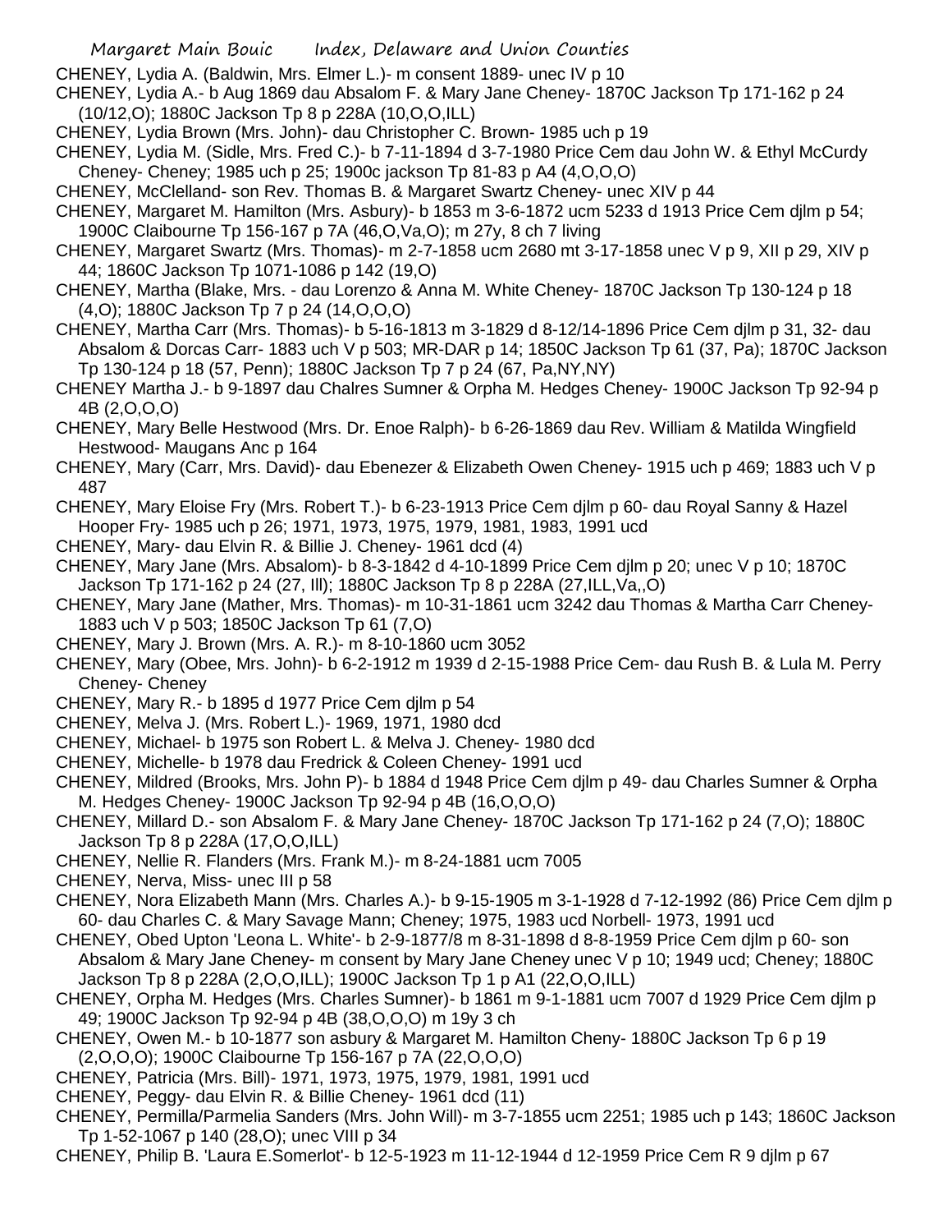CHENEY, Lydia A. (Baldwin, Mrs. Elmer L.)- m consent 1889- unec IV p 10

CHENEY, Lydia A.- b Aug 1869 dau Absalom F. & Mary Jane Cheney- 1870C Jackson Tp 171-162 p 24 (10/12,O); 1880C Jackson Tp 8 p 228A (10,O,O,ILL)

CHENEY, Lydia Brown (Mrs. John)- dau Christopher C. Brown- 1985 uch p 19

CHENEY, Lydia M. (Sidle, Mrs. Fred C.)- b 7-11-1894 d 3-7-1980 Price Cem dau John W. & Ethyl McCurdy Cheney- Cheney; 1985 uch p 25; 1900c jackson Tp 81-83 p A4 (4,O,O,O)

CHENEY, McClelland- son Rev. Thomas B. & Margaret Swartz Cheney- unec XIV p 44

CHENEY, Margaret M. Hamilton (Mrs. Asbury)- b 1853 m 3-6-1872 ucm 5233 d 1913 Price Cem djlm p 54; 1900C Claibourne Tp 156-167 p 7A (46,O,Va,O); m 27y, 8 ch 7 living

CHENEY, Margaret Swartz (Mrs. Thomas)- m 2-7-1858 ucm 2680 mt 3-17-1858 unec V p 9, XII p 29, XIV p 44; 1860C Jackson Tp 1071-1086 p 142 (19,O)

CHENEY, Martha (Blake, Mrs. - dau Lorenzo & Anna M. White Cheney- 1870C Jackson Tp 130-124 p 18 (4,O); 1880C Jackson Tp 7 p 24 (14,O,O,O)

CHENEY, Martha Carr (Mrs. Thomas)- b 5-16-1813 m 3-1829 d 8-12/14-1896 Price Cem djlm p 31, 32- dau Absalom & Dorcas Carr- 1883 uch V p 503; MR-DAR p 14; 1850C Jackson Tp 61 (37, Pa); 1870C Jackson Tp 130-124 p 18 (57, Penn); 1880C Jackson Tp 7 p 24 (67, Pa,NY,NY)

CHENEY Martha J.- b 9-1897 dau Chalres Sumner & Orpha M. Hedges Cheney- 1900C Jackson Tp 92-94 p 4B (2,O,O,O)

CHENEY, Mary Belle Hestwood (Mrs. Dr. Enoe Ralph)- b 6-26-1869 dau Rev. William & Matilda Wingfield Hestwood- Maugans Anc p 164

CHENEY, Mary (Carr, Mrs. David)- dau Ebenezer & Elizabeth Owen Cheney- 1915 uch p 469; 1883 uch V p 487

CHENEY, Mary Eloise Fry (Mrs. Robert T.)- b 6-23-1913 Price Cem djlm p 60- dau Royal Sanny & Hazel Hooper Fry- 1985 uch p 26; 1971, 1973, 1975, 1979, 1981, 1983, 1991 ucd

CHENEY, Mary- dau Elvin R. & Billie J. Cheney- 1961 dcd (4)

CHENEY, Mary Jane (Mrs. Absalom)- b 8-3-1842 d 4-10-1899 Price Cem djlm p 20; unec V p 10; 1870C Jackson Tp 171-162 p 24 (27, Ill); 1880C Jackson Tp 8 p 228A (27,ILL,Va,,O)

CHENEY, Mary Jane (Mather, Mrs. Thomas)- m 10-31-1861 ucm 3242 dau Thomas & Martha Carr Cheney- 1883 uch V p 503; 1850C Jackson Tp 61 (7,O)

CHENEY, Mary J. Brown (Mrs. A. R.)- m 8-10-1860 ucm 3052

CHENEY, Mary (Obee, Mrs. John)- b 6-2-1912 m 1939 d 2-15-1988 Price Cem- dau Rush B. & Lula M. Perry Cheney- Cheney

CHENEY, Mary R.- b 1895 d 1977 Price Cem djlm p 54

CHENEY, Melva J. (Mrs. Robert L.)- 1969, 1971, 1980 dcd

CHENEY, Michael- b 1975 son Robert L. & Melva J. Cheney- 1980 dcd

CHENEY, Michelle- b 1978 dau Fredrick & Coleen Cheney- 1991 ucd

CHENEY, Mildred (Brooks, Mrs. John P)- b 1884 d 1948 Price Cem djlm p 49- dau Charles Sumner & Orpha M. Hedges Cheney- 1900C Jackson Tp 92-94 p 4B (16,O,O,O)

CHENEY, Millard D.- son Absalom F. & Mary Jane Cheney- 1870C Jackson Tp 171-162 p 24 (7,O); 1880C Jackson Tp 8 p 228A (17,O,O,ILL)

CHENEY, Nellie R. Flanders (Mrs. Frank M.)- m 8-24-1881 ucm 7005

CHENEY, Nerva, Miss- unec III p 58

CHENEY, Nora Elizabeth Mann (Mrs. Charles A.)- b 9-15-1905 m 3-1-1928 d 7-12-1992 (86) Price Cem djlm p 60- dau Charles C. & Mary Savage Mann; Cheney; 1975, 1983 ucd Norbell- 1973, 1991 ucd

CHENEY, Obed Upton 'Leona L. White'- b 2-9-1877/8 m 8-31-1898 d 8-8-1959 Price Cem djlm p 60- son Absalom & Mary Jane Cheney- m consent by Mary Jane Cheney unec V p 10; 1949 ucd; Cheney; 1880C Jackson Tp 8 p 228A (2,O,O,ILL); 1900C Jackson Tp 1 p A1 (22,O,O,ILL)

CHENEY, Orpha M. Hedges (Mrs. Charles Sumner)- b 1861 m 9-1-1881 ucm 7007 d 1929 Price Cem djlm p 49; 1900C Jackson Tp 92-94 p 4B (38,O,O,O) m 19y 3 ch

CHENEY, Owen M.- b 10-1877 son asbury & Margaret M. Hamilton Cheny- 1880C Jackson Tp 6 p 19 (2,O,O,O); 1900C Claibourne Tp 156-167 p 7A (22,O,O,O)

CHENEY, Patricia (Mrs. Bill)- 1971, 1973, 1975, 1979, 1981, 1991 ucd

CHENEY, Peggy- dau Elvin R. & Billie Cheney- 1961 dcd (11)

CHENEY, Permilla/Parmelia Sanders (Mrs. John Will)- m 3-7-1855 ucm 2251; 1985 uch p 143; 1860C Jackson Tp 1-52-1067 p 140 (28,O); unec VIII p 34

CHENEY, Philip B. 'Laura E.Somerlot'- b 12-5-1923 m 11-12-1944 d 12-1959 Price Cem R 9 djlm p 67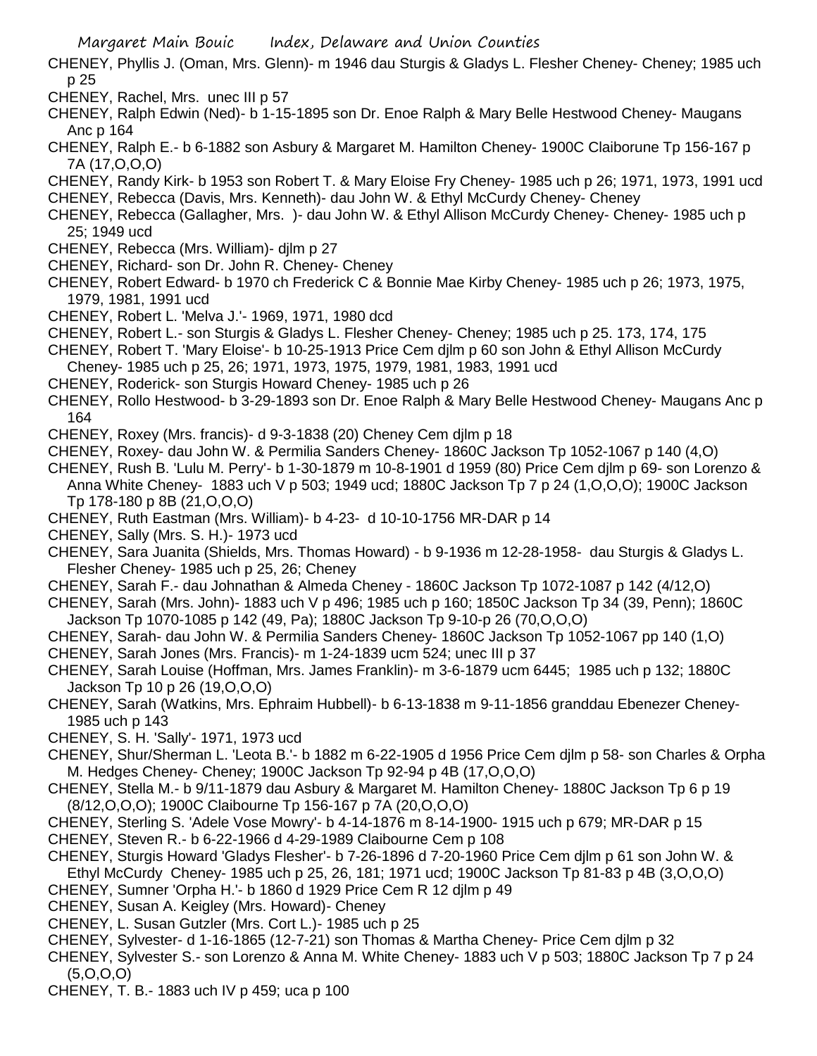CHENEY, Phyllis J. (Oman, Mrs. Glenn)- m 1946 dau Sturgis & Gladys L. Flesher Cheney- Cheney; 1985 uch p 25

CHENEY, Rachel, Mrs. unec III p 57

CHENEY, Ralph Edwin (Ned)- b 1-15-1895 son Dr. Enoe Ralph & Mary Belle Hestwood Cheney- Maugans Anc p 164

CHENEY, Ralph E.- b 6-1882 son Asbury & Margaret M. Hamilton Cheney- 1900C Claiborune Tp 156-167 p 7A (17,O,O,O)

CHENEY, Randy Kirk- b 1953 son Robert T. & Mary Eloise Fry Cheney- 1985 uch p 26; 1971, 1973, 1991 ucd

CHENEY, Rebecca (Davis, Mrs. Kenneth)- dau John W. & Ethyl McCurdy Cheney- Cheney

CHENEY, Rebecca (Gallagher, Mrs. )- dau John W. & Ethyl Allison McCurdy Cheney- Cheney- 1985 uch p 25; 1949 ucd

CHENEY, Rebecca (Mrs. William)- djlm p 27

CHENEY, Richard- son Dr. John R. Cheney- Cheney

CHENEY, Robert Edward- b 1970 ch Frederick C & Bonnie Mae Kirby Cheney- 1985 uch p 26; 1973, 1975, 1979, 1981, 1991 ucd

CHENEY, Robert L. 'Melva J.'- 1969, 1971, 1980 dcd

CHENEY, Robert L.- son Sturgis & Gladys L. Flesher Cheney- Cheney; 1985 uch p 25. 173, 174, 175

CHENEY, Robert T. 'Mary Eloise'- b 10-25-1913 Price Cem djlm p 60 son John & Ethyl Allison McCurdy Cheney- 1985 uch p 25, 26; 1971, 1973, 1975, 1979, 1981, 1983, 1991 ucd

CHENEY, Roderick- son Sturgis Howard Cheney- 1985 uch p 26

CHENEY, Rollo Hestwood- b 3-29-1893 son Dr. Enoe Ralph & Mary Belle Hestwood Cheney- Maugans Anc p 164

CHENEY, Roxey (Mrs. francis)- d 9-3-1838 (20) Cheney Cem djlm p 18

CHENEY, Roxey- dau John W. & Permilia Sanders Cheney- 1860C Jackson Tp 1052-1067 p 140 (4,O)

CHENEY, Rush B. 'Lulu M. Perry'- b 1-30-1879 m 10-8-1901 d 1959 (80) Price Cem djlm p 69- son Lorenzo & Anna White Cheney- 1883 uch V p 503; 1949 ucd; 1880C Jackson Tp 7 p 24 (1,O,O,O); 1900C Jackson Tp 178-180 p 8B (21,O,O,O)

CHENEY, Ruth Eastman (Mrs. William)- b 4-23- d 10-10-1756 MR-DAR p 14

CHENEY, Sally (Mrs. S. H.)- 1973 ucd

CHENEY, Sara Juanita (Shields, Mrs. Thomas Howard) - b 9-1936 m 12-28-1958- dau Sturgis & Gladys L. Flesher Cheney- 1985 uch p 25, 26; Cheney

CHENEY, Sarah F.- dau Johnathan & Almeda Cheney - 1860C Jackson Tp 1072-1087 p 142 (4/12,O)

CHENEY, Sarah (Mrs. John)- 1883 uch V p 496; 1985 uch p 160; 1850C Jackson Tp 34 (39, Penn); 1860C Jackson Tp 1070-1085 p 142 (49, Pa); 1880C Jackson Tp 9-10-p 26 (70,O,O,O)

CHENEY, Sarah- dau John W. & Permilia Sanders Cheney- 1860C Jackson Tp 1052-1067 pp 140 (1,O)

CHENEY, Sarah Jones (Mrs. Francis)- m 1-24-1839 ucm 524; unec III p 37

CHENEY, Sarah Louise (Hoffman, Mrs. James Franklin)- m 3-6-1879 ucm 6445; 1985 uch p 132; 1880C Jackson Tp 10 p 26 (19,O,O,O)

CHENEY, Sarah (Watkins, Mrs. Ephraim Hubbell)- b 6-13-1838 m 9-11-1856 granddau Ebenezer Cheney- 1985 uch p 143

CHENEY, S. H. 'Sally'- 1971, 1973 ucd

CHENEY, Shur/Sherman L. 'Leota B.'- b 1882 m 6-22-1905 d 1956 Price Cem djlm p 58- son Charles & Orpha M. Hedges Cheney- Cheney; 1900C Jackson Tp 92-94 p 4B (17,O,O,O)

CHENEY, Stella M.- b 9/11-1879 dau Asbury & Margaret M. Hamilton Cheney- 1880C Jackson Tp 6 p 19 (8/12,O,O,O); 1900C Claibourne Tp 156-167 p 7A (20,O,O,O)

CHENEY, Sterling S. 'Adele Vose Mowry'- b 4-14-1876 m 8-14-1900- 1915 uch p 679; MR-DAR p 15

CHENEY, Steven R.- b 6-22-1966 d 4-29-1989 Claibourne Cem p 108

CHENEY, Sturgis Howard 'Gladys Flesher'- b 7-26-1896 d 7-20-1960 Price Cem djlm p 61 son John W. & Ethyl McCurdy Cheney- 1985 uch p 25, 26, 181; 1971 ucd; 1900C Jackson Tp 81-83 p 4B (3,O,O,O)

CHENEY, Sumner 'Orpha H.'- b 1860 d 1929 Price Cem R 12 djlm p 49

CHENEY, Susan A. Keigley (Mrs. Howard)- Cheney

CHENEY, L. Susan Gutzler (Mrs. Cort L.)- 1985 uch p 25

CHENEY, Sylvester- d 1-16-1865 (12-7-21) son Thomas & Martha Cheney- Price Cem djlm p 32

CHENEY, Sylvester S.- son Lorenzo & Anna M. White Cheney- 1883 uch V p 503; 1880C Jackson Tp 7 p 24 (5,O,O,O)

CHENEY, T. B.- 1883 uch IV p 459; uca p 100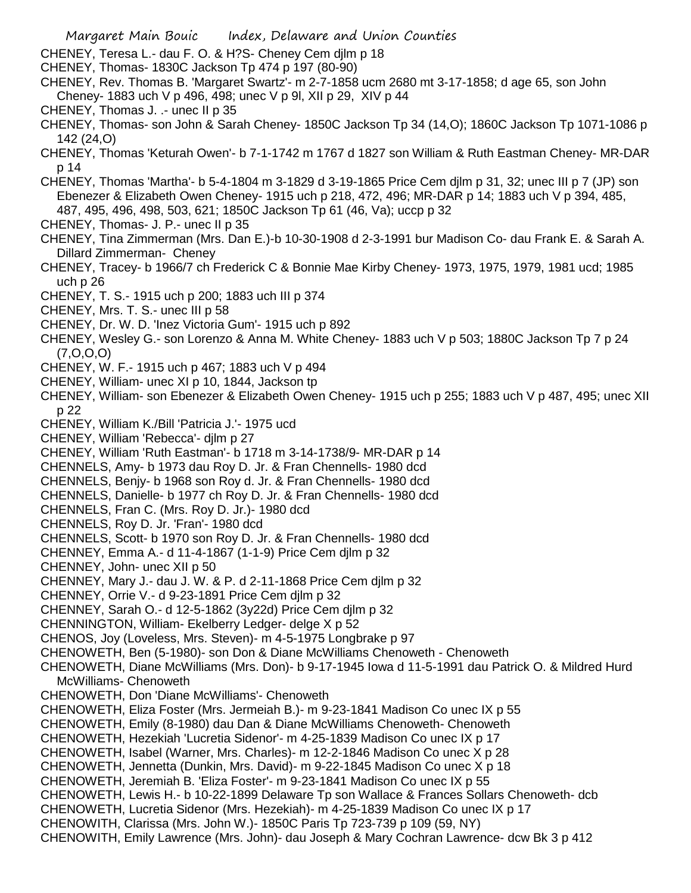CHENEY, Teresa L.- dau F. O. & H?S- Cheney Cem djlm p 18

CHENEY, Thomas- 1830C Jackson Tp 474 p 197 (80-90)

CHENEY, Rev. Thomas B. 'Margaret Swartz'- m 2-7-1858 ucm 2680 mt 3-17-1858; d age 65, son John Cheney- 1883 uch V p 496, 498; unec V p 9l, XII p 29, XIV p 44

CHENEY, Thomas J. .- unec II p 35

CHENEY, Thomas- son John & Sarah Cheney- 1850C Jackson Tp 34 (14,O); 1860C Jackson Tp 1071-1086 p 142 (24,O)

CHENEY, Thomas 'Keturah Owen'- b 7-1-1742 m 1767 d 1827 son William & Ruth Eastman Cheney- MR-DAR p 14

CHENEY, Thomas 'Martha'- b 5-4-1804 m 3-1829 d 3-19-1865 Price Cem djlm p 31, 32; unec III p 7 (JP) son Ebenezer & Elizabeth Owen Cheney- 1915 uch p 218, 472, 496; MR-DAR p 14; 1883 uch V p 394, 485, 487, 495, 496, 498, 503, 621; 1850C Jackson Tp 61 (46, Va); uccp p 32

CHENEY, Thomas- J. P.- unec II p 35

CHENEY, Tina Zimmerman (Mrs. Dan E.)-b 10-30-1908 d 2-3-1991 bur Madison Co- dau Frank E. & Sarah A. Dillard Zimmerman- Cheney

CHENEY, Tracey- b 1966/7 ch Frederick C & Bonnie Mae Kirby Cheney- 1973, 1975, 1979, 1981 ucd; 1985 uch p 26

CHENEY, T. S.- 1915 uch p 200; 1883 uch III p 374

CHENEY, Mrs. T. S.- unec III p 58

CHENEY, Dr. W. D. 'Inez Victoria Gum'- 1915 uch p 892

CHENEY, Wesley G.- son Lorenzo & Anna M. White Cheney- 1883 uch V p 503; 1880C Jackson Tp 7 p 24 (7,O,O,O)

CHENEY, W. F.- 1915 uch p 467; 1883 uch V p 494

CHENEY, William- unec XI p 10, 1844, Jackson tp

CHENEY, William- son Ebenezer & Elizabeth Owen Cheney- 1915 uch p 255; 1883 uch V p 487, 495; unec XII p 22

CHENEY, William K./Bill 'Patricia J.'- 1975 ucd

CHENEY, William 'Rebecca'- djlm p 27

CHENEY, William 'Ruth Eastman'- b 1718 m 3-14-1738/9- MR-DAR p 14

CHENNELS, Amy- b 1973 dau Roy D. Jr. & Fran Chennells- 1980 dcd

CHENNELS, Benjy- b 1968 son Roy d. Jr. & Fran Chennells- 1980 dcd

CHENNELS, Danielle- b 1977 ch Roy D. Jr. & Fran Chennells- 1980 dcd

CHENNELS, Fran C. (Mrs. Roy D. Jr.)- 1980 dcd

CHENNELS, Roy D. Jr. 'Fran'- 1980 dcd

CHENNELS, Scott- b 1970 son Roy D. Jr. & Fran Chennells- 1980 dcd

CHENNEY, Emma A.- d 11-4-1867 (1-1-9) Price Cem djlm p 32

CHENNEY, John- unec XII p 50

CHENNEY, Mary J.- dau J. W. & P. d 2-11-1868 Price Cem djlm p 32

CHENNEY, Orrie V.- d 9-23-1891 Price Cem djlm p 32

CHENNEY, Sarah O.- d 12-5-1862 (3y22d) Price Cem djlm p 32

CHENNINGTON, William- Ekelberry Ledger- delge X p 52

CHENOS, Joy (Loveless, Mrs. Steven)- m 4-5-1975 Longbrake p 97

CHENOWETH, Ben (5-1980)- son Don & Diane McWilliams Chenoweth - Chenoweth

CHENOWETH, Diane McWilliams (Mrs. Don)- b 9-17-1945 Iowa d 11-5-1991 dau Patrick O. & Mildred Hurd McWilliams- Chenoweth

CHENOWETH, Don 'Diane McWilliams'- Chenoweth

CHENOWETH, Eliza Foster (Mrs. Jermeiah B.)- m 9-23-1841 Madison Co unec IX p 55

CHENOWETH, Emily (8-1980) dau Dan & Diane McWilliams Chenoweth- Chenoweth

CHENOWETH, Hezekiah 'Lucretia Sidenor'- m 4-25-1839 Madison Co unec IX p 17

CHENOWETH, Isabel (Warner, Mrs. Charles)- m 12-2-1846 Madison Co unec X p 28

CHENOWETH, Jennetta (Dunkin, Mrs. David)- m 9-22-1845 Madison Co unec X p 18

CHENOWETH, Jeremiah B. 'Eliza Foster'- m 9-23-1841 Madison Co unec IX p 55

CHENOWETH, Lewis H.- b 10-22-1899 Delaware Tp son Wallace & Frances Sollars Chenoweth- dcb

CHENOWETH, Lucretia Sidenor (Mrs. Hezekiah)- m 4-25-1839 Madison Co unec IX p 17

CHENOWITH, Clarissa (Mrs. John W.)- 1850C Paris Tp 723-739 p 109 (59, NY)

CHENOWITH, Emily Lawrence (Mrs. John)- dau Joseph & Mary Cochran Lawrence- dcw Bk 3 p 412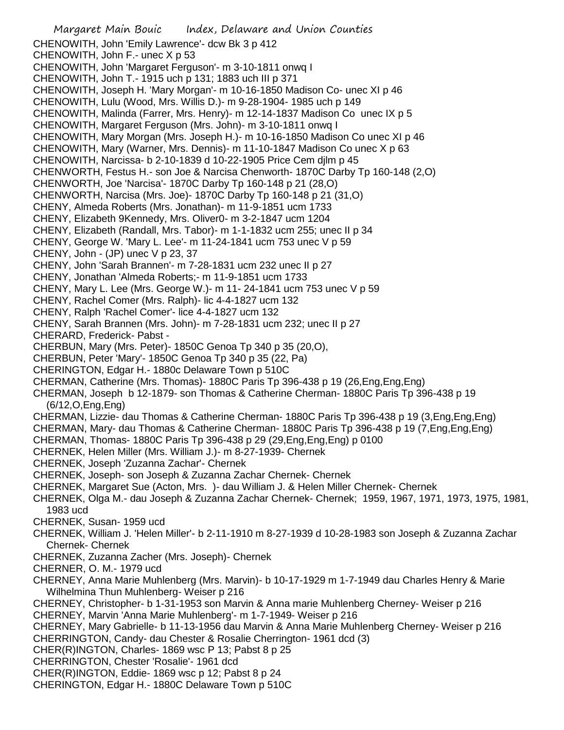CHENOWITH, John 'Emily Lawrence'- dcw Bk 3 p 412
CHENOWITH, John F.- unec X p 53
CHENOWITH, John 'Margaret Ferguson'- m 3-10-1811 onwq I
CHENOWITH, John T.- 1915 uch p 131; 1883 uch III p 371
CHENOWITH, Joseph H. 'Mary Morgan'- m 10-16-1850 Madison Co- unec XI p 46
CHENOWITH, Lulu (Wood, Mrs. Willis D.)- m 9-28-1904- 1985 uch p 149
CHENOWITH, Malinda (Farrer, Mrs. Henry)- m 12-14-1837 Madison Co unec IX p 5
CHENOWITH, Margaret Ferguson (Mrs. John)- m 3-10-1811 onwq I
CHENOWITH, Mary Morgan (Mrs. Joseph H.)- m 10-16-1850 Madison Co unec XI p 46
CHENOWITH, Mary (Warner, Mrs. Dennis)- m 11-10-1847 Madison Co unec X p 63
CHENOWITH, Narcissa- b 2-10-1839 d 10-22-1905 Price Cem djlm p 45
CHENWORTH, Festus H.- son Joe & Narcisa Chenworth- 1870C Darby Tp 160-148 (2,O)
CHENWORTH, Joe 'Narcisa'- 1870C Darby Tp 160-148 p 21 (28,O)
CHENWORTH, Narcisa (Mrs. Joe)- 1870C Darby Tp 160-148 p 21 (31,O)
CHENY, Almeda Roberts (Mrs. Jonathan)- m 11-9-1851 ucm 1733
CHENY, Elizabeth 9Kennedy, Mrs. Oliver0- m 3-2-1847 ucm 1204
CHENY, Elizabeth (Randall, Mrs. Tabor)- m 1-1-1832 ucm 255; unec II p 34
CHENY, George W. 'Mary L. Lee'- m 11-24-1841 ucm 753 unec V p 59
CHENY, John - (JP) unec V p 23, 37
CHENY, John 'Sarah Brannen'- m 7-28-1831 ucm 232 unec II p 27
CHENY, Jonathan 'Almeda Roberts;- m 11-9-1851 ucm 1733
CHENY, Mary L. Lee (Mrs. George W.)- m 11- 24-1841 ucm 753 unec V p 59
CHENY, Rachel Comer (Mrs. Ralph)- lic 4-4-1827 ucm 132
CHENY, Ralph 'Rachel Comer'- lice 4-4-1827 ucm 132
CHENY, Sarah Brannen (Mrs. John)- m 7-28-1831 ucm 232; unec II p 27
CHERARD, Frederick- Pabst -
CHERBUN, Mary (Mrs. Peter)- 1850C Genoa Tp 340 p 35 (20,O),
CHERBUN, Peter 'Mary'- 1850C Genoa Tp 340 p 35 (22, Pa)
CHERINGTON, Edgar H.- 1880c Delaware Town p 510C
CHERMAN, Catherine (Mrs. Thomas)- 1880C Paris Tp 396-438 p 19 (26,Eng,Eng,Eng)
CHERMAN, Joseph b 12-1879- son Thomas & Catherine Cherman- 1880C Paris Tp 396-438 p 19 (6/12,O,Eng,Eng)
CHERMAN, Lizzie- dau Thomas & Catherine Cherman- 1880C Paris Tp 396-438 p 19 (3,Eng,Eng,Eng)
CHERMAN, Mary- dau Thomas & Catherine Cherman- 1880C Paris Tp 396-438 p 19 (7,Eng,Eng,Eng)
CHERMAN, Thomas- 1880C Paris Tp 396-438 p 29 (29,Eng,Eng,Eng) p 0100
CHERNEK, Helen Miller (Mrs. William J.)- m 8-27-1939- Chernek
CHERNEK, Joseph 'Zuzanna Zachar'- Chernek
CHERNEK, Joseph- son Joseph & Zuzanna Zachar Chernek- Chernek
CHERNEK, Margaret Sue (Acton, Mrs. )- dau William J. & Helen Miller Chernek- Chernek
CHERNEK, Olga M.- dau Joseph & Zuzanna Zachar Chernek- Chernek; 1959, 1967, 1971, 1973, 1975, 1981, 1983 ucd
CHERNEK, Susan- 1959 ucd
CHERNEK, William J. 'Helen Miller'- b 2-11-1910 m 8-27-1939 d 10-28-1983 son Joseph & Zuzanna Zachar Chernek- Chernek
CHERNEK, Zuzanna Zacher (Mrs. Joseph)- Chernek
CHERNER, O. M.- 1979 ucd
CHERNEY, Anna Marie Muhlenberg (Mrs. Marvin)- b 10-17-1929 m 1-7-1949 dau Charles Henry & Marie Wilhelmina Thun Muhlenberg- Weiser p 216
CHERNEY, Christopher- b 1-31-1953 son Marvin & Anna marie Muhlenberg Cherney- Weiser p 216
CHERNEY, Marvin 'Anna Marie Muhlenberg'- m 1-7-1949- Weiser p 216
CHERNEY, Mary Gabrielle- b 11-13-1956 dau Marvin & Anna Marie Muhlenberg Cherney- Weiser p 216
CHERRINGTON, Candy- dau Chester & Rosalie Cherrington- 1961 dcd (3)
CHER(R)INGTON, Charles- 1869 wsc P 13; Pabst 8 p 25
CHERRINGTON, Chester 'Rosalie'- 1961 dcd
CHER(R)INGTON, Eddie- 1869 wsc p 12; Pabst 8 p 24
CHERINGTON, Edgar H.- 1880C Delaware Town p 510C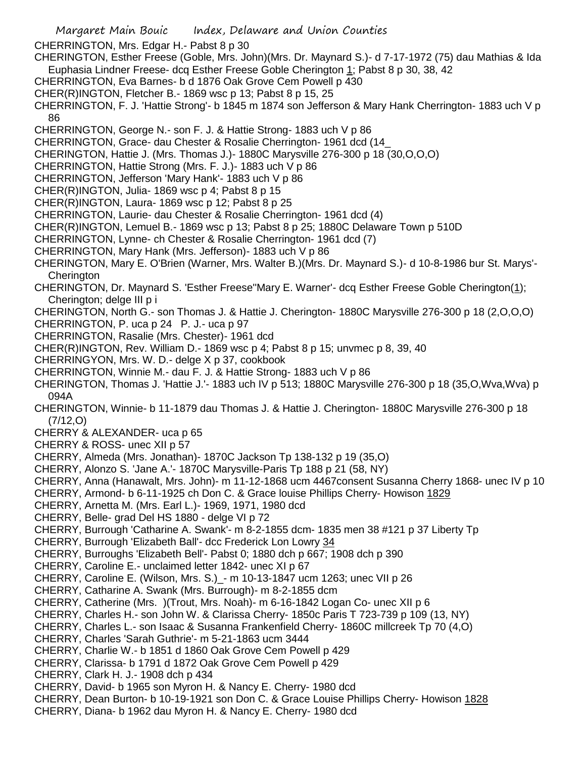CHERRINGTON, Mrs. Edgar H.- Pabst 8 p 30

CHERINGTON, Esther Freese (Goble, Mrs. John)(Mrs. Dr. Maynard S.)- d 7-17-1972 (75) dau Mathias & Ida Euphasia Lindner Freese- dcq Esther Freese Goble Cherington 1; Pabst 8 p 30, 38, 42

CHERRINGTON, Eva Barnes- b d 1876 Oak Grove Cem Powell p 430

CHER(R)INGTON, Fletcher B.- 1869 wsc p 13; Pabst 8 p 15, 25

CHERRINGTON, F. J. 'Hattie Strong'- b 1845 m 1874 son Jefferson & Mary Hank Cherrington- 1883 uch V p 86

CHERRINGTON, George N.- son F. J. & Hattie Strong- 1883 uch V p 86

CHERRINGTON, Grace- dau Chester & Rosalie Cherrington- 1961 dcd (14_

CHERINGTON, Hattie J. (Mrs. Thomas J.)- 1880C Marysville 276-300 p 18 (30,O,O,O)

CHERRINGTON, Hattie Strong (Mrs. F. J.)- 1883 uch V p 86

CHERRINGTON, Jefferson 'Mary Hank'- 1883 uch V p 86

CHER(R)INGTON, Julia- 1869 wsc p 4; Pabst 8 p 15

CHER(R)INGTON, Laura- 1869 wsc p 12; Pabst 8 p 25

CHERRINGTON, Laurie- dau Chester & Rosalie Cherrington- 1961 dcd (4)

CHER(R)INGTON, Lemuel B.- 1869 wsc p 13; Pabst 8 p 25; 1880C Delaware Town p 510D

CHERRINGTON, Lynne- ch Chester & Rosalie Cherrington- 1961 dcd (7)

CHERRINGTON, Mary Hank (Mrs. Jefferson)- 1883 uch V p 86

CHERINGTON, Mary E. O'Brien (Warner, Mrs. Walter B.)(Mrs. Dr. Maynard S.)- d 10-8-1986 bur St. Marys'- Cherington

CHERINGTON, Dr. Maynard S. 'Esther Freese''Mary E. Warner'- dcq Esther Freese Goble Cherington(1); Cherington; delge III p i

CHERINGTON, North G.- son Thomas J. & Hattie J. Cherington- 1880C Marysville 276-300 p 18 (2,O,O,O)

CHERRINGTON, P. uca p 24 P. J.- uca p 97

CHERRINGTON, Rasalie (Mrs. Chester)- 1961 dcd

CHER(R)INGTON, Rev. William D.- 1869 wsc p 4; Pabst 8 p 15; unvmec p 8, 39, 40

CHERRINGYON, Mrs. W. D.- delge X p 37, cookbook

CHERRINGTON, Winnie M.- dau F. J. & Hattie Strong- 1883 uch V p 86

CHERINGTON, Thomas J. 'Hattie J.'- 1883 uch IV p 513; 1880C Marysville 276-300 p 18 (35,O,Wva,Wva) p 094A

CHERINGTON, Winnie- b 11-1879 dau Thomas J. & Hattie J. Cherington- 1880C Marysville 276-300 p 18 (7/12,O)

CHERRY & ALEXANDER- uca p 65

CHERRY & ROSS- unec XII p 57

CHERRY, Almeda (Mrs. Jonathan)- 1870C Jackson Tp 138-132 p 19 (35,O)

CHERRY, Alonzo S. 'Jane A.'- 1870C Marysville-Paris Tp 188 p 21 (58, NY)

CHERRY, Anna (Hanawalt, Mrs. John)- m 11-12-1868 ucm 4467consent Susanna Cherry 1868- unec IV p 10

CHERRY, Armond- b 6-11-1925 ch Don C. & Grace louise Phillips Cherry- Howison 1829

CHERRY, Arnetta M. (Mrs. Earl L.)- 1969, 1971, 1980 dcd

CHERRY, Belle- grad Del HS 1880 - delge VI p 72

CHERRY, Burrough 'Catharine A. Swank'- m 8-2-1855 dcm- 1835 men 38 #121 p 37 Liberty Tp

CHERRY, Burrough 'Elizabeth Ball'- dcc Frederick Lon Lowry 34

CHERRY, Burroughs 'Elizabeth Bell'- Pabst 0; 1880 dch p 667; 1908 dch p 390

CHERRY, Caroline E.- unclaimed letter 1842- unec XI p 67

CHERRY, Caroline E. (Wilson, Mrs. S.)_- m 10-13-1847 ucm 1263; unec VII p 26

CHERRY, Catharine A. Swank (Mrs. Burrough)- m 8-2-1855 dcm

CHERRY, Catherine (Mrs. )(Trout, Mrs. Noah)- m 6-16-1842 Logan Co- unec XII p 6

CHERRY, Charles H.- son John W. & Clarissa Cherry- 1850c Paris T 723-739 p 109 (13, NY)

CHERRY, Charles L.- son Isaac & Susanna Frankenfield Cherry- 1860C millcreek Tp 70 (4,O)

CHERRY, Charles 'Sarah Guthrie'- m 5-21-1863 ucm 3444

CHERRY, Charlie W.- b 1851 d 1860 Oak Grove Cem Powell p 429

CHERRY, Clarissa- b 1791 d 1872 Oak Grove Cem Powell p 429

CHERRY, Clark H. J.- 1908 dch p 434

CHERRY, David- b 1965 son Myron H. & Nancy E. Cherry- 1980 dcd

CHERRY, Dean Burton- b 10-19-1921 son Don C. & Grace Louise Phillips Cherry- Howison 1828

CHERRY, Diana- b 1962 dau Myron H. & Nancy E. Cherry- 1980 dcd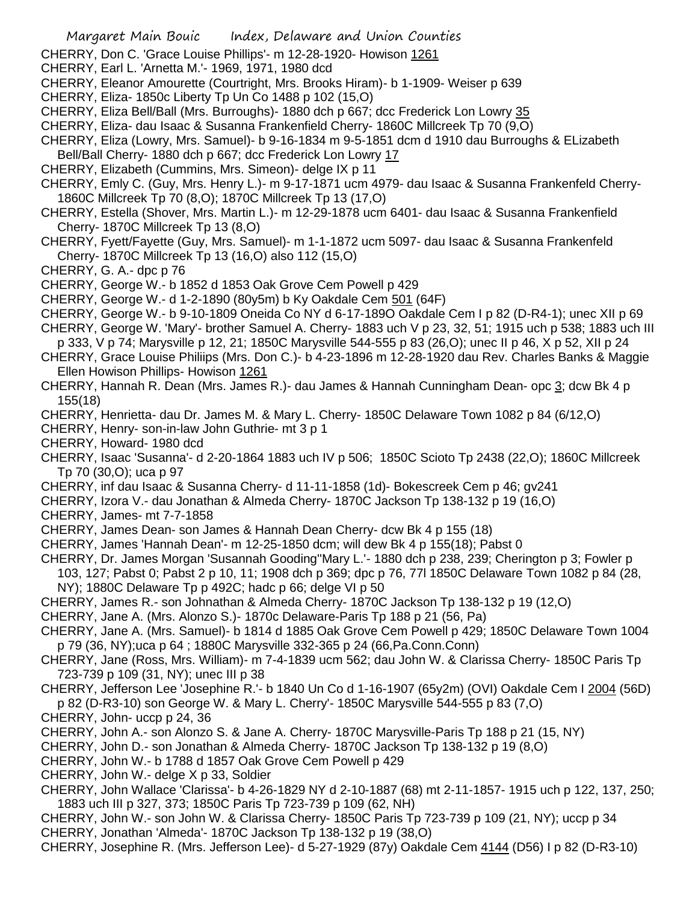CHERRY, Don C. 'Grace Louise Phillips'- m 12-28-1920- Howison 1261

CHERRY, Earl L. 'Arnetta M.'- 1969, 1971, 1980 dcd

CHERRY, Eleanor Amourette (Courtright, Mrs. Brooks Hiram)- b 1-1909- Weiser p 639

CHERRY, Eliza- 1850c Liberty Tp Un Co 1488 p 102 (15,O)

CHERRY, Eliza Bell/Ball (Mrs. Burroughs)- 1880 dch p 667; dcc Frederick Lon Lowry 35

CHERRY, Eliza- dau Isaac & Susanna Frankenfield Cherry- 1860C Millcreek Tp 70 (9,O)

CHERRY, Eliza (Lowry, Mrs. Samuel)- b 9-16-1834 m 9-5-1851 dcm d 1910 dau Burroughs & ELizabeth Bell/Ball Cherry- 1880 dch p 667; dcc Frederick Lon Lowry 17

CHERRY, Elizabeth (Cummins, Mrs. Simeon)- delge IX p 11

CHERRY, Emly C. (Guy, Mrs. Henry L.)- m 9-17-1871 ucm 4979- dau Isaac & Susanna Frankenfeld Cherry- 1860C Millcreek Tp 70 (8,O); 1870C Millcreek Tp 13 (17,O)

CHERRY, Estella (Shover, Mrs. Martin L.)- m 12-29-1878 ucm 6401- dau Isaac & Susanna Frankenfield Cherry- 1870C Millcreek Tp 13 (8,O)

CHERRY, Fyett/Fayette (Guy, Mrs. Samuel)- m 1-1-1872 ucm 5097- dau Isaac & Susanna Frankenfeld Cherry- 1870C Millcreek Tp 13 (16,O) also 112 (15,O)

CHERRY, G. A.- dpc p 76

CHERRY, George W.- b 1852 d 1853 Oak Grove Cem Powell p 429

CHERRY, George W.- d 1-2-1890 (80y5m) b Ky Oakdale Cem 501 (64F)

CHERRY, George W.- b 9-10-1809 Oneida Co NY d 6-17-189O Oakdale Cem I p 82 (D-R4-1); unec XII p 69

CHERRY, George W. 'Mary'- brother Samuel A. Cherry- 1883 uch V p 23, 32, 51; 1915 uch p 538; 1883 uch III p 333, V p 74; Marysville p 12, 21; 1850C Marysville 544-555 p 83 (26,O); unec II p 46, X p 52, XII p 24

CHERRY, Grace Louise Philiips (Mrs. Don C.)- b 4-23-1896 m 12-28-1920 dau Rev. Charles Banks & Maggie Ellen Howison Phillips- Howison 1261

CHERRY, Hannah R. Dean (Mrs. James R.)- dau James & Hannah Cunningham Dean- opc 3; dcw Bk 4 p 155(18)

CHERRY, Henrietta- dau Dr. James M. & Mary L. Cherry- 1850C Delaware Town 1082 p 84 (6/12,O)

CHERRY, Henry- son-in-law John Guthrie- mt 3 p 1

CHERRY, Howard- 1980 dcd

CHERRY, Isaac 'Susanna'- d 2-20-1864 1883 uch IV p 506; 1850C Scioto Tp 2438 (22,O); 1860C Millcreek Tp 70 (30,O); uca p 97

CHERRY, inf dau Isaac & Susanna Cherry- d 11-11-1858 (1d)- Bokescreek Cem p 46; gv241

CHERRY, Izora V.- dau Jonathan & Almeda Cherry- 1870C Jackson Tp 138-132 p 19 (16,O)

CHERRY, James- mt 7-7-1858

CHERRY, James Dean- son James & Hannah Dean Cherry- dcw Bk 4 p 155 (18)

CHERRY, James 'Hannah Dean'- m 12-25-1850 dcm; will dew Bk 4 p 155(18); Pabst 0

CHERRY, Dr. James Morgan 'Susannah Gooding''Mary L.'- 1880 dch p 238, 239; Cherington p 3; Fowler p 103, 127; Pabst 0; Pabst 2 p 10, 11; 1908 dch p 369; dpc p 76, 77l 1850C Delaware Town 1082 p 84 (28, NY); 1880C Delaware Tp p 492C; hadc p 66; delge VI p 50

CHERRY, James R.- son Johnathan & Almeda Cherry- 1870C Jackson Tp 138-132 p 19 (12,O)

CHERRY, Jane A. (Mrs. Alonzo S.)- 1870c Delaware-Paris Tp 188 p 21 (56, Pa)

CHERRY, Jane A. (Mrs. Samuel)- b 1814 d 1885 Oak Grove Cem Powell p 429; 1850C Delaware Town 1004 p 79 (36, NY);uca p 64 ; 1880C Marysville 332-365 p 24 (66,Pa.Conn.Conn)

CHERRY, Jane (Ross, Mrs. William)- m 7-4-1839 ucm 562; dau John W. & Clarissa Cherry- 1850C Paris Tp 723-739 p 109 (31, NY); unec III p 38

CHERRY, Jefferson Lee 'Josephine R.'- b 1840 Un Co d 1-16-1907 (65y2m) (OVI) Oakdale Cem I 2004 (56D) p 82 (D-R3-10) son George W. & Mary L. Cherry'- 1850C Marysville 544-555 p 83 (7,O)

CHERRY, John- uccp p 24, 36

CHERRY, John A.- son Alonzo S. & Jane A. Cherry- 1870C Marysville-Paris Tp 188 p 21 (15, NY)

CHERRY, John D.- son Jonathan & Almeda Cherry- 1870C Jackson Tp 138-132 p 19 (8,O)

CHERRY, John W.- b 1788 d 1857 Oak Grove Cem Powell p 429

CHERRY, John W.- delge X p 33, Soldier

CHERRY, John Wallace 'Clarissa'- b 4-26-1829 NY d 2-10-1887 (68) mt 2-11-1857- 1915 uch p 122, 137, 250; 1883 uch III p 327, 373; 1850C Paris Tp 723-739 p 109 (62, NH)

CHERRY, John W.- son John W. & Clarissa Cherry- 1850C Paris Tp 723-739 p 109 (21, NY); uccp p 34

CHERRY, Jonathan 'Almeda'- 1870C Jackson Tp 138-132 p 19 (38,O)

CHERRY, Josephine R. (Mrs. Jefferson Lee)- d 5-27-1929 (87y) Oakdale Cem 4144 (D56) I p 82 (D-R3-10)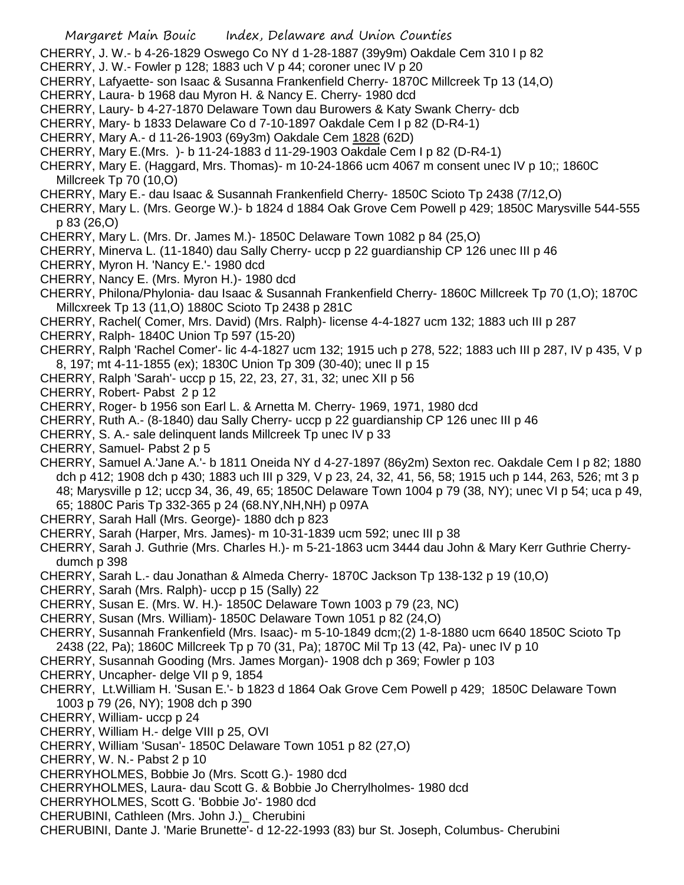CHERRY, J. W.- b 4-26-1829 Oswego Co NY d 1-28-1887 (39y9m) Oakdale Cem 310 I p 82
CHERRY, J. W.- Fowler p 128; 1883 uch V p 44; coroner unec IV p 20
CHERRY, Lafyaette- son Isaac & Susanna Frankenfield Cherry- 1870C Millcreek Tp 13 (14,O)
CHERRY, Laura- b 1968 dau Myron H. & Nancy E. Cherry- 1980 dcd
CHERRY, Laury- b 4-27-1870 Delaware Town dau Burowers & Katy Swank Cherry- dcb
CHERRY, Mary- b 1833 Delaware Co d 7-10-1897 Oakdale Cem I p 82 (D-R4-1)
CHERRY, Mary A.- d 11-26-1903 (69y3m) Oakdale Cem 1828 (62D)
CHERRY, Mary E.(Mrs. )- b 11-24-1883 d 11-29-1903 Oakdale Cem I p 82 (D-R4-1)
CHERRY, Mary E. (Haggard, Mrs. Thomas)- m 10-24-1866 ucm 4067 m consent unec IV p 10;; 1860C Millcreek Tp 70 (10,O)
CHERRY, Mary E.- dau Isaac & Susannah Frankenfield Cherry- 1850C Scioto Tp 2438 (7/12,O)
CHERRY, Mary L. (Mrs. George W.)- b 1824 d 1884 Oak Grove Cem Powell p 429; 1850C Marysville 544-555 p 83 (26,O)
CHERRY, Mary L. (Mrs. Dr. James M.)- 1850C Delaware Town 1082 p 84 (25,O)
CHERRY, Minerva L. (11-1840) dau Sally Cherry- uccp p 22 guardianship CP 126 unec III p 46
CHERRY, Myron H. 'Nancy E.'- 1980 dcd
CHERRY, Nancy E. (Mrs. Myron H.)- 1980 dcd
CHERRY, Philona/Phylonia- dau Isaac & Susannah Frankenfield Cherry- 1860C Millcreek Tp 70 (1,O); 1870C Millcxreek Tp 13 (11,O) 1880C Scioto Tp 2438 p 281C
CHERRY, Rachel( Comer, Mrs. David) (Mrs. Ralph)- license 4-4-1827 ucm 132; 1883 uch III p 287
CHERRY, Ralph- 1840C Union Tp 597 (15-20)
CHERRY, Ralph 'Rachel Comer'- lic 4-4-1827 ucm 132; 1915 uch p 278, 522; 1883 uch III p 287, IV p 435, V p 8, 197; mt 4-11-1855 (ex); 1830C Union Tp 309 (30-40); unec II p 15
CHERRY, Ralph 'Sarah'- uccp p 15, 22, 23, 27, 31, 32; unec XII p 56
CHERRY, Robert- Pabst 2 p 12
CHERRY, Roger- b 1956 son Earl L. & Arnetta M. Cherry- 1969, 1971, 1980 dcd
CHERRY, Ruth A.- (8-1840) dau Sally Cherry- uccp p 22 guardianship CP 126 unec III p 46
CHERRY, S. A.- sale delinquent lands Millcreek Tp unec IV p 33
CHERRY, Samuel- Pabst 2 p 5
CHERRY, Samuel A.'Jane A.'- b 1811 Oneida NY d 4-27-1897 (86y2m) Sexton rec. Oakdale Cem I p 82; 1880 dch p 412; 1908 dch p 430; 1883 uch III p 329, V p 23, 24, 32, 41, 56, 58; 1915 uch p 144, 263, 526; mt 3 p 48; Marysville p 12; uccp 34, 36, 49, 65; 1850C Delaware Town 1004 p 79 (38, NY); unec VI p 54; uca p 49, 65; 1880C Paris Tp 332-365 p 24 (68.NY,NH,NH) p 097A
CHERRY, Sarah Hall (Mrs. George)- 1880 dch p 823
CHERRY, Sarah (Harper, Mrs. James)- m 10-31-1839 ucm 592; unec III p 38
CHERRY, Sarah J. Guthrie (Mrs. Charles H.)- m 5-21-1863 ucm 3444 dau John & Mary Kerr Guthrie Cherry- dumch p 398
CHERRY, Sarah L.- dau Jonathan & Almeda Cherry- 1870C Jackson Tp 138-132 p 19 (10,O)
CHERRY, Sarah (Mrs. Ralph)- uccp p 15 (Sally) 22
CHERRY, Susan E. (Mrs. W. H.)- 1850C Delaware Town 1003 p 79 (23, NC)
CHERRY, Susan (Mrs. William)- 1850C Delaware Town 1051 p 82 (24,O)
CHERRY, Susannah Frankenfield (Mrs. Isaac)- m 5-10-1849 dcm;(2) 1-8-1880 ucm 6640 1850C Scioto Tp 2438 (22, Pa); 1860C Millcreek Tp p 70 (31, Pa); 1870C Mil Tp 13 (42, Pa)- unec IV p 10
CHERRY, Susannah Gooding (Mrs. James Morgan)- 1908 dch p 369; Fowler p 103
CHERRY, Uncapher- delge VII p 9, 1854
CHERRY, Lt.William H. 'Susan E.'- b 1823 d 1864 Oak Grove Cem Powell p 429; 1850C Delaware Town 1003 p 79 (26, NY); 1908 dch p 390
CHERRY, William- uccp p 24
CHERRY, William H.- delge VIII p 25, OVI
CHERRY, William 'Susan'- 1850C Delaware Town 1051 p 82 (27,O)
CHERRY, W. N.- Pabst 2 p 10
CHERRYHOLMES, Bobbie Jo (Mrs. Scott G.)- 1980 dcd
CHERRYHOLMES, Laura- dau Scott G. & Bobbie Jo Cherrylholmes- 1980 dcd
CHERRYHOLMES, Scott G. 'Bobbie Jo'- 1980 dcd
CHERUBINI, Cathleen (Mrs. John J.)_ Cherubini
CHERUBINI, Dante J. 'Marie Brunette'- d 12-22-1993 (83) bur St. Joseph, Columbus- Cherubini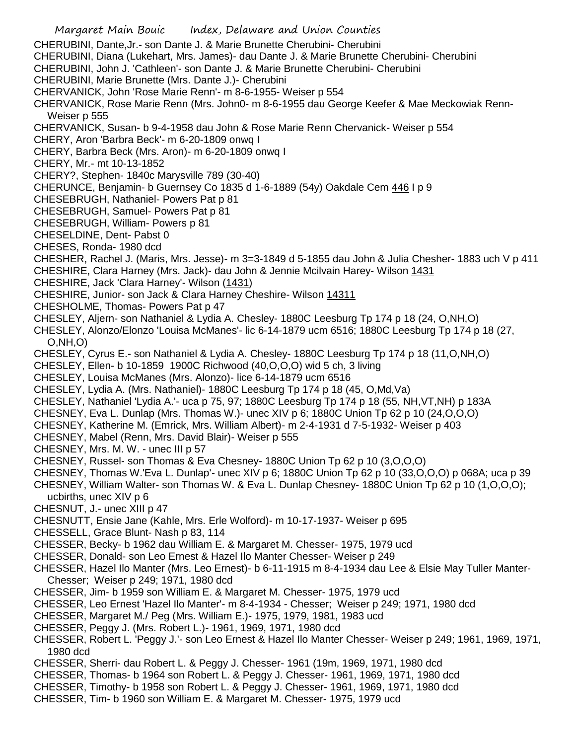CHERUBINI, Dante,Jr.- son Dante J. & Marie Brunette Cherubini- Cherubini
CHERUBINI, Diana (Lukehart, Mrs. James)- dau Dante J. & Marie Brunette Cherubini- Cherubini
CHERUBINI, John J. 'Cathleen'- son Dante J. & Marie Brunette Cherubini- Cherubini
CHERUBINI, Marie Brunette (Mrs. Dante J.)- Cherubini
CHERVANICK, John 'Rose Marie Renn'- m 8-6-1955- Weiser p 554
CHERVANICK, Rose Marie Renn (Mrs. John0- m 8-6-1955 dau George Keefer & Mae Meckowiak Renn- Weiser p 555
CHERVANICK, Susan- b 9-4-1958 dau John & Rose Marie Renn Chervanick- Weiser p 554
CHERY, Aron 'Barbra Beck'- m 6-20-1809 onwq I
CHERY, Barbra Beck (Mrs. Aron)- m 6-20-1809 onwq I
CHERY, Mr.- mt 10-13-1852
CHERY?, Stephen- 1840c Marysville 789 (30-40)
CHERUNCE, Benjamin- b Guernsey Co 1835 d 1-6-1889 (54y) Oakdale Cem 446 I p 9
CHESEBRUGH, Nathaniel- Powers Pat p 81
CHESEBRUGH, Samuel- Powers Pat p 81
CHESEBRUGH, William- Powers p 81
CHESELDINE, Dent- Pabst 0
CHESES, Ronda- 1980 dcd
CHESHER, Rachel J. (Maris, Mrs. Jesse)- m 3=3-1849 d 5-1855 dau John & Julia Chesher- 1883 uch V p 411
CHESHIRE, Clara Harney (Mrs. Jack)- dau John & Jennie Mcilvain Harey- Wilson 1431
CHESHIRE, Jack 'Clara Harney'- Wilson (1431)
CHESHIRE, Junior- son Jack & Clara Harney Cheshire- Wilson 14311
CHESHOLME, Thomas- Powers Pat p 47
CHESLEY, Aljern- son Nathaniel & Lydia A. Chesley- 1880C Leesburg Tp 174 p 18 (24, O,NH,O)
CHESLEY, Alonzo/Elonzo 'Louisa McManes'- lic 6-14-1879 ucm 6516; 1880C Leesburg Tp 174 p 18 (27, O,NH,O)
CHESLEY, Cyrus E.- son Nathaniel & Lydia A. Chesley- 1880C Leesburg Tp 174 p 18 (11,O,NH,O)
CHESLEY, Ellen- b 10-1859 1900C Richwood (40,O,O,O) wid 5 ch, 3 living
CHESLEY, Louisa McManes (Mrs. Alonzo)- lice 6-14-1879 ucm 6516
CHESLEY, Lydia A. (Mrs. Nathaniel)- 1880C Leesburg Tp 174 p 18 (45, O,Md,Va)
CHESLEY, Nathaniel 'Lydia A.'- uca p 75, 97; 1880C Leesburg Tp 174 p 18 (55, NH,VT,NH) p 183A
CHESNEY, Eva L. Dunlap (Mrs. Thomas W.)- unec XIV p 6; 1880C Union Tp 62 p 10 (24,O,O,O)
CHESNEY, Katherine M. (Emrick, Mrs. William Albert)- m 2-4-1931 d 7-5-1932- Weiser p 403
CHESNEY, Mabel (Renn, Mrs. David Blair)- Weiser p 555
CHESNEY, Mrs. M. W. - unec III p 57
CHESNEY, Russel- son Thomas & Eva Chesney- 1880C Union Tp 62 p 10 (3,O,O,O)
CHESNEY, Thomas W.'Eva L. Dunlap'- unec XIV p 6; 1880C Union Tp 62 p 10 (33,O,O,O) p 068A; uca p 39
CHESNEY, William Walter- son Thomas W. & Eva L. Dunlap Chesney- 1880C Union Tp 62 p 10 (1,O,O,O); ucbirths, unec XIV p 6
CHESNUT, J.- unec XIII p 47
CHESNUTT, Ensie Jane (Kahle, Mrs. Erle Wolford)- m 10-17-1937- Weiser p 695
CHESSELL, Grace Blunt- Nash p 83, 114
CHESSER, Becky- b 1962 dau William E. & Margaret M. Chesser- 1975, 1979 ucd
CHESSER, Donald- son Leo Ernest & Hazel Ilo Manter Chesser- Weiser p 249
CHESSER, Hazel Ilo Manter (Mrs. Leo Ernest)- b 6-11-1915 m 8-4-1934 dau Lee & Elsie May Tuller Manter- Chesser; Weiser p 249; 1971, 1980 dcd
CHESSER, Jim- b 1959 son William E. & Margaret M. Chesser- 1975, 1979 ucd
CHESSER, Leo Ernest 'Hazel Ilo Manter'- m 8-4-1934 - Chesser; Weiser p 249; 1971, 1980 dcd
CHESSER, Margaret M./ Peg (Mrs. William E.)- 1975, 1979, 1981, 1983 ucd
CHESSER, Peggy J. (Mrs. Robert L.)- 1961, 1969, 1971, 1980 dcd
CHESSER, Robert L. 'Peggy J.'- son Leo Ernest & Hazel Ilo Manter Chesser- Weiser p 249; 1961, 1969, 1971, 1980 dcd
CHESSER, Sherri- dau Robert L. & Peggy J. Chesser- 1961 (19m, 1969, 1971, 1980 dcd
CHESSER, Thomas- b 1964 son Robert L. & Peggy J. Chesser- 1961, 1969, 1971, 1980 dcd
CHESSER, Timothy- b 1958 son Robert L. & Peggy J. Chesser- 1961, 1969, 1971, 1980 dcd
CHESSER, Tim- b 1960 son William E. & Margaret M. Chesser- 1975, 1979 ucd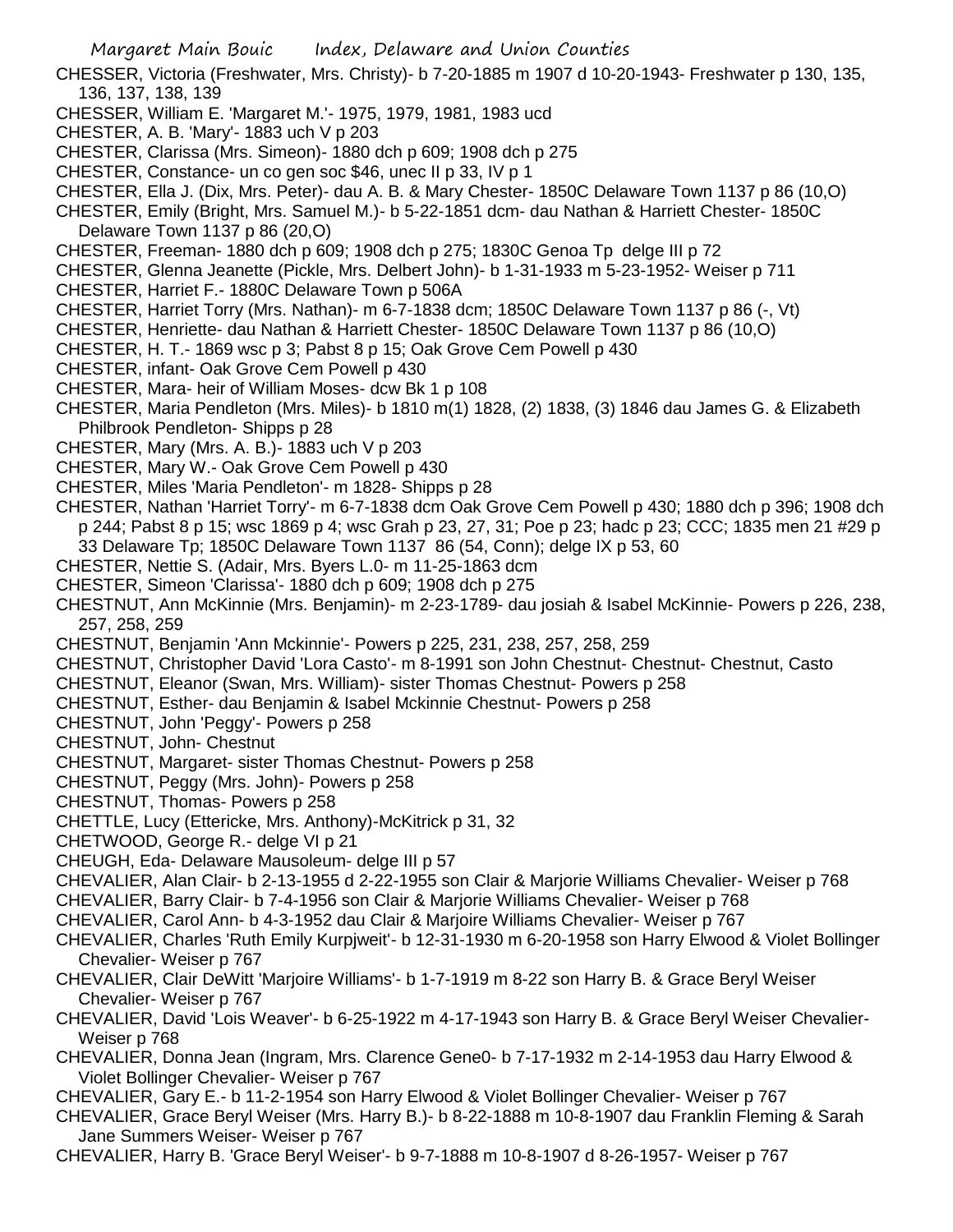CHESSER, Victoria (Freshwater, Mrs. Christy)- b 7-20-1885 m 1907 d 10-20-1943- Freshwater p 130, 135, 136, 137, 138, 139

CHESSER, William E. 'Margaret M.'- 1975, 1979, 1981, 1983 ucd

CHESTER, A. B. 'Mary'- 1883 uch V p 203

CHESTER, Clarissa (Mrs. Simeon)- 1880 dch p 609; 1908 dch p 275

CHESTER, Constance- un co gen soc $46, unec II p 33, IV p 1

CHESTER, Ella J. (Dix, Mrs. Peter)- dau A. B. & Mary Chester- 1850C Delaware Town 1137 p 86 (10,O)

CHESTER, Emily (Bright, Mrs. Samuel M.)- b 5-22-1851 dcm- dau Nathan & Harriett Chester- 1850C Delaware Town 1137 p 86 (20,O)

CHESTER, Freeman- 1880 dch p 609; 1908 dch p 275; 1830C Genoa Tp delge III p 72

CHESTER, Glenna Jeanette (Pickle, Mrs. Delbert John)- b 1-31-1933 m 5-23-1952- Weiser p 711

CHESTER, Harriet F.- 1880C Delaware Town p 506A

CHESTER, Harriet Torry (Mrs. Nathan)- m 6-7-1838 dcm; 1850C Delaware Town 1137 p 86 (-, Vt)

CHESTER, Henriette- dau Nathan & Harriett Chester- 1850C Delaware Town 1137 p 86 (10,O)

CHESTER, H. T.- 1869 wsc p 3; Pabst 8 p 15; Oak Grove Cem Powell p 430

CHESTER, infant- Oak Grove Cem Powell p 430

CHESTER, Mara- heir of William Moses- dcw Bk 1 p 108

CHESTER, Maria Pendleton (Mrs. Miles)- b 1810 m(1) 1828, (2) 1838, (3) 1846 dau James G. & Elizabeth Philbrook Pendleton- Shipps p 28

CHESTER, Mary (Mrs. A. B.)- 1883 uch V p 203

CHESTER, Mary W.- Oak Grove Cem Powell p 430

CHESTER, Miles 'Maria Pendleton'- m 1828- Shipps p 28

CHESTER, Nathan 'Harriet Torry'- m 6-7-1838 dcm Oak Grove Cem Powell p 430; 1880 dch p 396; 1908 dch p 244; Pabst 8 p 15; wsc 1869 p 4; wsc Grah p 23, 27, 31; Poe p 23; hadc p 23; CCC; 1835 men 21 #29 p 33 Delaware Tp; 1850C Delaware Town 1137 86 (54, Conn); delge IX p 53, 60

CHESTER, Nettie S. (Adair, Mrs. Byers L.0- m 11-25-1863 dcm

CHESTER, Simeon 'Clarissa'- 1880 dch p 609; 1908 dch p 275

CHESTNUT, Ann McKinnie (Mrs. Benjamin)- m 2-23-1789- dau josiah & Isabel McKinnie- Powers p 226, 238, 257, 258, 259

CHESTNUT, Benjamin 'Ann Mckinnie'- Powers p 225, 231, 238, 257, 258, 259

CHESTNUT, Christopher David 'Lora Casto'- m 8-1991 son John Chestnut- Chestnut- Chestnut, Casto

CHESTNUT, Eleanor (Swan, Mrs. William)- sister Thomas Chestnut- Powers p 258

CHESTNUT, Esther- dau Benjamin & Isabel Mckinnie Chestnut- Powers p 258

CHESTNUT, John 'Peggy'- Powers p 258

CHESTNUT, John- Chestnut

CHESTNUT, Margaret- sister Thomas Chestnut- Powers p 258

CHESTNUT, Peggy (Mrs. John)- Powers p 258

CHESTNUT, Thomas- Powers p 258

CHETTLE, Lucy (Ettericke, Mrs. Anthony)-McKitrick p 31, 32

CHETWOOD, George R.- delge VI p 21

CHEUGH, Eda- Delaware Mausoleum- delge III p 57

CHEVALIER, Alan Clair- b 2-13-1955 d 2-22-1955 son Clair & Marjorie Williams Chevalier- Weiser p 768

CHEVALIER, Barry Clair- b 7-4-1956 son Clair & Marjorie Williams Chevalier- Weiser p 768

CHEVALIER, Carol Ann- b 4-3-1952 dau Clair & Marjoire Williams Chevalier- Weiser p 767

CHEVALIER, Charles 'Ruth Emily Kurpjweit'- b 12-31-1930 m 6-20-1958 son Harry Elwood & Violet Bollinger Chevalier- Weiser p 767

CHEVALIER, Clair DeWitt 'Marjoire Williams'- b 1-7-1919 m 8-22 son Harry B. & Grace Beryl Weiser Chevalier- Weiser p 767

CHEVALIER, David 'Lois Weaver'- b 6-25-1922 m 4-17-1943 son Harry B. & Grace Beryl Weiser Chevalier- Weiser p 768

CHEVALIER, Donna Jean (Ingram, Mrs. Clarence Gene0- b 7-17-1932 m 2-14-1953 dau Harry Elwood & Violet Bollinger Chevalier- Weiser p 767

CHEVALIER, Gary E.- b 11-2-1954 son Harry Elwood & Violet Bollinger Chevalier- Weiser p 767

CHEVALIER, Grace Beryl Weiser (Mrs. Harry B.)- b 8-22-1888 m 10-8-1907 dau Franklin Fleming & Sarah Jane Summers Weiser- Weiser p 767

CHEVALIER, Harry B. 'Grace Beryl Weiser'- b 9-7-1888 m 10-8-1907 d 8-26-1957- Weiser p 767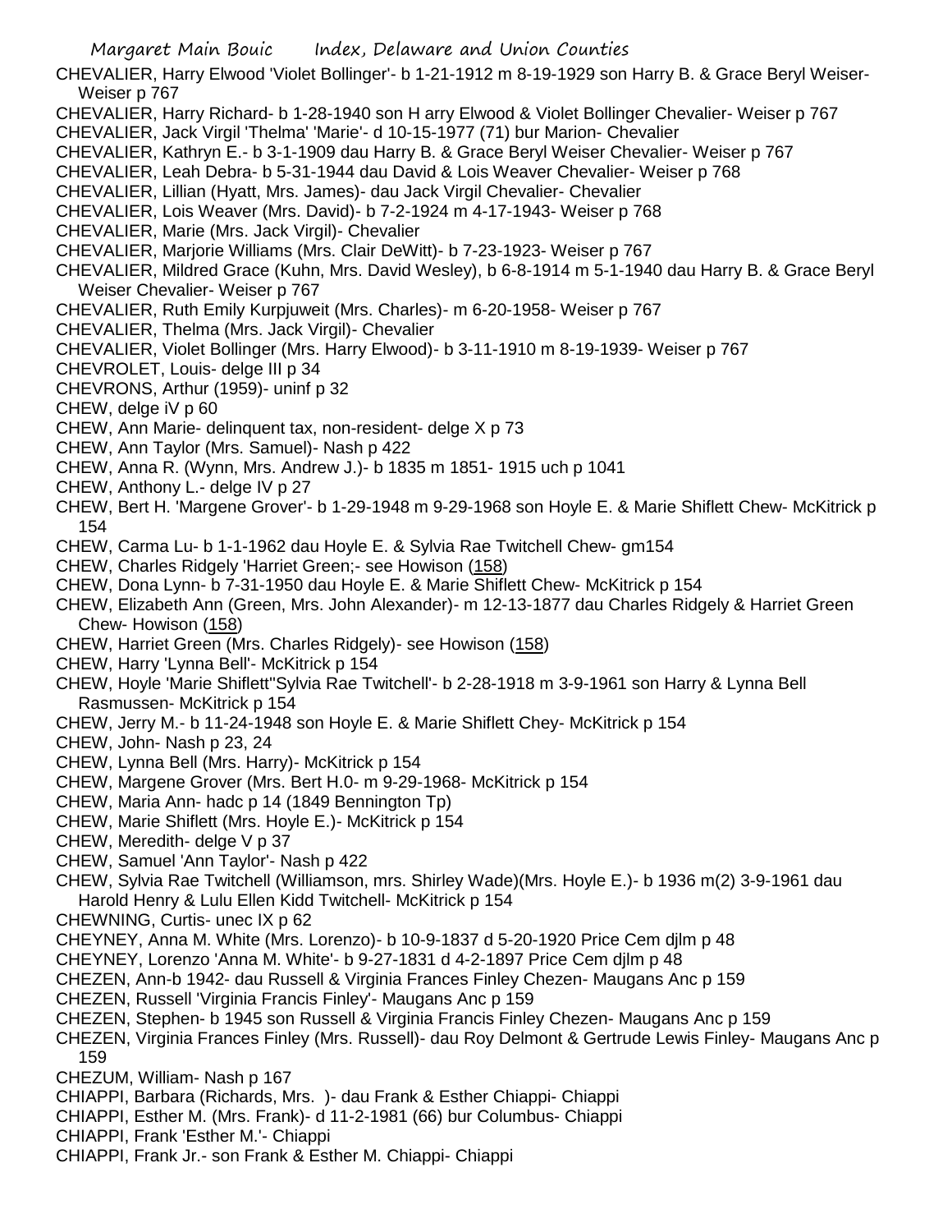CHEVALIER, Harry Elwood 'Violet Bollinger'- b 1-21-1912 m 8-19-1929 son Harry B. & Grace Beryl Weiser- Weiser p 767

CHEVALIER, Harry Richard- b 1-28-1940 son H arry Elwood & Violet Bollinger Chevalier- Weiser p 767

CHEVALIER, Jack Virgil 'Thelma' 'Marie'- d 10-15-1977 (71) bur Marion- Chevalier

CHEVALIER, Kathryn E.- b 3-1-1909 dau Harry B. & Grace Beryl Weiser Chevalier- Weiser p 767

CHEVALIER, Leah Debra- b 5-31-1944 dau David & Lois Weaver Chevalier- Weiser p 768

CHEVALIER, Lillian (Hyatt, Mrs. James)- dau Jack Virgil Chevalier- Chevalier

CHEVALIER, Lois Weaver (Mrs. David)- b 7-2-1924 m 4-17-1943- Weiser p 768

CHEVALIER, Marie (Mrs. Jack Virgil)- Chevalier

CHEVALIER, Marjorie Williams (Mrs. Clair DeWitt)- b 7-23-1923- Weiser p 767

CHEVALIER, Mildred Grace (Kuhn, Mrs. David Wesley), b 6-8-1914 m 5-1-1940 dau Harry B. & Grace Beryl Weiser Chevalier- Weiser p 767

CHEVALIER, Ruth Emily Kurpjuweit (Mrs. Charles)- m 6-20-1958- Weiser p 767

CHEVALIER, Thelma (Mrs. Jack Virgil)- Chevalier

CHEVALIER, Violet Bollinger (Mrs. Harry Elwood)- b 3-11-1910 m 8-19-1939- Weiser p 767

CHEVROLET, Louis- delge III p 34

CHEVRONS, Arthur (1959)- uninf p 32

CHEW, delge iV p 60

CHEW, Ann Marie- delinquent tax, non-resident- delge X p 73

CHEW, Ann Taylor (Mrs. Samuel)- Nash p 422

CHEW, Anna R. (Wynn, Mrs. Andrew J.)- b 1835 m 1851- 1915 uch p 1041

CHEW, Anthony L.- delge IV p 27

CHEW, Bert H. 'Margene Grover'- b 1-29-1948 m 9-29-1968 son Hoyle E. & Marie Shiflett Chew- McKitrick p 154

CHEW, Carma Lu- b 1-1-1962 dau Hoyle E. & Sylvia Rae Twitchell Chew- gm154

CHEW, Charles Ridgely 'Harriet Green;- see Howison (158)

CHEW, Dona Lynn- b 7-31-1950 dau Hoyle E. & Marie Shiflett Chew- McKitrick p 154

CHEW, Elizabeth Ann (Green, Mrs. John Alexander)- m 12-13-1877 dau Charles Ridgely & Harriet Green Chew- Howison (158)

CHEW, Harriet Green (Mrs. Charles Ridgely)- see Howison (158)

CHEW, Harry 'Lynna Bell'- McKitrick p 154

CHEW, Hoyle 'Marie Shiflett''Sylvia Rae Twitchell'- b 2-28-1918 m 3-9-1961 son Harry & Lynna Bell Rasmussen- McKitrick p 154

CHEW, Jerry M.- b 11-24-1948 son Hoyle E. & Marie Shiflett Chey- McKitrick p 154

CHEW, John- Nash p 23, 24

CHEW, Lynna Bell (Mrs. Harry)- McKitrick p 154

CHEW, Margene Grover (Mrs. Bert H.0- m 9-29-1968- McKitrick p 154

CHEW, Maria Ann- hadc p 14 (1849 Bennington Tp)

CHEW, Marie Shiflett (Mrs. Hoyle E.)- McKitrick p 154

CHEW, Meredith- delge V p 37

CHEW, Samuel 'Ann Taylor'- Nash p 422

CHEW, Sylvia Rae Twitchell (Williamson, mrs. Shirley Wade)(Mrs. Hoyle E.)- b 1936 m(2) 3-9-1961 dau Harold Henry & Lulu Ellen Kidd Twitchell- McKitrick p 154

CHEWNING, Curtis- unec IX p 62

CHEYNEY, Anna M. White (Mrs. Lorenzo)- b 10-9-1837 d 5-20-1920 Price Cem djlm p 48

CHEYNEY, Lorenzo 'Anna M. White'- b 9-27-1831 d 4-2-1897 Price Cem djlm p 48

CHEZEN, Ann-b 1942- dau Russell & Virginia Frances Finley Chezen- Maugans Anc p 159

CHEZEN, Russell 'Virginia Francis Finley'- Maugans Anc p 159

CHEZEN, Stephen- b 1945 son Russell & Virginia Francis Finley Chezen- Maugans Anc p 159

CHEZEN, Virginia Frances Finley (Mrs. Russell)- dau Roy Delmont & Gertrude Lewis Finley- Maugans Anc p 159

CHEZUM, William- Nash p 167

CHIAPPI, Barbara (Richards, Mrs. )- dau Frank & Esther Chiappi- Chiappi

CHIAPPI, Esther M. (Mrs. Frank)- d 11-2-1981 (66) bur Columbus- Chiappi

CHIAPPI, Frank 'Esther M.'- Chiappi

CHIAPPI, Frank Jr.- son Frank & Esther M. Chiappi- Chiappi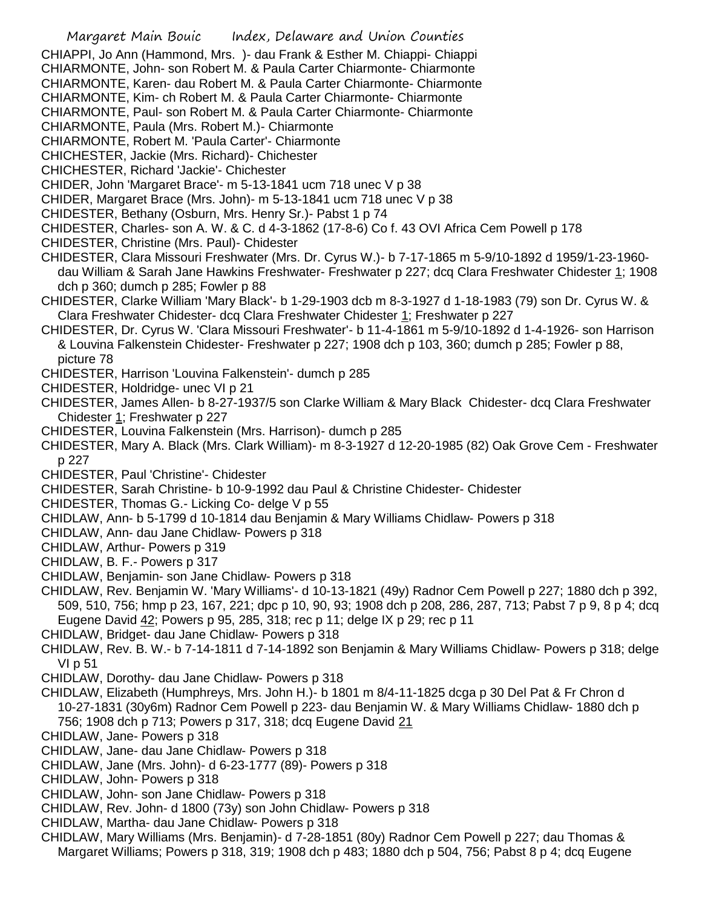CHIAPPI, Jo Ann (Hammond, Mrs. )- dau Frank & Esther M. Chiappi- Chiappi

CHIARMONTE, John- son Robert M. & Paula Carter Chiarmonte- Chiarmonte

CHIARMONTE, Karen- dau Robert M. & Paula Carter Chiarmonte- Chiarmonte

CHIARMONTE, Kim- ch Robert M. & Paula Carter Chiarmonte- Chiarmonte

CHIARMONTE, Paul- son Robert M. & Paula Carter Chiarmonte- Chiarmonte

CHIARMONTE, Paula (Mrs. Robert M.)- Chiarmonte

CHIARMONTE, Robert M. 'Paula Carter'- Chiarmonte

CHICHESTER, Jackie (Mrs. Richard)- Chichester

CHICHESTER, Richard 'Jackie'- Chichester

CHIDER, John 'Margaret Brace'- m 5-13-1841 ucm 718 unec V p 38

CHIDER, Margaret Brace (Mrs. John)- m 5-13-1841 ucm 718 unec V p 38

CHIDESTER, Bethany (Osburn, Mrs. Henry Sr.)- Pabst 1 p 74

CHIDESTER, Charles- son A. W. & C. d 4-3-1862 (17-8-6) Co f. 43 OVI Africa Cem Powell p 178

CHIDESTER, Christine (Mrs. Paul)- Chidester

CHIDESTER, Clara Missouri Freshwater (Mrs. Dr. Cyrus W.)- b 7-17-1865 m 5-9/10-1892 d 1959/1-23-1960- dau William & Sarah Jane Hawkins Freshwater- Freshwater p 227; dcq Clara Freshwater Chidester 1; 1908 dch p 360; dumch p 285; Fowler p 88

CHIDESTER, Clarke William 'Mary Black'- b 1-29-1903 dcb m 8-3-1927 d 1-18-1983 (79) son Dr. Cyrus W. & Clara Freshwater Chidester- dcq Clara Freshwater Chidester 1; Freshwater p 227

CHIDESTER, Dr. Cyrus W. 'Clara Missouri Freshwater'- b 11-4-1861 m 5-9/10-1892 d 1-4-1926- son Harrison & Louvina Falkenstein Chidester- Freshwater p 227; 1908 dch p 103, 360; dumch p 285; Fowler p 88, picture 78

CHIDESTER, Harrison 'Louvina Falkenstein'- dumch p 285

CHIDESTER, Holdridge- unec VI p 21

CHIDESTER, James Allen- b 8-27-1937/5 son Clarke William & Mary Black Chidester- dcq Clara Freshwater Chidester 1; Freshwater p 227

CHIDESTER, Louvina Falkenstein (Mrs. Harrison)- dumch p 285

CHIDESTER, Mary A. Black (Mrs. Clark William)- m 8-3-1927 d 12-20-1985 (82) Oak Grove Cem - Freshwater p 227

CHIDESTER, Paul 'Christine'- Chidester

CHIDESTER, Sarah Christine- b 10-9-1992 dau Paul & Christine Chidester- Chidester

CHIDESTER, Thomas G.- Licking Co- delge V p 55

CHIDLAW, Ann- b 5-1799 d 10-1814 dau Benjamin & Mary Williams Chidlaw- Powers p 318

CHIDLAW, Ann- dau Jane Chidlaw- Powers p 318

CHIDLAW, Arthur- Powers p 319

CHIDLAW, B. F.- Powers p 317

CHIDLAW, Benjamin- son Jane Chidlaw- Powers p 318

CHIDLAW, Rev. Benjamin W. 'Mary Williams'- d 10-13-1821 (49y) Radnor Cem Powell p 227; 1880 dch p 392, 509, 510, 756; hmp p 23, 167, 221; dpc p 10, 90, 93; 1908 dch p 208, 286, 287, 713; Pabst 7 p 9, 8 p 4; dcq Eugene David 42; Powers p 95, 285, 318; rec p 11; delge IX p 29; rec p 11

CHIDLAW, Bridget- dau Jane Chidlaw- Powers p 318

CHIDLAW, Rev. B. W.- b 7-14-1811 d 7-14-1892 son Benjamin & Mary Williams Chidlaw- Powers p 318; delge VI p 51

CHIDLAW, Dorothy- dau Jane Chidlaw- Powers p 318

CHIDLAW, Elizabeth (Humphreys, Mrs. John H.)- b 1801 m 8/4-11-1825 dcga p 30 Del Pat & Fr Chron d 10-27-1831 (30y6m) Radnor Cem Powell p 223- dau Benjamin W. & Mary Williams Chidlaw- 1880 dch p 756; 1908 dch p 713; Powers p 317, 318; dcq Eugene David 21

CHIDLAW, Jane- Powers p 318

CHIDLAW, Jane- dau Jane Chidlaw- Powers p 318

CHIDLAW, Jane (Mrs. John)- d 6-23-1777 (89)- Powers p 318

CHIDLAW, John- Powers p 318

CHIDLAW, John- son Jane Chidlaw- Powers p 318

CHIDLAW, Rev. John- d 1800 (73y) son John Chidlaw- Powers p 318

CHIDLAW, Martha- dau Jane Chidlaw- Powers p 318

CHIDLAW, Mary Williams (Mrs. Benjamin)- d 7-28-1851 (80y) Radnor Cem Powell p 227; dau Thomas & Margaret Williams; Powers p 318, 319; 1908 dch p 483; 1880 dch p 504, 756; Pabst 8 p 4; dcq Eugene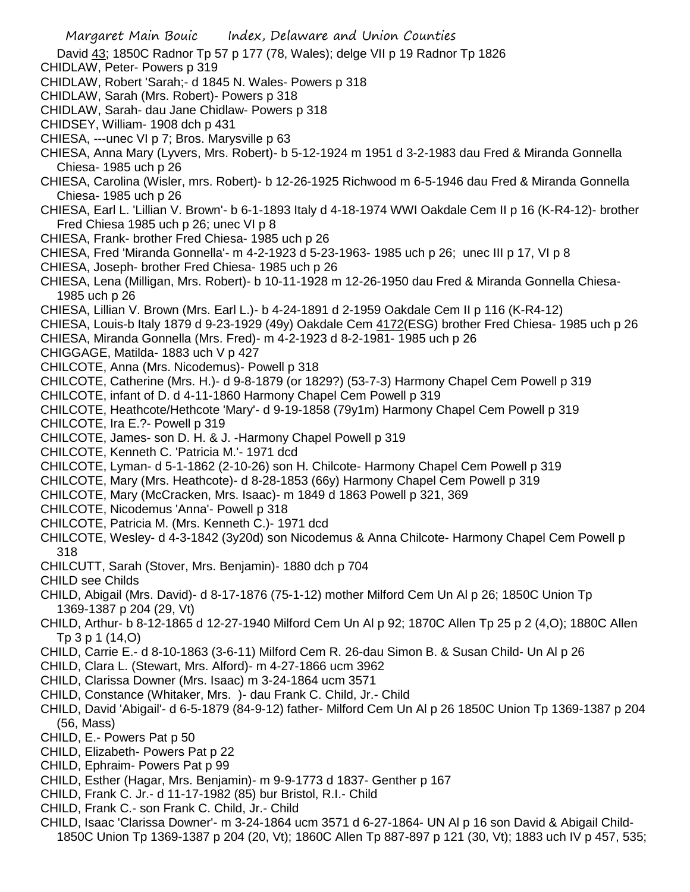David 43; 1850C Radnor Tp 57 p 177 (78, Wales); delge VII p 19 Radnor Tp 1826

CHIDLAW, Peter- Powers p 319

CHIDLAW, Robert 'Sarah;- d 1845 N. Wales- Powers p 318

CHIDLAW, Sarah (Mrs. Robert)- Powers p 318

CHIDLAW, Sarah- dau Jane Chidlaw- Powers p 318

CHIDSEY, William- 1908 dch p 431

CHIESA, ---unec VI p 7; Bros. Marysville p 63

CHIESA, Anna Mary (Lyvers, Mrs. Robert)- b 5-12-1924 m 1951 d 3-2-1983 dau Fred & Miranda Gonnella Chiesa- 1985 uch p 26

CHIESA, Carolina (Wisler, mrs. Robert)- b 12-26-1925 Richwood m 6-5-1946 dau Fred & Miranda Gonnella Chiesa- 1985 uch p 26

CHIESA, Earl L. 'Lillian V. Brown'- b 6-1-1893 Italy d 4-18-1974 WWI Oakdale Cem II p 16 (K-R4-12)- brother Fred Chiesa 1985 uch p 26; unec VI p 8

CHIESA, Frank- brother Fred Chiesa- 1985 uch p 26

CHIESA, Fred 'Miranda Gonnella'- m 4-2-1923 d 5-23-1963- 1985 uch p 26; unec III p 17, VI p 8

CHIESA, Joseph- brother Fred Chiesa- 1985 uch p 26

CHIESA, Lena (Milligan, Mrs. Robert)- b 10-11-1928 m 12-26-1950 dau Fred & Miranda Gonnella Chiesa- 1985 uch p 26

CHIESA, Lillian V. Brown (Mrs. Earl L.)- b 4-24-1891 d 2-1959 Oakdale Cem II p 116 (K-R4-12)

CHIESA, Louis-b Italy 1879 d 9-23-1929 (49y) Oakdale Cem 4172(ESG) brother Fred Chiesa- 1985 uch p 26

CHIESA, Miranda Gonnella (Mrs. Fred)- m 4-2-1923 d 8-2-1981- 1985 uch p 26

CHIGGAGE, Matilda- 1883 uch V p 427

CHILCOTE, Anna (Mrs. Nicodemus)- Powell p 318

CHILCOTE, Catherine (Mrs. H.)- d 9-8-1879 (or 1829?) (53-7-3) Harmony Chapel Cem Powell p 319

CHILCOTE, infant of D. d 4-11-1860 Harmony Chapel Cem Powell p 319

CHILCOTE, Heathcote/Hethcote 'Mary'- d 9-19-1858 (79y1m) Harmony Chapel Cem Powell p 319

CHILCOTE, Ira E.?- Powell p 319

CHILCOTE, James- son D. H. & J. -Harmony Chapel Powell p 319

CHILCOTE, Kenneth C. 'Patricia M.'- 1971 dcd

CHILCOTE, Lyman- d 5-1-1862 (2-10-26) son H. Chilcote- Harmony Chapel Cem Powell p 319

CHILCOTE, Mary (Mrs. Heathcote)- d 8-28-1853 (66y) Harmony Chapel Cem Powell p 319

CHILCOTE, Mary (McCracken, Mrs. Isaac)- m 1849 d 1863 Powell p 321, 369

CHILCOTE, Nicodemus 'Anna'- Powell p 318

CHILCOTE, Patricia M. (Mrs. Kenneth C.)- 1971 dcd

CHILCOTE, Wesley- d 4-3-1842 (3y20d) son Nicodemus & Anna Chilcote- Harmony Chapel Cem Powell p 318

CHILCUTT, Sarah (Stover, Mrs. Benjamin)- 1880 dch p 704

CHILD see Childs

CHILD, Abigail (Mrs. David)- d 8-17-1876 (75-1-12) mother Milford Cem Un Al p 26; 1850C Union Tp 1369-1387 p 204 (29, Vt)

CHILD, Arthur- b 8-12-1865 d 12-27-1940 Milford Cem Un Al p 92; 1870C Allen Tp 25 p 2 (4,O); 1880C Allen Tp 3 p 1 (14,O)

CHILD, Carrie E.- d 8-10-1863 (3-6-11) Milford Cem R. 26-dau Simon B. & Susan Child- Un Al p 26

CHILD, Clara L. (Stewart, Mrs. Alford)- m 4-27-1866 ucm 3962

CHILD, Clarissa Downer (Mrs. Isaac) m 3-24-1864 ucm 3571

CHILD, Constance (Whitaker, Mrs. )- dau Frank C. Child, Jr.- Child

CHILD, David 'Abigail'- d 6-5-1879 (84-9-12) father- Milford Cem Un Al p 26 1850C Union Tp 1369-1387 p 204 (56, Mass)

CHILD, E.- Powers Pat p 50

CHILD, Elizabeth- Powers Pat p 22

CHILD, Ephraim- Powers Pat p 99

CHILD, Esther (Hagar, Mrs. Benjamin)- m 9-9-1773 d 1837- Genther p 167

CHILD, Frank C. Jr.- d 11-17-1982 (85) bur Bristol, R.I.- Child

CHILD, Frank C.- son Frank C. Child, Jr.- Child

CHILD, Isaac 'Clarissa Downer'- m 3-24-1864 ucm 3571 d 6-27-1864- UN Al p 16 son David & Abigail Child- 1850C Union Tp 1369-1387 p 204 (20, Vt); 1860C Allen Tp 887-897 p 121 (30, Vt); 1883 uch IV p 457, 535;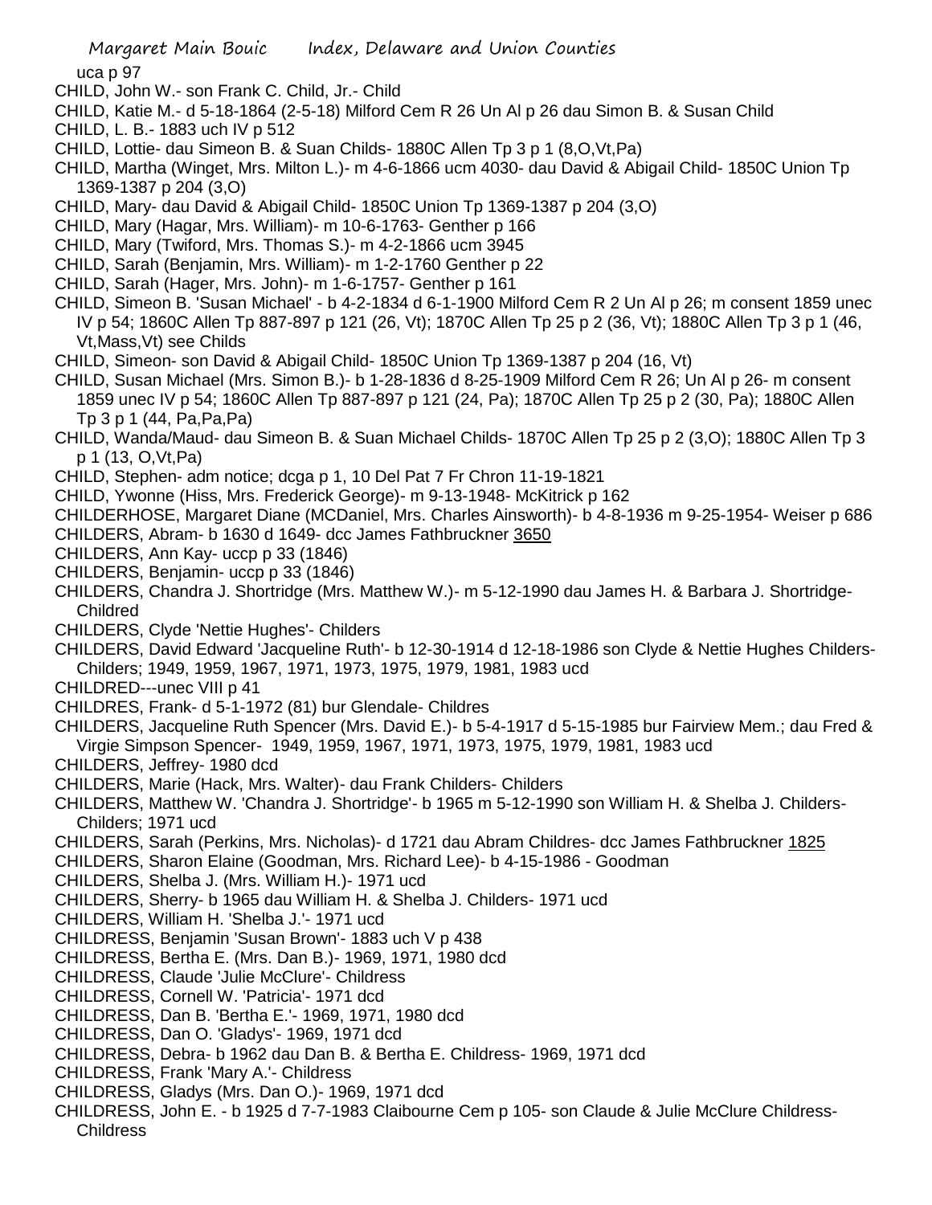uca p 97

CHILD, John W.- son Frank C. Child, Jr.- Child

CHILD, Katie M.- d 5-18-1864 (2-5-18) Milford Cem R 26 Un Al p 26 dau Simon B. & Susan Child

CHILD, L. B.- 1883 uch IV p 512

CHILD, Lottie- dau Simeon B. & Suan Childs- 1880C Allen Tp 3 p 1 (8,O,Vt,Pa)

CHILD, Martha (Winget, Mrs. Milton L.)- m 4-6-1866 ucm 4030- dau David & Abigail Child- 1850C Union Tp 1369-1387 p 204 (3,O)

CHILD, Mary- dau David & Abigail Child- 1850C Union Tp 1369-1387 p 204 (3,O)

CHILD, Mary (Hagar, Mrs. William)- m 10-6-1763- Genther p 166

CHILD, Mary (Twiford, Mrs. Thomas S.)- m 4-2-1866 ucm 3945

CHILD, Sarah (Benjamin, Mrs. William)- m 1-2-1760 Genther p 22

CHILD, Sarah (Hager, Mrs. John)- m 1-6-1757- Genther p 161

CHILD, Simeon B. 'Susan Michael' - b 4-2-1834 d 6-1-1900 Milford Cem R 2 Un Al p 26; m consent 1859 unec IV p 54; 1860C Allen Tp 887-897 p 121 (26, Vt); 1870C Allen Tp 25 p 2 (36, Vt); 1880C Allen Tp 3 p 1 (46, Vt,Mass,Vt) see Childs

CHILD, Simeon- son David & Abigail Child- 1850C Union Tp 1369-1387 p 204 (16, Vt)

CHILD, Susan Michael (Mrs. Simon B.)- b 1-28-1836 d 8-25-1909 Milford Cem R 26; Un Al p 26- m consent 1859 unec IV p 54; 1860C Allen Tp 887-897 p 121 (24, Pa); 1870C Allen Tp 25 p 2 (30, Pa); 1880C Allen Tp 3 p 1 (44, Pa,Pa,Pa)

CHILD, Wanda/Maud- dau Simeon B. & Suan Michael Childs- 1870C Allen Tp 25 p 2 (3,O); 1880C Allen Tp 3 p 1 (13, O,Vt,Pa)

CHILD, Stephen- adm notice; dcga p 1, 10 Del Pat 7 Fr Chron 11-19-1821

CHILD, Ywonne (Hiss, Mrs. Frederick George)- m 9-13-1948- McKitrick p 162

CHILDERHOSE, Margaret Diane (MCDaniel, Mrs. Charles Ainsworth)- b 4-8-1936 m 9-25-1954- Weiser p 686

CHILDERS, Abram- b 1630 d 1649- dcc James Fathbruckner 3650

CHILDERS, Ann Kay- uccp p 33 (1846)

CHILDERS, Benjamin- uccp p 33 (1846)

CHILDERS, Chandra J. Shortridge (Mrs. Matthew W.)- m 5-12-1990 dau James H. & Barbara J. Shortridge- Childred

CHILDERS, Clyde 'Nettie Hughes'- Childers

CHILDERS, David Edward 'Jacqueline Ruth'- b 12-30-1914 d 12-18-1986 son Clyde & Nettie Hughes Childers- Childers; 1949, 1959, 1967, 1971, 1973, 1975, 1979, 1981, 1983 ucd

CHILDRED---unec VIII p 41

CHILDRES, Frank- d 5-1-1972 (81) bur Glendale- Childres

CHILDERS, Jacqueline Ruth Spencer (Mrs. David E.)- b 5-4-1917 d 5-15-1985 bur Fairview Mem.; dau Fred & Virgie Simpson Spencer- 1949, 1959, 1967, 1971, 1973, 1975, 1979, 1981, 1983 ucd

CHILDERS, Jeffrey- 1980 dcd

CHILDERS, Marie (Hack, Mrs. Walter)- dau Frank Childers- Childers

CHILDERS, Matthew W. 'Chandra J. Shortridge'- b 1965 m 5-12-1990 son William H. & Shelba J. Childers- Childers; 1971 ucd

CHILDERS, Sarah (Perkins, Mrs. Nicholas)- d 1721 dau Abram Childres- dcc James Fathbruckner 1825

CHILDERS, Sharon Elaine (Goodman, Mrs. Richard Lee)- b 4-15-1986 - Goodman

CHILDERS, Shelba J. (Mrs. William H.)- 1971 ucd

CHILDERS, Sherry- b 1965 dau William H. & Shelba J. Childers- 1971 ucd

CHILDERS, William H. 'Shelba J.'- 1971 ucd

CHILDRESS, Benjamin 'Susan Brown'- 1883 uch V p 438

CHILDRESS, Bertha E. (Mrs. Dan B.)- 1969, 1971, 1980 dcd

CHILDRESS, Claude 'Julie McClure'- Childress

CHILDRESS, Cornell W. 'Patricia'- 1971 dcd

CHILDRESS, Dan B. 'Bertha E.'- 1969, 1971, 1980 dcd

CHILDRESS, Dan O. 'Gladys'- 1969, 1971 dcd

CHILDRESS, Debra- b 1962 dau Dan B. & Bertha E. Childress- 1969, 1971 dcd

CHILDRESS, Frank 'Mary A.'- Childress

CHILDRESS, Gladys (Mrs. Dan O.)- 1969, 1971 dcd

CHILDRESS, John E. - b 1925 d 7-7-1983 Claibourne Cem p 105- son Claude & Julie McClure Childress- Childress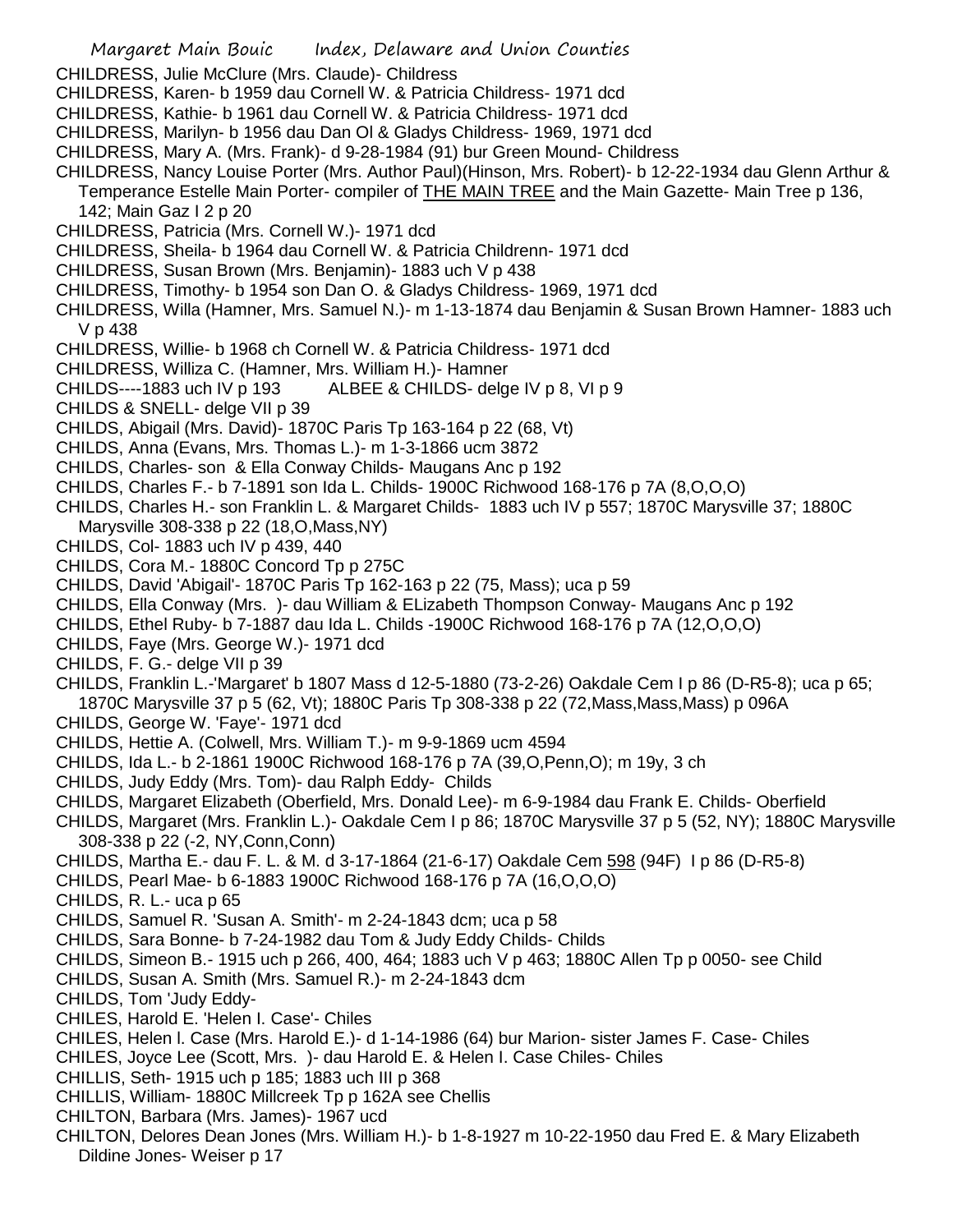CHILDRESS, Julie McClure (Mrs. Claude)- Childress

CHILDRESS, Karen- b 1959 dau Cornell W. & Patricia Childress- 1971 dcd

CHILDRESS, Kathie- b 1961 dau Cornell W. & Patricia Childress- 1971 dcd

CHILDRESS, Marilyn- b 1956 dau Dan Ol & Gladys Childress- 1969, 1971 dcd

CHILDRESS, Mary A. (Mrs. Frank)- d 9-28-1984 (91) bur Green Mound- Childress

CHILDRESS, Nancy Louise Porter (Mrs. Author Paul)(Hinson, Mrs. Robert)- b 12-22-1934 dau Glenn Arthur & Temperance Estelle Main Porter- compiler of THE MAIN TREE and the Main Gazette- Main Tree p 136, 142; Main Gaz I 2 p 20

CHILDRESS, Patricia (Mrs. Cornell W.)- 1971 dcd

CHILDRESS, Sheila- b 1964 dau Cornell W. & Patricia Childrenn- 1971 dcd

CHILDRESS, Susan Brown (Mrs. Benjamin)- 1883 uch V p 438

CHILDRESS, Timothy- b 1954 son Dan O. & Gladys Childress- 1969, 1971 dcd

CHILDRESS, Willa (Hamner, Mrs. Samuel N.)- m 1-13-1874 dau Benjamin & Susan Brown Hamner- 1883 uch V p 438

CHILDRESS, Willie- b 1968 ch Cornell W. & Patricia Childress- 1971 dcd

CHILDRESS, Williza C. (Hamner, Mrs. William H.)- Hamner

CHILDS----1883 uch IV p 193     ALBEE & CHILDS- delge IV p 8, VI p 9

CHILDS & SNELL- delge VII p 39

CHILDS, Abigail (Mrs. David)- 1870C Paris Tp 163-164 p 22 (68, Vt)

CHILDS, Anna (Evans, Mrs. Thomas L.)- m 1-3-1866 ucm 3872

CHILDS, Charles- son & Ella Conway Childs- Maugans Anc p 192

CHILDS, Charles F.- b 7-1891 son Ida L. Childs- 1900C Richwood 168-176 p 7A (8,O,O,O)

CHILDS, Charles H.- son Franklin L. & Margaret Childs- 1883 uch IV p 557; 1870C Marysville 37; 1880C Marysville 308-338 p 22 (18,O,Mass,NY)

CHILDS, Col- 1883 uch IV p 439, 440

CHILDS, Cora M.- 1880C Concord Tp p 275C

CHILDS, David 'Abigail'- 1870C Paris Tp 162-163 p 22 (75, Mass); uca p 59

CHILDS, Ella Conway (Mrs. )- dau William & ELizabeth Thompson Conway- Maugans Anc p 192

CHILDS, Ethel Ruby- b 7-1887 dau Ida L. Childs -1900C Richwood 168-176 p 7A (12,O,O,O)

CHILDS, Faye (Mrs. George W.)- 1971 dcd

CHILDS, F. G.- delge VII p 39

CHILDS, Franklin L.-'Margaret' b 1807 Mass d 12-5-1880 (73-2-26) Oakdale Cem I p 86 (D-R5-8); uca p 65; 1870C Marysville 37 p 5 (62, Vt); 1880C Paris Tp 308-338 p 22 (72,Mass,Mass,Mass) p 096A

CHILDS, George W. 'Faye'- 1971 dcd

CHILDS, Hettie A. (Colwell, Mrs. William T.)- m 9-9-1869 ucm 4594

CHILDS, Ida L.- b 2-1861 1900C Richwood 168-176 p 7A (39,O,Penn,O); m 19y, 3 ch

CHILDS, Judy Eddy (Mrs. Tom)- dau Ralph Eddy- Childs

CHILDS, Margaret Elizabeth (Oberfield, Mrs. Donald Lee)- m 6-9-1984 dau Frank E. Childs- Oberfield

CHILDS, Margaret (Mrs. Franklin L.)- Oakdale Cem I p 86; 1870C Marysville 37 p 5 (52, NY); 1880C Marysville 308-338 p 22 (-2, NY,Conn,Conn)

CHILDS, Martha E.- dau F. L. & M. d 3-17-1864 (21-6-17) Oakdale Cem 598 (94F) I p 86 (D-R5-8)

CHILDS, Pearl Mae- b 6-1883 1900C Richwood 168-176 p 7A (16,O,O,O)

CHILDS, R. L.- uca p 65

CHILDS, Samuel R. 'Susan A. Smith'- m 2-24-1843 dcm; uca p 58

CHILDS, Sara Bonne- b 7-24-1982 dau Tom & Judy Eddy Childs- Childs

CHILDS, Simeon B.- 1915 uch p 266, 400, 464; 1883 uch V p 463; 1880C Allen Tp p 0050- see Child

CHILDS, Susan A. Smith (Mrs. Samuel R.)- m 2-24-1843 dcm

CHILDS, Tom 'Judy Eddy-

CHILES, Harold E. 'Helen I. Case'- Chiles

CHILES, Helen l. Case (Mrs. Harold E.)- d 1-14-1986 (64) bur Marion- sister James F. Case- Chiles

CHILES, Joyce Lee (Scott, Mrs. )- dau Harold E. & Helen I. Case Chiles- Chiles

CHILLIS, Seth- 1915 uch p 185; 1883 uch III p 368

CHILLIS, William- 1880C Millcreek Tp p 162A see Chellis

CHILTON, Barbara (Mrs. James)- 1967 ucd

CHILTON, Delores Dean Jones (Mrs. William H.)- b 1-8-1927 m 10-22-1950 dau Fred E. & Mary Elizabeth Dildine Jones- Weiser p 17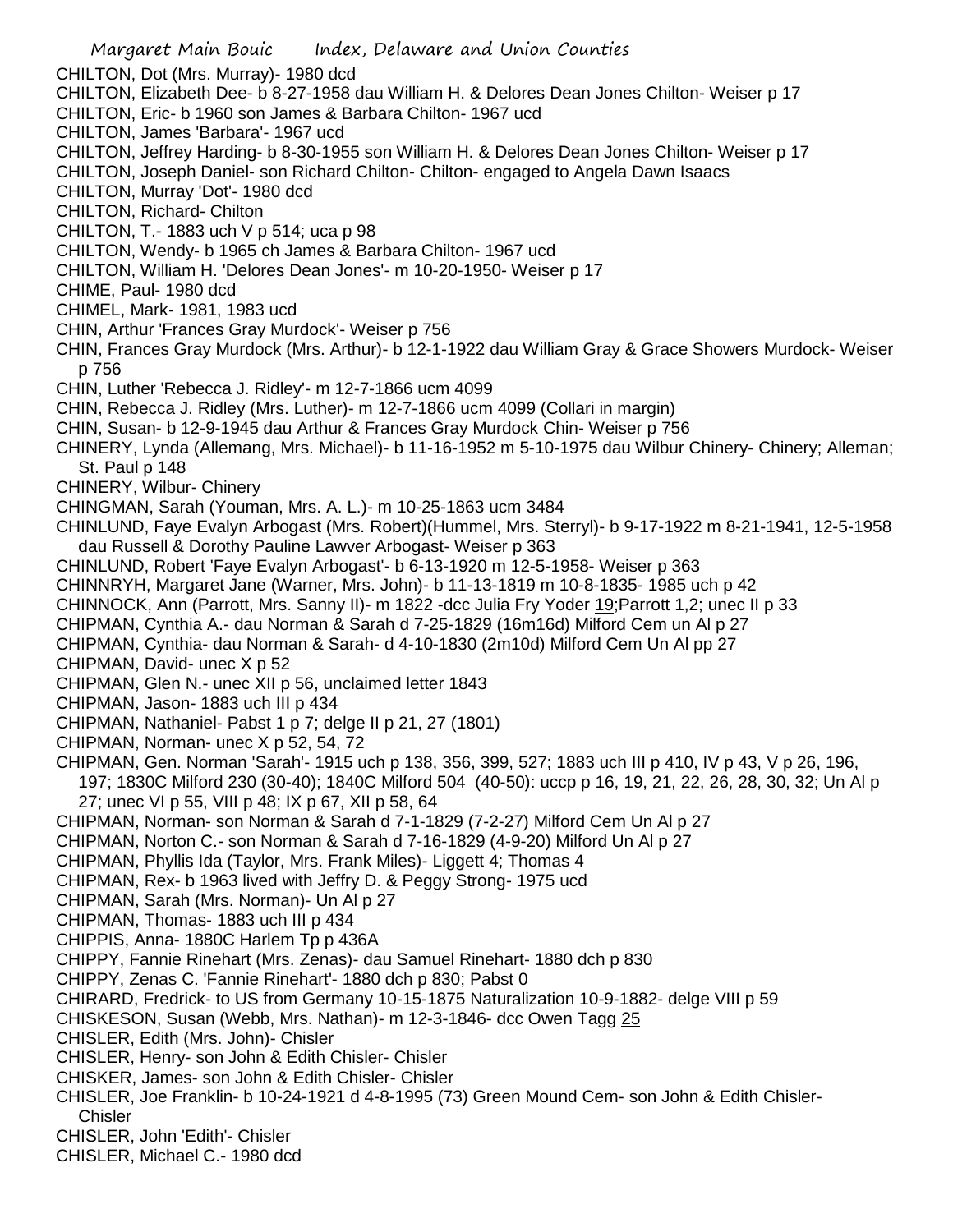CHILTON, Dot (Mrs. Murray)- 1980 dcd
CHILTON, Elizabeth Dee- b 8-27-1958 dau William H. & Delores Dean Jones Chilton- Weiser p 17
CHILTON, Eric- b 1960 son James & Barbara Chilton- 1967 ucd
CHILTON, James 'Barbara'- 1967 ucd
CHILTON, Jeffrey Harding- b 8-30-1955 son William H. & Delores Dean Jones Chilton- Weiser p 17
CHILTON, Joseph Daniel- son Richard Chilton- Chilton- engaged to Angela Dawn Isaacs
CHILTON, Murray 'Dot'- 1980 dcd
CHILTON, Richard- Chilton
CHILTON, T.- 1883 uch V p 514; uca p 98
CHILTON, Wendy- b 1965 ch James & Barbara Chilton- 1967 ucd
CHILTON, William H. 'Delores Dean Jones'- m 10-20-1950- Weiser p 17
CHIME, Paul- 1980 dcd
CHIMEL, Mark- 1981, 1983 ucd
CHIN, Arthur 'Frances Gray Murdock'- Weiser p 756
CHIN, Frances Gray Murdock (Mrs. Arthur)- b 12-1-1922 dau William Gray & Grace Showers Murdock- Weiser p 756
CHIN, Luther 'Rebecca J. Ridley'- m 12-7-1866 ucm 4099
CHIN, Rebecca J. Ridley (Mrs. Luther)- m 12-7-1866 ucm 4099 (Collari in margin)
CHIN, Susan- b 12-9-1945 dau Arthur & Frances Gray Murdock Chin- Weiser p 756
CHINERY, Lynda (Allemang, Mrs. Michael)- b 11-16-1952 m 5-10-1975 dau Wilbur Chinery- Chinery; Alleman; St. Paul p 148
CHINERY, Wilbur- Chinery
CHINGMAN, Sarah (Youman, Mrs. A. L.)- m 10-25-1863 ucm 3484
CHINLUND, Faye Evalyn Arbogast (Mrs. Robert)(Hummel, Mrs. Sterryl)- b 9-17-1922 m 8-21-1941, 12-5-1958 dau Russell & Dorothy Pauline Lawver Arbogast- Weiser p 363
CHINLUND, Robert 'Faye Evalyn Arbogast'- b 6-13-1920 m 12-5-1958- Weiser p 363
CHINNRYH, Margaret Jane (Warner, Mrs. John)- b 11-13-1819 m 10-8-1835- 1985 uch p 42
CHINNOCK, Ann (Parrott, Mrs. Sanny II)- m 1822 -dcc Julia Fry Yoder 19;Parrott 1,2; unec II p 33
CHIPMAN, Cynthia A.- dau Norman & Sarah d 7-25-1829 (16m16d) Milford Cem un Al p 27
CHIPMAN, Cynthia- dau Norman & Sarah- d 4-10-1830 (2m10d) Milford Cem Un Al pp 27
CHIPMAN, David- unec X p 52
CHIPMAN, Glen N.- unec XII p 56, unclaimed letter 1843
CHIPMAN, Jason- 1883 uch III p 434
CHIPMAN, Nathaniel- Pabst 1 p 7; delge II p 21, 27 (1801)
CHIPMAN, Norman- unec X p 52, 54, 72
CHIPMAN, Gen. Norman 'Sarah'- 1915 uch p 138, 356, 399, 527; 1883 uch III p 410, IV p 43, V p 26, 196, 197; 1830C Milford 230 (30-40); 1840C Milford 504 (40-50): uccp p 16, 19, 21, 22, 26, 28, 30, 32; Un Al p 27; unec VI p 55, VIII p 48; IX p 67, XII p 58, 64
CHIPMAN, Norman- son Norman & Sarah d 7-1-1829 (7-2-27) Milford Cem Un Al p 27
CHIPMAN, Norton C.- son Norman & Sarah d 7-16-1829 (4-9-20) Milford Un Al p 27
CHIPMAN, Phyllis Ida (Taylor, Mrs. Frank Miles)- Liggett 4; Thomas 4
CHIPMAN, Rex- b 1963 lived with Jeffry D. & Peggy Strong- 1975 ucd
CHIPMAN, Sarah (Mrs. Norman)- Un Al p 27
CHIPMAN, Thomas- 1883 uch III p 434
CHIPPIS, Anna- 1880C Harlem Tp p 436A
CHIPPY, Fannie Rinehart (Mrs. Zenas)- dau Samuel Rinehart- 1880 dch p 830
CHIPPY, Zenas C. 'Fannie Rinehart'- 1880 dch p 830; Pabst 0
CHIRARD, Fredrick- to US from Germany 10-15-1875 Naturalization 10-9-1882- delge VIII p 59
CHISKESON, Susan (Webb, Mrs. Nathan)- m 12-3-1846- dcc Owen Tagg 25
CHISLER, Edith (Mrs. John)- Chisler
CHISLER, Henry- son John & Edith Chisler- Chisler
CHISKER, James- son John & Edith Chisler- Chisler
CHISLER, Joe Franklin- b 10-24-1921 d 4-8-1995 (73) Green Mound Cem- son John & Edith Chisler- Chisler
CHISLER, John 'Edith'- Chisler
CHISLER, Michael C.- 1980 dcd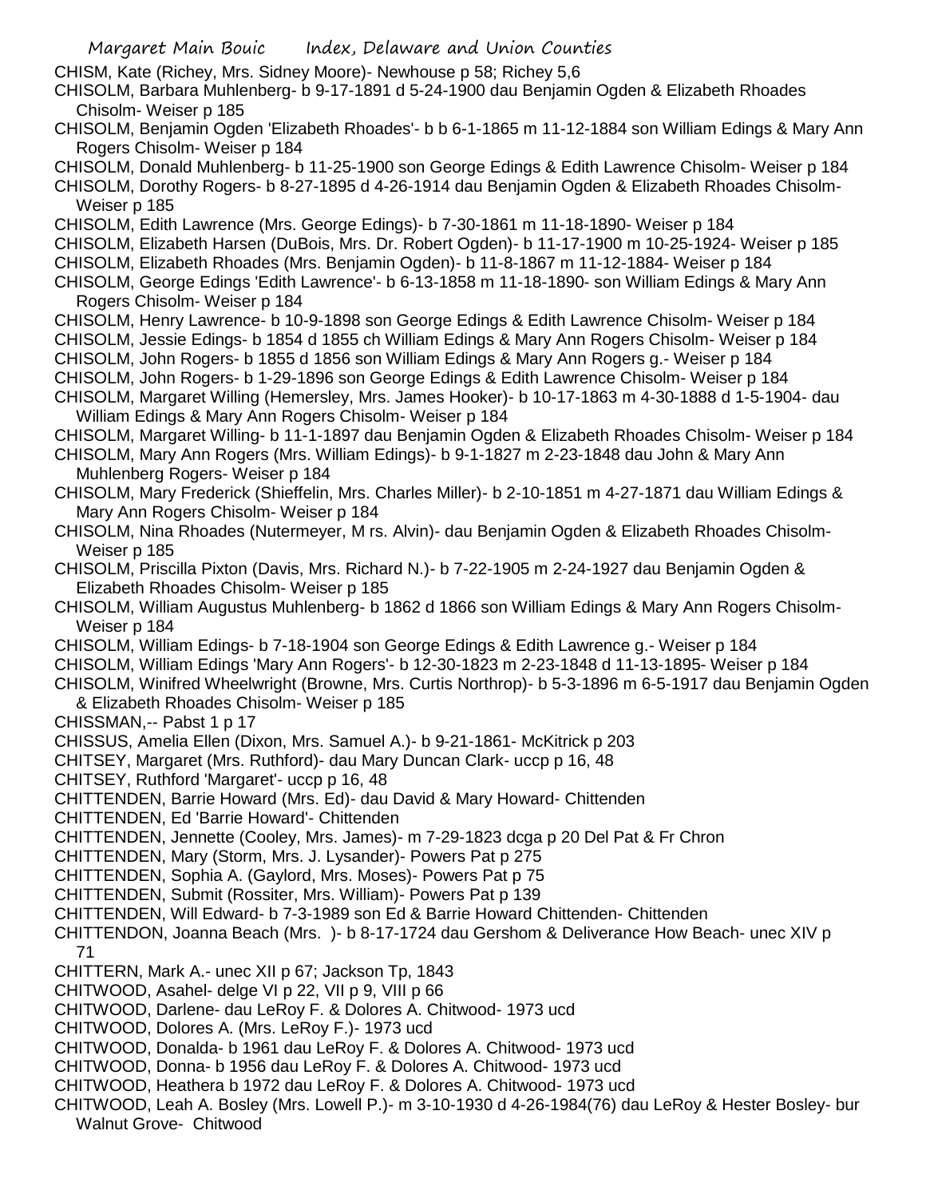CHISM, Kate (Richey, Mrs. Sidney Moore)- Newhouse p 58; Richey 5,6

CHISOLM, Barbara Muhlenberg- b 9-17-1891 d 5-24-1900 dau Benjamin Ogden & Elizabeth Rhoades Chisolm- Weiser p 185

CHISOLM, Benjamin Ogden 'Elizabeth Rhoades'- b b 6-1-1865 m 11-12-1884 son William Edings & Mary Ann Rogers Chisolm- Weiser p 184

CHISOLM, Donald Muhlenberg- b 11-25-1900 son George Edings & Edith Lawrence Chisolm- Weiser p 184

CHISOLM, Dorothy Rogers- b 8-27-1895 d 4-26-1914 dau Benjamin Ogden & Elizabeth Rhoades Chisolm- Weiser p 185

CHISOLM, Edith Lawrence (Mrs. George Edings)- b 7-30-1861 m 11-18-1890- Weiser p 184

CHISOLM, Elizabeth Harsen (DuBois, Mrs. Dr. Robert Ogden)- b 11-17-1900 m 10-25-1924- Weiser p 185

CHISOLM, Elizabeth Rhoades (Mrs. Benjamin Ogden)- b 11-8-1867 m 11-12-1884- Weiser p 184

CHISOLM, George Edings 'Edith Lawrence'- b 6-13-1858 m 11-18-1890- son William Edings & Mary Ann Rogers Chisolm- Weiser p 184

CHISOLM, Henry Lawrence- b 10-9-1898 son George Edings & Edith Lawrence Chisolm- Weiser p 184

CHISOLM, Jessie Edings- b 1854 d 1855 ch William Edings & Mary Ann Rogers Chisolm- Weiser p 184

CHISOLM, John Rogers- b 1855 d 1856 son William Edings & Mary Ann Rogers g.- Weiser p 184

CHISOLM, John Rogers- b 1-29-1896 son George Edings & Edith Lawrence Chisolm- Weiser p 184

CHISOLM, Margaret Willing (Hemersley, Mrs. James Hooker)- b 10-17-1863 m 4-30-1888 d 1-5-1904- dau William Edings & Mary Ann Rogers Chisolm- Weiser p 184

CHISOLM, Margaret Willing- b 11-1-1897 dau Benjamin Ogden & Elizabeth Rhoades Chisolm- Weiser p 184

CHISOLM, Mary Ann Rogers (Mrs. William Edings)- b 9-1-1827 m 2-23-1848 dau John & Mary Ann Muhlenberg Rogers- Weiser p 184

CHISOLM, Mary Frederick (Shieffelin, Mrs. Charles Miller)- b 2-10-1851 m 4-27-1871 dau William Edings & Mary Ann Rogers Chisolm- Weiser p 184

CHISOLM, Nina Rhoades (Nutermeyer, M rs. Alvin)- dau Benjamin Ogden & Elizabeth Rhoades Chisolm- Weiser p 185

CHISOLM, Priscilla Pixton (Davis, Mrs. Richard N.)- b 7-22-1905 m 2-24-1927 dau Benjamin Ogden & Elizabeth Rhoades Chisolm- Weiser p 185

CHISOLM, William Augustus Muhlenberg- b 1862 d 1866 son William Edings & Mary Ann Rogers Chisolm- Weiser p 184

CHISOLM, William Edings- b 7-18-1904 son George Edings & Edith Lawrence g.- Weiser p 184

CHISOLM, William Edings 'Mary Ann Rogers'- b 12-30-1823 m 2-23-1848 d 11-13-1895- Weiser p 184

CHISOLM, Winifred Wheelwright (Browne, Mrs. Curtis Northrop)- b 5-3-1896 m 6-5-1917 dau Benjamin Ogden & Elizabeth Rhoades Chisolm- Weiser p 185

CHISSMAN,-- Pabst 1 p 17

CHISSUS, Amelia Ellen (Dixon, Mrs. Samuel A.)- b 9-21-1861- McKitrick p 203

CHITSEY, Margaret (Mrs. Ruthford)- dau Mary Duncan Clark- uccp p 16, 48

CHITSEY, Ruthford 'Margaret'- uccp p 16, 48

CHITTENDEN, Barrie Howard (Mrs. Ed)- dau David & Mary Howard- Chittenden

CHITTENDEN, Ed 'Barrie Howard'- Chittenden

CHITTENDEN, Jennette (Cooley, Mrs. James)- m 7-29-1823 dcga p 20 Del Pat & Fr Chron

CHITTENDEN, Mary (Storm, Mrs. J. Lysander)- Powers Pat p 275

CHITTENDEN, Sophia A. (Gaylord, Mrs. Moses)- Powers Pat p 75

CHITTENDEN, Submit (Rossiter, Mrs. William)- Powers Pat p 139

CHITTENDEN, Will Edward- b 7-3-1989 son Ed & Barrie Howard Chittenden- Chittenden

CHITTENDON, Joanna Beach (Mrs. )- b 8-17-1724 dau Gershom & Deliverance How Beach- unec XIV p 71

CHITTERN, Mark A.- unec XII p 67; Jackson Tp, 1843

CHITWOOD, Asahel- delge VI p 22, VII p 9, VIII p 66

CHITWOOD, Darlene- dau LeRoy F. & Dolores A. Chitwood- 1973 ucd

CHITWOOD, Dolores A. (Mrs. LeRoy F.)- 1973 ucd

CHITWOOD, Donalda- b 1961 dau LeRoy F. & Dolores A. Chitwood- 1973 ucd

CHITWOOD, Donna- b 1956 dau LeRoy F. & Dolores A. Chitwood- 1973 ucd

CHITWOOD, Heathera b 1972 dau LeRoy F. & Dolores A. Chitwood- 1973 ucd

CHITWOOD, Leah A. Bosley (Mrs. Lowell P.)- m 3-10-1930 d 4-26-1984(76) dau LeRoy & Hester Bosley- bur Walnut Grove- Chitwood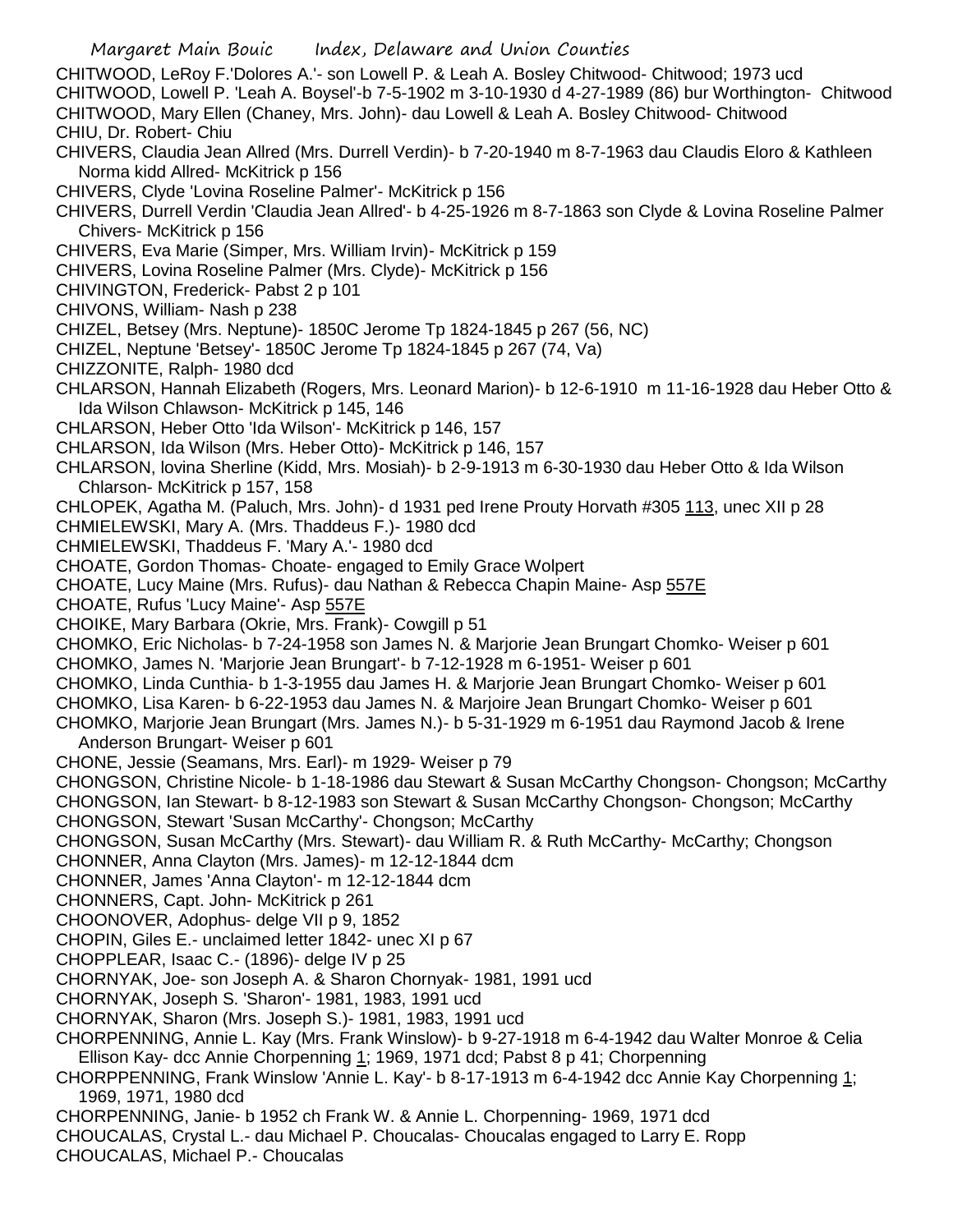CHITWOOD, LeRoy F.'Dolores A.'- son Lowell P. & Leah A. Bosley Chitwood- Chitwood; 1973 ucd
CHITWOOD, Lowell P. 'Leah A. Boysel'-b 7-5-1902 m 3-10-1930 d 4-27-1989 (86) bur Worthington- Chitwood
CHITWOOD, Mary Ellen (Chaney, Mrs. John)- dau Lowell & Leah A. Bosley Chitwood- Chitwood
CHIU, Dr. Robert- Chiu
CHIVERS, Claudia Jean Allred (Mrs. Durrell Verdin)- b 7-20-1940 m 8-7-1963 dau Claudis Eloro & Kathleen Norma kidd Allred- McKitrick p 156
CHIVERS, Clyde 'Lovina Roseline Palmer'- McKitrick p 156
CHIVERS, Durrell Verdin 'Claudia Jean Allred'- b 4-25-1926 m 8-7-1863 son Clyde & Lovina Roseline Palmer Chivers- McKitrick p 156
CHIVERS, Eva Marie (Simper, Mrs. William Irvin)- McKitrick p 159
CHIVERS, Lovina Roseline Palmer (Mrs. Clyde)- McKitrick p 156
CHIVINGTON, Frederick- Pabst 2 p 101
CHIVONS, William- Nash p 238
CHIZEL, Betsey (Mrs. Neptune)- 1850C Jerome Tp 1824-1845 p 267 (56, NC)
CHIZEL, Neptune 'Betsey'- 1850C Jerome Tp 1824-1845 p 267 (74, Va)
CHIZZONITE, Ralph- 1980 dcd
CHLARSON, Hannah Elizabeth (Rogers, Mrs. Leonard Marion)- b 12-6-1910 m 11-16-1928 dau Heber Otto & Ida Wilson Chlawson- McKitrick p 145, 146
CHLARSON, Heber Otto 'Ida Wilson'- McKitrick p 146, 157
CHLARSON, Ida Wilson (Mrs. Heber Otto)- McKitrick p 146, 157
CHLARSON, lovina Sherline (Kidd, Mrs. Mosiah)- b 2-9-1913 m 6-30-1930 dau Heber Otto & Ida Wilson Chlarson- McKitrick p 157, 158
CHLOPEK, Agatha M. (Paluch, Mrs. John)- d 1931 ped Irene Prouty Horvath #305 113, unec XII p 28
CHMIELEWSKI, Mary A. (Mrs. Thaddeus F.)- 1980 dcd
CHMIELEWSKI, Thaddeus F. 'Mary A.'- 1980 dcd
CHOATE, Gordon Thomas- Choate- engaged to Emily Grace Wolpert
CHOATE, Lucy Maine (Mrs. Rufus)- dau Nathan & Rebecca Chapin Maine- Asp 557E
CHOATE, Rufus 'Lucy Maine'- Asp 557E
CHOIKE, Mary Barbara (Okrie, Mrs. Frank)- Cowgill p 51
CHOMKO, Eric Nicholas- b 7-24-1958 son James N. & Marjorie Jean Brungart Chomko- Weiser p 601
CHOMKO, James N. 'Marjorie Jean Brungart'- b 7-12-1928 m 6-1951- Weiser p 601
CHOMKO, Linda Cunthia- b 1-3-1955 dau James H. & Marjorie Jean Brungart Chomko- Weiser p 601
CHOMKO, Lisa Karen- b 6-22-1953 dau James N. & Marjoire Jean Brungart Chomko- Weiser p 601
CHOMKO, Marjorie Jean Brungart (Mrs. James N.)- b 5-31-1929 m 6-1951 dau Raymond Jacob & Irene Anderson Brungart- Weiser p 601
CHONE, Jessie (Seamans, Mrs. Earl)- m 1929- Weiser p 79
CHONGSON, Christine Nicole- b 1-18-1986 dau Stewart & Susan McCarthy Chongson- Chongson; McCarthy
CHONGSON, Ian Stewart- b 8-12-1983 son Stewart & Susan McCarthy Chongson- Chongson; McCarthy
CHONGSON, Stewart 'Susan McCarthy'- Chongson; McCarthy
CHONGSON, Susan McCarthy (Mrs. Stewart)- dau William R. & Ruth McCarthy- McCarthy; Chongson
CHONNER, Anna Clayton (Mrs. James)- m 12-12-1844 dcm
CHONNER, James 'Anna Clayton'- m 12-12-1844 dcm
CHONNERS, Capt. John- McKitrick p 261
CHOONOVER, Adophus- delge VII p 9, 1852
CHOPIN, Giles E.- unclaimed letter 1842- unec XI p 67
CHOPPLEAR, Isaac C.- (1896)- delge IV p 25
CHORNYAK, Joe- son Joseph A. & Sharon Chornyak- 1981, 1991 ucd
CHORNYAK, Joseph S. 'Sharon'- 1981, 1983, 1991 ucd
CHORNYAK, Sharon (Mrs. Joseph S.)- 1981, 1983, 1991 ucd
CHORPENNING, Annie L. Kay (Mrs. Frank Winslow)- b 9-27-1918 m 6-4-1942 dau Walter Monroe & Celia Ellison Kay- dcc Annie Chorpenning 1; 1969, 1971 dcd; Pabst 8 p 41; Chorpenning
CHORPPENNING, Frank Winslow 'Annie L. Kay'- b 8-17-1913 m 6-4-1942 dcc Annie Kay Chorpenning 1; 1969, 1971, 1980 dcd
CHORPENNING, Janie- b 1952 ch Frank W. & Annie L. Chorpenning- 1969, 1971 dcd
CHOUCALAS, Crystal L.- dau Michael P. Choucalas- Choucalas engaged to Larry E. Ropp
CHOUCALAS, Michael P.- Choucalas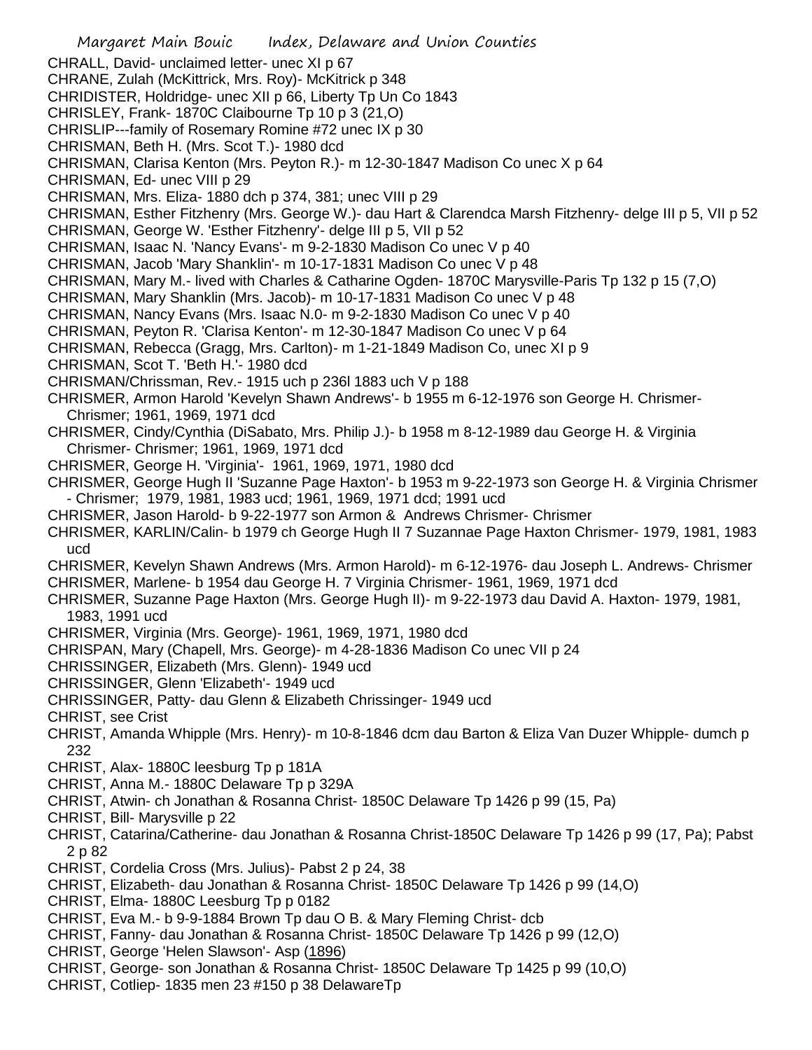CHRALL, David- unclaimed letter- unec XI p 67
CHRANE, Zulah (McKittrick, Mrs. Roy)- McKitrick p 348
CHRIDISTER, Holdridge- unec XII p 66, Liberty Tp Un Co 1843
CHRISLEY, Frank- 1870C Claibourne Tp 10 p 3 (21,O)
CHRISLIP---family of Rosemary Romine #72 unec IX p 30
CHRISMAN, Beth H. (Mrs. Scot T.)- 1980 dcd
CHRISMAN, Clarisa Kenton (Mrs. Peyton R.)- m 12-30-1847 Madison Co unec X p 64
CHRISMAN, Ed- unec VIII p 29
CHRISMAN, Mrs. Eliza- 1880 dch p 374, 381; unec VIII p 29
CHRISMAN, Esther Fitzhenry (Mrs. George W.)- dau Hart & Clarendca Marsh Fitzhenry- delge III p 5, VII p 52
CHRISMAN, George W. 'Esther Fitzhenry'- delge III p 5, VII p 52
CHRISMAN, Isaac N. 'Nancy Evans'- m 9-2-1830 Madison Co unec V p 40
CHRISMAN, Jacob 'Mary Shanklin'- m 10-17-1831 Madison Co unec V p 48
CHRISMAN, Mary M.- lived with Charles & Catharine Ogden- 1870C Marysville-Paris Tp 132 p 15 (7,O)
CHRISMAN, Mary Shanklin (Mrs. Jacob)- m 10-17-1831 Madison Co unec V p 48
CHRISMAN, Nancy Evans (Mrs. Isaac N.0- m 9-2-1830 Madison Co unec V p 40
CHRISMAN, Peyton R. 'Clarisa Kenton'- m 12-30-1847 Madison Co unec V p 64
CHRISMAN, Rebecca (Gragg, Mrs. Carlton)- m 1-21-1849 Madison Co, unec XI p 9
CHRISMAN, Scot T. 'Beth H.'- 1980 dcd
CHRISMAN/Chrissman, Rev.- 1915 uch p 236l 1883 uch V p 188
CHRISMER, Armon Harold 'Kevelyn Shawn Andrews'- b 1955 m 6-12-1976 son George H. Chrismer- Chrismer; 1961, 1969, 1971 dcd
CHRISMER, Cindy/Cynthia (DiSabato, Mrs. Philip J.)- b 1958 m 8-12-1989 dau George H. & Virginia Chrismer- Chrismer; 1961, 1969, 1971 dcd
CHRISMER, George H. 'Virginia'- 1961, 1969, 1971, 1980 dcd
CHRISMER, George Hugh II 'Suzanne Page Haxton'- b 1953 m 9-22-1973 son George H. & Virginia Chrismer - Chrismer; 1979, 1981, 1983 ucd; 1961, 1969, 1971 dcd; 1991 ucd
CHRISMER, Jason Harold- b 9-22-1977 son Armon & Andrews Chrismer- Chrismer
CHRISMER, KARLIN/Calin- b 1979 ch George Hugh II 7 Suzannae Page Haxton Chrismer- 1979, 1981, 1983 ucd
CHRISMER, Kevelyn Shawn Andrews (Mrs. Armon Harold)- m 6-12-1976- dau Joseph L. Andrews- Chrismer
CHRISMER, Marlene- b 1954 dau George H. 7 Virginia Chrismer- 1961, 1969, 1971 dcd
CHRISMER, Suzanne Page Haxton (Mrs. George Hugh II)- m 9-22-1973 dau David A. Haxton- 1979, 1981, 1983, 1991 ucd
CHRISMER, Virginia (Mrs. George)- 1961, 1969, 1971, 1980 dcd
CHRISPAN, Mary (Chapell, Mrs. George)- m 4-28-1836 Madison Co unec VII p 24
CHRISSINGER, Elizabeth (Mrs. Glenn)- 1949 ucd
CHRISSINGER, Glenn 'Elizabeth'- 1949 ucd
CHRISSINGER, Patty- dau Glenn & Elizabeth Chrissinger- 1949 ucd
CHRIST, see Crist
CHRIST, Amanda Whipple (Mrs. Henry)- m 10-8-1846 dcm dau Barton & Eliza Van Duzer Whipple- dumch p 232
CHRIST, Alax- 1880C leesburg Tp p 181A
CHRIST, Anna M.- 1880C Delaware Tp p 329A
CHRIST, Atwin- ch Jonathan & Rosanna Christ- 1850C Delaware Tp 1426 p 99 (15, Pa)
CHRIST, Bill- Marysville p 22
CHRIST, Catarina/Catherine- dau Jonathan & Rosanna Christ-1850C Delaware Tp 1426 p 99 (17, Pa); Pabst 2 p 82
CHRIST, Cordelia Cross (Mrs. Julius)- Pabst 2 p 24, 38
CHRIST, Elizabeth- dau Jonathan & Rosanna Christ- 1850C Delaware Tp 1426 p 99 (14,O)
CHRIST, Elma- 1880C Leesburg Tp p 0182
CHRIST, Eva M.- b 9-9-1884 Brown Tp dau O B. & Mary Fleming Christ- dcb
CHRIST, Fanny- dau Jonathan & Rosanna Christ- 1850C Delaware Tp 1426 p 99 (12,O)
CHRIST, George 'Helen Slawson'- Asp (1896)
CHRIST, George- son Jonathan & Rosanna Christ- 1850C Delaware Tp 1425 p 99 (10,O)
CHRIST, Cotliep- 1835 men 23 #150 p 38 DelawareTp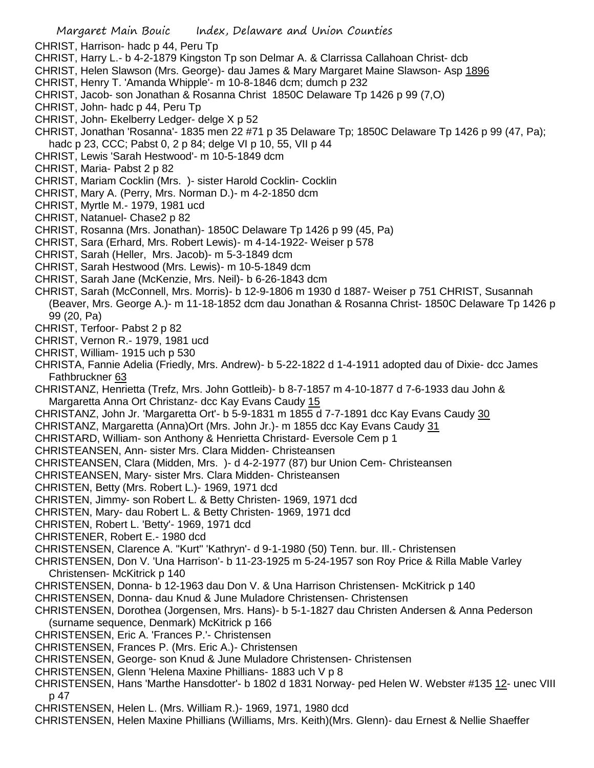CHRIST, Harrison- hadc p 44, Peru Tp
CHRIST, Harry L.- b 4-2-1879 Kingston Tp son Delmar A. & Clarrissa Callahoan Christ- dcb
CHRIST, Helen Slawson (Mrs. George)- dau James & Mary Margaret Maine Slawson- Asp 1896
CHRIST, Henry T. 'Amanda Whipple'- m 10-8-1846 dcm; dumch p 232
CHRIST, Jacob- son Jonathan & Rosanna Christ 1850C Delaware Tp 1426 p 99 (7,O)
CHRIST, John- hadc p 44, Peru Tp
CHRIST, John- Ekelberry Ledger- delge X p 52
CHRIST, Jonathan 'Rosanna'- 1835 men 22 #71 p 35 Delaware Tp; 1850C Delaware Tp 1426 p 99 (47, Pa); hadc p 23, CCC; Pabst 0, 2 p 84; delge VI p 10, 55, VII p 44
CHRIST, Lewis 'Sarah Hestwood'- m 10-5-1849 dcm
CHRIST, Maria- Pabst 2 p 82
CHRIST, Mariam Cocklin (Mrs. )- sister Harold Cocklin- Cocklin
CHRIST, Mary A. (Perry, Mrs. Norman D.)- m 4-2-1850 dcm
CHRIST, Myrtle M.- 1979, 1981 ucd
CHRIST, Natanuel- Chase2 p 82
CHRIST, Rosanna (Mrs. Jonathan)- 1850C Delaware Tp 1426 p 99 (45, Pa)
CHRIST, Sara (Erhard, Mrs. Robert Lewis)- m 4-14-1922- Weiser p 578
CHRIST, Sarah (Heller, Mrs. Jacob)- m 5-3-1849 dcm
CHRIST, Sarah Hestwood (Mrs. Lewis)- m 10-5-1849 dcm
CHRIST, Sarah Jane (McKenzie, Mrs. Neil)- b 6-26-1843 dcm
CHRIST, Sarah (McConnell, Mrs. Morris)- b 12-9-1806 m 1930 d 1887- Weiser p 751 CHRIST, Susannah (Beaver, Mrs. George A.)- m 11-18-1852 dcm dau Jonathan & Rosanna Christ- 1850C Delaware Tp 1426 p 99 (20, Pa)
CHRIST, Terfoor- Pabst 2 p 82
CHRIST, Vernon R.- 1979, 1981 ucd
CHRIST, William- 1915 uch p 530
CHRISTA, Fannie Adelia (Friedly, Mrs. Andrew)- b 5-22-1822 d 1-4-1911 adopted dau of Dixie- dcc James Fathbruckner 63
CHRISTANZ, Henrietta (Trefz, Mrs. John Gottleib)- b 8-7-1857 m 4-10-1877 d 7-6-1933 dau John & Margaretta Anna Ort Christanz- dcc Kay Evans Caudy 15
CHRISTANZ, John Jr. 'Margaretta Ort'- b 5-9-1831 m 1855 d 7-7-1891 dcc Kay Evans Caudy 30
CHRISTANZ, Margaretta (Anna)Ort (Mrs. John Jr.)- m 1855 dcc Kay Evans Caudy 31
CHRISTARD, William- son Anthony & Henrietta Christard- Eversole Cem p 1
CHRISTEANSEN, Ann- sister Mrs. Clara Midden- Christeansen
CHRISTEANSEN, Clara (Midden, Mrs. )- d 4-2-1977 (87) bur Union Cem- Christeansen
CHRISTEANSEN, Mary- sister Mrs. Clara Midden- Christeansen
CHRISTEN, Betty (Mrs. Robert L.)- 1969, 1971 dcd
CHRISTEN, Jimmy- son Robert L. & Betty Christen- 1969, 1971 dcd
CHRISTEN, Mary- dau Robert L. & Betty Christen- 1969, 1971 dcd
CHRISTEN, Robert L. 'Betty'- 1969, 1971 dcd
CHRISTENER, Robert E.- 1980 dcd
CHRISTENSEN, Clarence A. "Kurt" 'Kathryn'- d 9-1-1980 (50) Tenn. bur. Ill.- Christensen
CHRISTENSEN, Don V. 'Una Harrison'- b 11-23-1925 m 5-24-1957 son Roy Price & Rilla Mable Varley Christensen- McKitrick p 140
CHRISTENSEN, Donna- b 12-1963 dau Don V. & Una Harrison Christensen- McKitrick p 140
CHRISTENSEN, Donna- dau Knud & June Muladore Christensen- Christensen
CHRISTENSEN, Dorothea (Jorgensen, Mrs. Hans)- b 5-1-1827 dau Christen Andersen & Anna Pederson (surname sequence, Denmark) McKitrick p 166
CHRISTENSEN, Eric A. 'Frances P.'- Christensen
CHRISTENSEN, Frances P. (Mrs. Eric A.)- Christensen
CHRISTENSEN, George- son Knud & June Muladore Christensen- Christensen
CHRISTENSEN, Glenn 'Helena Maxine Phillians- 1883 uch V p 8
CHRISTENSEN, Hans 'Marthe Hansdotter'- b 1802 d 1831 Norway- ped Helen W. Webster #135 12- unec VIII p 47
CHRISTENSEN, Helen L. (Mrs. William R.)- 1969, 1971, 1980 dcd
CHRISTENSEN, Helen Maxine Phillians (Williams, Mrs. Keith)(Mrs. Glenn)- dau Ernest & Nellie Shaeffer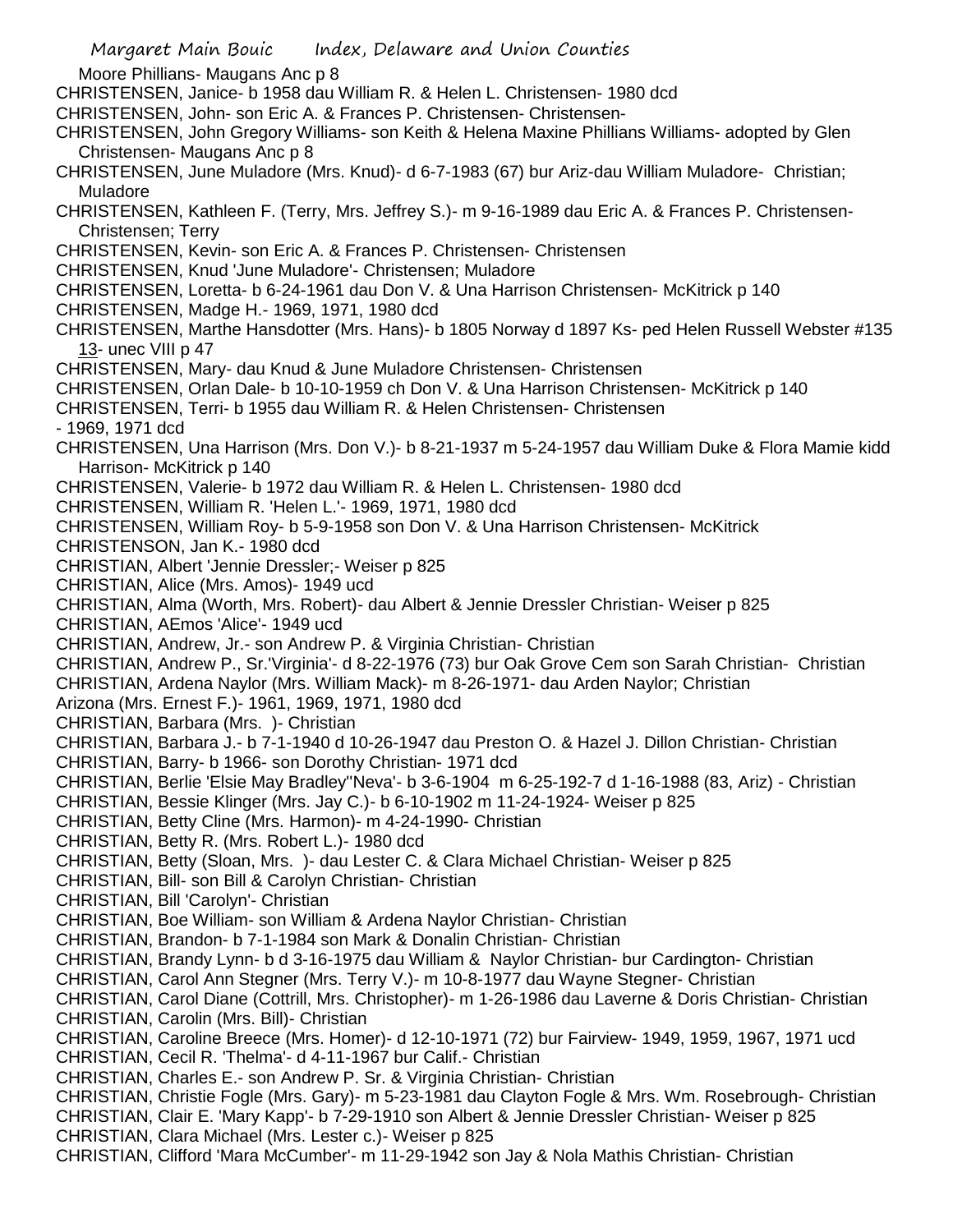Moore Phillians- Maugans Anc p 8

CHRISTENSEN, Janice- b 1958 dau William R. & Helen L. Christensen- 1980 dcd

CHRISTENSEN, John- son Eric A. & Frances P. Christensen- Christensen-

CHRISTENSEN, John Gregory Williams- son Keith & Helena Maxine Phillians Williams- adopted by Glen Christensen- Maugans Anc p 8

CHRISTENSEN, June Muladore (Mrs. Knud)- d 6-7-1983 (67) bur Ariz-dau William Muladore- Christian; Muladore

CHRISTENSEN, Kathleen F. (Terry, Mrs. Jeffrey S.)- m 9-16-1989 dau Eric A. & Frances P. Christensen- Christensen; Terry

CHRISTENSEN, Kevin- son Eric A. & Frances P. Christensen- Christensen

CHRISTENSEN, Knud 'June Muladore'- Christensen; Muladore

CHRISTENSEN, Loretta- b 6-24-1961 dau Don V. & Una Harrison Christensen- McKitrick p 140

CHRISTENSEN, Madge H.- 1969, 1971, 1980 dcd

CHRISTENSEN, Marthe Hansdotter (Mrs. Hans)- b 1805 Norway d 1897 Ks- ped Helen Russell Webster #135 13- unec VIII p 47

CHRISTENSEN, Mary- dau Knud & June Muladore Christensen- Christensen

CHRISTENSEN, Orlan Dale- b 10-10-1959 ch Don V. & Una Harrison Christensen- McKitrick p 140

CHRISTENSEN, Terri- b 1955 dau William R. & Helen Christensen- Christensen

- 1969, 1971 dcd

CHRISTENSEN, Una Harrison (Mrs. Don V.)- b 8-21-1937 m 5-24-1957 dau William Duke & Flora Mamie kidd Harrison- McKitrick p 140

CHRISTENSEN, Valerie- b 1972 dau William R. & Helen L. Christensen- 1980 dcd

CHRISTENSEN, William R. 'Helen L.'- 1969, 1971, 1980 dcd

CHRISTENSEN, William Roy- b 5-9-1958 son Don V. & Una Harrison Christensen- McKitrick

CHRISTENSON, Jan K.- 1980 dcd

CHRISTIAN, Albert 'Jennie Dressler;- Weiser p 825

CHRISTIAN, Alice (Mrs. Amos)- 1949 ucd

CHRISTIAN, Alma (Worth, Mrs. Robert)- dau Albert & Jennie Dressler Christian- Weiser p 825

CHRISTIAN, AEmos 'Alice'- 1949 ucd

CHRISTIAN, Andrew, Jr.- son Andrew P. & Virginia Christian- Christian

CHRISTIAN, Andrew P., Sr.'Virginia'- d 8-22-1976 (73) bur Oak Grove Cem son Sarah Christian- Christian

CHRISTIAN, Ardena Naylor (Mrs. William Mack)- m 8-26-1971- dau Arden Naylor; Christian

Arizona (Mrs. Ernest F.)- 1961, 1969, 1971, 1980 dcd

CHRISTIAN, Barbara (Mrs. )- Christian

CHRISTIAN, Barbara J.- b 7-1-1940 d 10-26-1947 dau Preston O. & Hazel J. Dillon Christian- Christian

CHRISTIAN, Barry- b 1966- son Dorothy Christian- 1971 dcd

CHRISTIAN, Berlie 'Elsie May Bradley''Neva'- b 3-6-1904 m 6-25-192-7 d 1-16-1988 (83, Ariz) - Christian

CHRISTIAN, Bessie Klinger (Mrs. Jay C.)- b 6-10-1902 m 11-24-1924- Weiser p 825

CHRISTIAN, Betty Cline (Mrs. Harmon)- m 4-24-1990- Christian

CHRISTIAN, Betty R. (Mrs. Robert L.)- 1980 dcd

CHRISTIAN, Betty (Sloan, Mrs. )- dau Lester C. & Clara Michael Christian- Weiser p 825

CHRISTIAN, Bill- son Bill & Carolyn Christian- Christian

CHRISTIAN, Bill 'Carolyn'- Christian

CHRISTIAN, Boe William- son William & Ardena Naylor Christian- Christian

CHRISTIAN, Brandon- b 7-1-1984 son Mark & Donalin Christian- Christian

CHRISTIAN, Brandy Lynn- b d 3-16-1975 dau William & Naylor Christian- bur Cardington- Christian

CHRISTIAN, Carol Ann Stegner (Mrs. Terry V.)- m 10-8-1977 dau Wayne Stegner- Christian

CHRISTIAN, Carol Diane (Cottrill, Mrs. Christopher)- m 1-26-1986 dau Laverne & Doris Christian- Christian

CHRISTIAN, Carolin (Mrs. Bill)- Christian

CHRISTIAN, Caroline Breece (Mrs. Homer)- d 12-10-1971 (72) bur Fairview- 1949, 1959, 1967, 1971 ucd

CHRISTIAN, Cecil R. 'Thelma'- d 4-11-1967 bur Calif.- Christian

CHRISTIAN, Charles E.- son Andrew P. Sr. & Virginia Christian- Christian

CHRISTIAN, Christie Fogle (Mrs. Gary)- m 5-23-1981 dau Clayton Fogle & Mrs. Wm. Rosebrough- Christian

CHRISTIAN, Clair E. 'Mary Kapp'- b 7-29-1910 son Albert & Jennie Dressler Christian- Weiser p 825

CHRISTIAN, Clara Michael (Mrs. Lester c.)- Weiser p 825

CHRISTIAN, Clifford 'Mara McCumber'- m 11-29-1942 son Jay & Nola Mathis Christian- Christian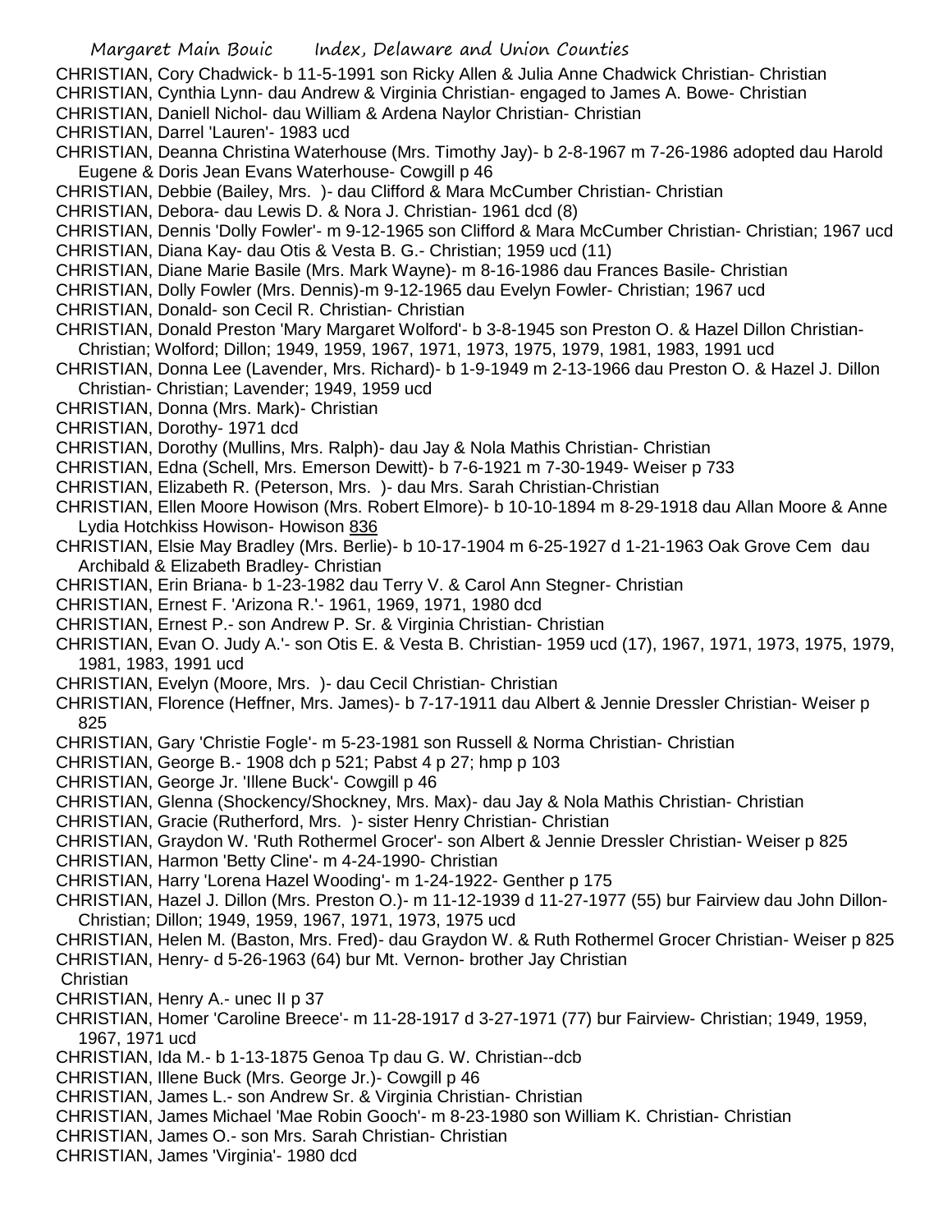CHRISTIAN, Cory Chadwick- b 11-5-1991 son Ricky Allen & Julia Anne Chadwick Christian- Christian
CHRISTIAN, Cynthia Lynn- dau Andrew & Virginia Christian- engaged to James A. Bowe- Christian
CHRISTIAN, Daniell Nichol- dau William & Ardena Naylor Christian- Christian
CHRISTIAN, Darrel 'Lauren'- 1983 ucd
CHRISTIAN, Deanna Christina Waterhouse (Mrs. Timothy Jay)- b 2-8-1967 m 7-26-1986 adopted dau Harold Eugene & Doris Jean Evans Waterhouse- Cowgill p 46
CHRISTIAN, Debbie (Bailey, Mrs. )- dau Clifford & Mara McCumber Christian- Christian
CHRISTIAN, Debora- dau Lewis D. & Nora J. Christian- 1961 dcd (8)
CHRISTIAN, Dennis 'Dolly Fowler'- m 9-12-1965 son Clifford & Mara McCumber Christian- Christian; 1967 ucd
CHRISTIAN, Diana Kay- dau Otis & Vesta B. G.- Christian; 1959 ucd (11)
CHRISTIAN, Diane Marie Basile (Mrs. Mark Wayne)- m 8-16-1986 dau Frances Basile- Christian
CHRISTIAN, Dolly Fowler (Mrs. Dennis)-m 9-12-1965 dau Evelyn Fowler- Christian; 1967 ucd
CHRISTIAN, Donald- son Cecil R. Christian- Christian
CHRISTIAN, Donald Preston 'Mary Margaret Wolford'- b 3-8-1945 son Preston O. & Hazel Dillon Christian- Christian; Wolford; Dillon; 1949, 1959, 1967, 1971, 1973, 1975, 1979, 1981, 1983, 1991 ucd
CHRISTIAN, Donna Lee (Lavender, Mrs. Richard)- b 1-9-1949 m 2-13-1966 dau Preston O. & Hazel J. Dillon Christian- Christian; Lavender; 1949, 1959 ucd
CHRISTIAN, Donna (Mrs. Mark)- Christian
CHRISTIAN, Dorothy- 1971 dcd
CHRISTIAN, Dorothy (Mullins, Mrs. Ralph)- dau Jay & Nola Mathis Christian- Christian
CHRISTIAN, Edna (Schell, Mrs. Emerson Dewitt)- b 7-6-1921 m 7-30-1949- Weiser p 733
CHRISTIAN, Elizabeth R. (Peterson, Mrs. )- dau Mrs. Sarah Christian-Christian
CHRISTIAN, Ellen Moore Howison (Mrs. Robert Elmore)- b 10-10-1894 m 8-29-1918 dau Allan Moore & Anne Lydia Hotchkiss Howison- Howison 836
CHRISTIAN, Elsie May Bradley (Mrs. Berlie)- b 10-17-1904 m 6-25-1927 d 1-21-1963 Oak Grove Cem dau Archibald & Elizabeth Bradley- Christian
CHRISTIAN, Erin Briana- b 1-23-1982 dau Terry V. & Carol Ann Stegner- Christian
CHRISTIAN, Ernest F. 'Arizona R.'- 1961, 1969, 1971, 1980 dcd
CHRISTIAN, Ernest P.- son Andrew P. Sr. & Virginia Christian- Christian
CHRISTIAN, Evan O. Judy A.'- son Otis E. & Vesta B. Christian- 1959 ucd (17), 1967, 1971, 1973, 1975, 1979, 1981, 1983, 1991 ucd
CHRISTIAN, Evelyn (Moore, Mrs. )- dau Cecil Christian- Christian
CHRISTIAN, Florence (Heffner, Mrs. James)- b 7-17-1911 dau Albert & Jennie Dressler Christian- Weiser p 825
CHRISTIAN, Gary 'Christie Fogle'- m 5-23-1981 son Russell & Norma Christian- Christian
CHRISTIAN, George B.- 1908 dch p 521; Pabst 4 p 27; hmp p 103
CHRISTIAN, George Jr. 'Illene Buck'- Cowgill p 46
CHRISTIAN, Glenna (Shockency/Shockney, Mrs. Max)- dau Jay & Nola Mathis Christian- Christian
CHRISTIAN, Gracie (Rutherford, Mrs. )- sister Henry Christian- Christian
CHRISTIAN, Graydon W. 'Ruth Rothermel Grocer'- son Albert & Jennie Dressler Christian- Weiser p 825
CHRISTIAN, Harmon 'Betty Cline'- m 4-24-1990- Christian
CHRISTIAN, Harry 'Lorena Hazel Wooding'- m 1-24-1922- Genther p 175
CHRISTIAN, Hazel J. Dillon (Mrs. Preston O.)- m 11-12-1939 d 11-27-1977 (55) bur Fairview dau John Dillon- Christian; Dillon; 1949, 1959, 1967, 1971, 1973, 1975 ucd
CHRISTIAN, Helen M. (Baston, Mrs. Fred)- dau Graydon W. & Ruth Rothermel Grocer Christian- Weiser p 825
CHRISTIAN, Henry- d 5-26-1963 (64) bur Mt. Vernon- brother Jay Christian
Christian
CHRISTIAN, Henry A.- unec II p 37
CHRISTIAN, Homer 'Caroline Breece'- m 11-28-1917 d 3-27-1971 (77) bur Fairview- Christian; 1949, 1959, 1967, 1971 ucd
CHRISTIAN, Ida M.- b 1-13-1875 Genoa Tp dau G. W. Christian--dcb
CHRISTIAN, Illene Buck (Mrs. George Jr.)- Cowgill p 46
CHRISTIAN, James L.- son Andrew Sr. & Virginia Christian- Christian
CHRISTIAN, James Michael 'Mae Robin Gooch'- m 8-23-1980 son William K. Christian- Christian
CHRISTIAN, James O.- son Mrs. Sarah Christian- Christian
CHRISTIAN, James 'Virginia'- 1980 dcd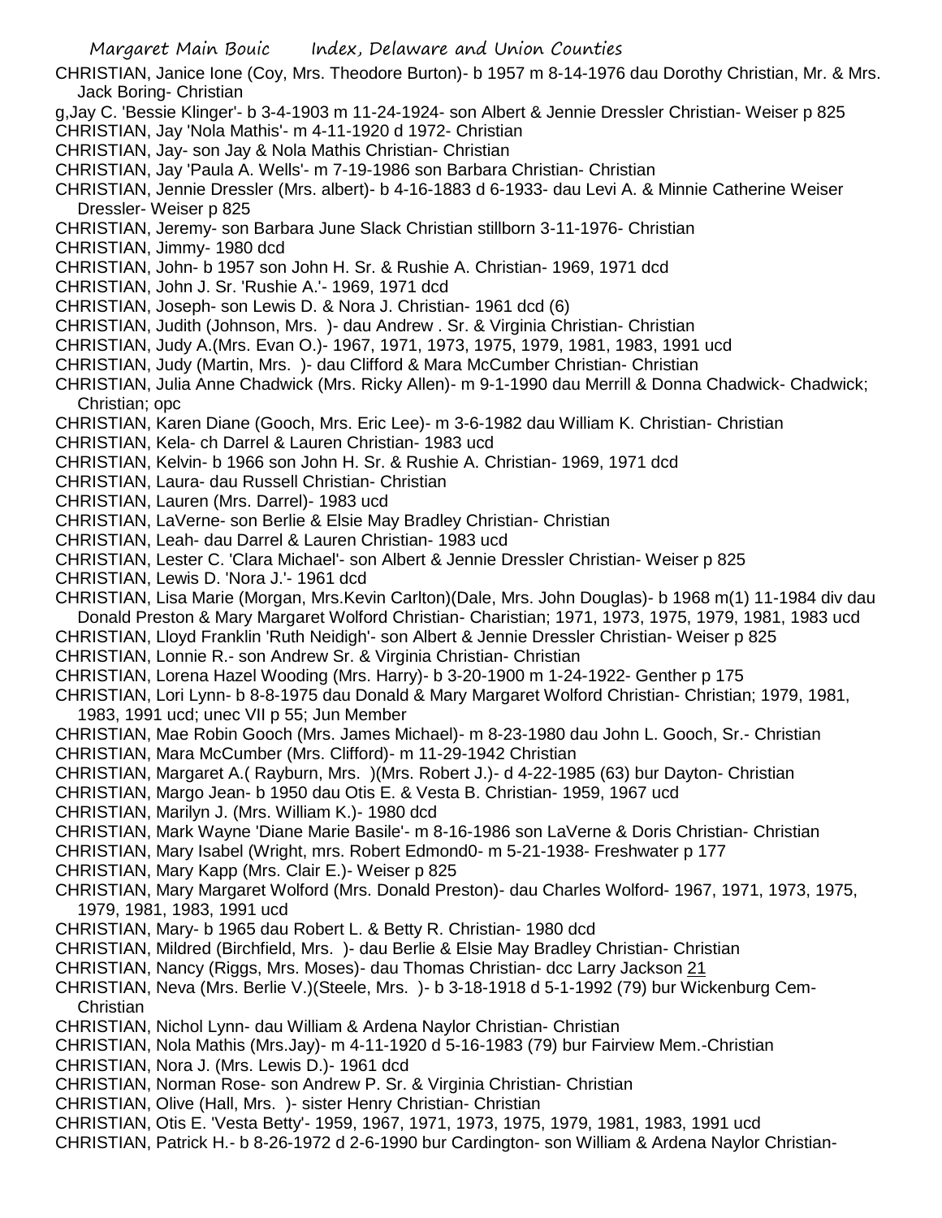CHRISTIAN, Janice Ione (Coy, Mrs. Theodore Burton)- b 1957 m 8-14-1976 dau Dorothy Christian, Mr. & Mrs. Jack Boring- Christian

g,Jay C. 'Bessie Klinger'- b 3-4-1903 m 11-24-1924- son Albert & Jennie Dressler Christian- Weiser p 825

CHRISTIAN, Jay 'Nola Mathis'- m 4-11-1920 d 1972- Christian

CHRISTIAN, Jay- son Jay & Nola Mathis Christian- Christian

CHRISTIAN, Jay 'Paula A. Wells'- m 7-19-1986 son Barbara Christian- Christian

CHRISTIAN, Jennie Dressler (Mrs. albert)- b 4-16-1883 d 6-1933- dau Levi A. & Minnie Catherine Weiser Dressler- Weiser p 825

CHRISTIAN, Jeremy- son Barbara June Slack Christian stillborn 3-11-1976- Christian

CHRISTIAN, Jimmy- 1980 dcd

CHRISTIAN, John- b 1957 son John H. Sr. & Rushie A. Christian- 1969, 1971 dcd

CHRISTIAN, John J. Sr. 'Rushie A.'- 1969, 1971 dcd

CHRISTIAN, Joseph- son Lewis D. & Nora J. Christian- 1961 dcd (6)

CHRISTIAN, Judith (Johnson, Mrs. )- dau Andrew . Sr. & Virginia Christian- Christian

CHRISTIAN, Judy A.(Mrs. Evan O.)- 1967, 1971, 1973, 1975, 1979, 1981, 1983, 1991 ucd

CHRISTIAN, Judy (Martin, Mrs. )- dau Clifford & Mara McCumber Christian- Christian

CHRISTIAN, Julia Anne Chadwick (Mrs. Ricky Allen)- m 9-1-1990 dau Merrill & Donna Chadwick- Chadwick; Christian; opc

CHRISTIAN, Karen Diane (Gooch, Mrs. Eric Lee)- m 3-6-1982 dau William K. Christian- Christian

CHRISTIAN, Kela- ch Darrel & Lauren Christian- 1983 ucd

CHRISTIAN, Kelvin- b 1966 son John H. Sr. & Rushie A. Christian- 1969, 1971 dcd

CHRISTIAN, Laura- dau Russell Christian- Christian

CHRISTIAN, Lauren (Mrs. Darrel)- 1983 ucd

CHRISTIAN, LaVerne- son Berlie & Elsie May Bradley Christian- Christian

CHRISTIAN, Leah- dau Darrel & Lauren Christian- 1983 ucd

CHRISTIAN, Lester C. 'Clara Michael'- son Albert & Jennie Dressler Christian- Weiser p 825

CHRISTIAN, Lewis D. 'Nora J.'- 1961 dcd

CHRISTIAN, Lisa Marie (Morgan, Mrs.Kevin Carlton)(Dale, Mrs. John Douglas)- b 1968 m(1) 11-1984 div dau Donald Preston & Mary Margaret Wolford Christian- Charistian; 1971, 1973, 1975, 1979, 1981, 1983 ucd

CHRISTIAN, Lloyd Franklin 'Ruth Neidigh'- son Albert & Jennie Dressler Christian- Weiser p 825

CHRISTIAN, Lonnie R.- son Andrew Sr. & Virginia Christian- Christian

CHRISTIAN, Lorena Hazel Wooding (Mrs. Harry)- b 3-20-1900 m 1-24-1922- Genther p 175

CHRISTIAN, Lori Lynn- b 8-8-1975 dau Donald & Mary Margaret Wolford Christian- Christian; 1979, 1981, 1983, 1991 ucd; unec VII p 55; Jun Member

CHRISTIAN, Mae Robin Gooch (Mrs. James Michael)- m 8-23-1980 dau John L. Gooch, Sr.- Christian

CHRISTIAN, Mara McCumber (Mrs. Clifford)- m 11-29-1942 Christian

CHRISTIAN, Margaret A.( Rayburn, Mrs. )(Mrs. Robert J.)- d 4-22-1985 (63) bur Dayton- Christian

CHRISTIAN, Margo Jean- b 1950 dau Otis E. & Vesta B. Christian- 1959, 1967 ucd

CHRISTIAN, Marilyn J. (Mrs. William K.)- 1980 dcd

CHRISTIAN, Mark Wayne 'Diane Marie Basile'- m 8-16-1986 son LaVerne & Doris Christian- Christian

CHRISTIAN, Mary Isabel (Wright, mrs. Robert Edmond0- m 5-21-1938- Freshwater p 177

CHRISTIAN, Mary Kapp (Mrs. Clair E.)- Weiser p 825

CHRISTIAN, Mary Margaret Wolford (Mrs. Donald Preston)- dau Charles Wolford- 1967, 1971, 1973, 1975, 1979, 1981, 1983, 1991 ucd

CHRISTIAN, Mary- b 1965 dau Robert L. & Betty R. Christian- 1980 dcd

CHRISTIAN, Mildred (Birchfield, Mrs. )- dau Berlie & Elsie May Bradley Christian- Christian

CHRISTIAN, Nancy (Riggs, Mrs. Moses)- dau Thomas Christian- dcc Larry Jackson 21

CHRISTIAN, Neva (Mrs. Berlie V.)(Steele, Mrs. )- b 3-18-1918 d 5-1-1992 (79) bur Wickenburg Cem- Christian

CHRISTIAN, Nichol Lynn- dau William & Ardena Naylor Christian- Christian

CHRISTIAN, Nola Mathis (Mrs.Jay)- m 4-11-1920 d 5-16-1983 (79) bur Fairview Mem.-Christian

CHRISTIAN, Nora J. (Mrs. Lewis D.)- 1961 dcd

CHRISTIAN, Norman Rose- son Andrew P. Sr. & Virginia Christian- Christian

CHRISTIAN, Olive (Hall, Mrs. )- sister Henry Christian- Christian

CHRISTIAN, Otis E. 'Vesta Betty'- 1959, 1967, 1971, 1973, 1975, 1979, 1981, 1983, 1991 ucd

CHRISTIAN, Patrick H.- b 8-26-1972 d 2-6-1990 bur Cardington- son William & Ardena Naylor Christian-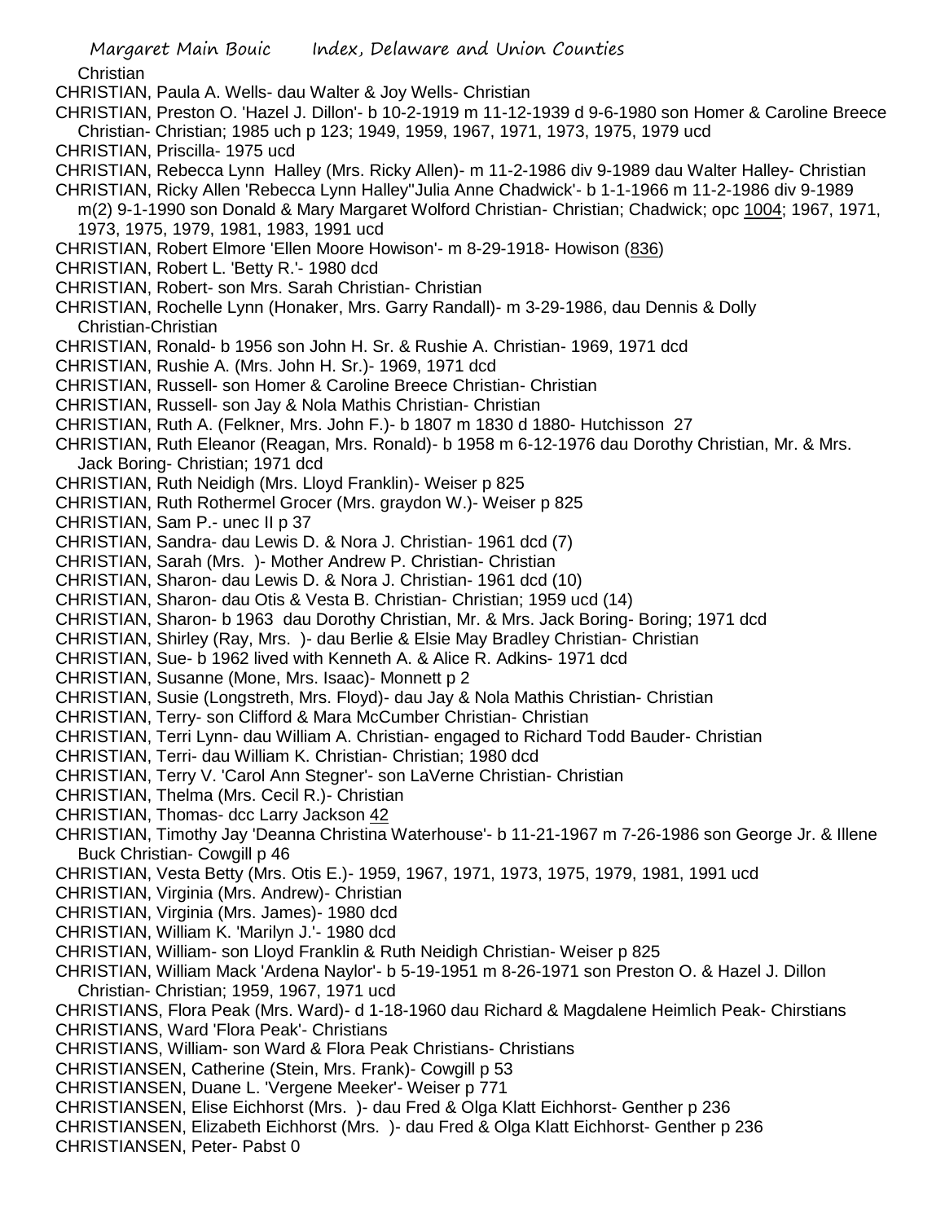Christian

CHRISTIAN, Paula A. Wells- dau Walter & Joy Wells- Christian

CHRISTIAN, Preston O. 'Hazel J. Dillon'- b 10-2-1919 m 11-12-1939 d 9-6-1980 son Homer & Caroline Breece Christian- Christian; 1985 uch p 123; 1949, 1959, 1967, 1971, 1973, 1975, 1979 ucd

CHRISTIAN, Priscilla- 1975 ucd

CHRISTIAN, Rebecca Lynn Halley (Mrs. Ricky Allen)- m 11-2-1986 div 9-1989 dau Walter Halley- Christian

CHRISTIAN, Ricky Allen 'Rebecca Lynn Halley''Julia Anne Chadwick'- b 1-1-1966 m 11-2-1986 div 9-1989 m(2) 9-1-1990 son Donald & Mary Margaret Wolford Christian- Christian; Chadwick; opc 1004; 1967, 1971, 1973, 1975, 1979, 1981, 1983, 1991 ucd

CHRISTIAN, Robert Elmore 'Ellen Moore Howison'- m 8-29-1918- Howison (836)

CHRISTIAN, Robert L. 'Betty R.'- 1980 dcd

CHRISTIAN, Robert- son Mrs. Sarah Christian- Christian

CHRISTIAN, Rochelle Lynn (Honaker, Mrs. Garry Randall)- m 3-29-1986, dau Dennis & Dolly Christian-Christian

CHRISTIAN, Ronald- b 1956 son John H. Sr. & Rushie A. Christian- 1969, 1971 dcd

CHRISTIAN, Rushie A. (Mrs. John H. Sr.)- 1969, 1971 dcd

CHRISTIAN, Russell- son Homer & Caroline Breece Christian- Christian

CHRISTIAN, Russell- son Jay & Nola Mathis Christian- Christian

CHRISTIAN, Ruth A. (Felkner, Mrs. John F.)- b 1807 m 1830 d 1880- Hutchisson 27

CHRISTIAN, Ruth Eleanor (Reagan, Mrs. Ronald)- b 1958 m 6-12-1976 dau Dorothy Christian, Mr. & Mrs. Jack Boring- Christian; 1971 dcd

CHRISTIAN, Ruth Neidigh (Mrs. Lloyd Franklin)- Weiser p 825

CHRISTIAN, Ruth Rothermel Grocer (Mrs. graydon W.)- Weiser p 825

CHRISTIAN, Sam P.- unec II p 37

CHRISTIAN, Sandra- dau Lewis D. & Nora J. Christian- 1961 dcd (7)

CHRISTIAN, Sarah (Mrs. )- Mother Andrew P. Christian- Christian

CHRISTIAN, Sharon- dau Lewis D. & Nora J. Christian- 1961 dcd (10)

CHRISTIAN, Sharon- dau Otis & Vesta B. Christian- Christian; 1959 ucd (14)

CHRISTIAN, Sharon- b 1963 dau Dorothy Christian, Mr. & Mrs. Jack Boring- Boring; 1971 dcd

CHRISTIAN, Shirley (Ray, Mrs. )- dau Berlie & Elsie May Bradley Christian- Christian

CHRISTIAN, Sue- b 1962 lived with Kenneth A. & Alice R. Adkins- 1971 dcd

CHRISTIAN, Susanne (Mone, Mrs. Isaac)- Monnett p 2

CHRISTIAN, Susie (Longstreth, Mrs. Floyd)- dau Jay & Nola Mathis Christian- Christian

CHRISTIAN, Terry- son Clifford & Mara McCumber Christian- Christian

CHRISTIAN, Terri Lynn- dau William A. Christian- engaged to Richard Todd Bauder- Christian

CHRISTIAN, Terri- dau William K. Christian- Christian; 1980 dcd

CHRISTIAN, Terry V. 'Carol Ann Stegner'- son LaVerne Christian- Christian

CHRISTIAN, Thelma (Mrs. Cecil R.)- Christian

CHRISTIAN, Thomas- dcc Larry Jackson 42

CHRISTIAN, Timothy Jay 'Deanna Christina Waterhouse'- b 11-21-1967 m 7-26-1986 son George Jr. & Illene Buck Christian- Cowgill p 46

CHRISTIAN, Vesta Betty (Mrs. Otis E.)- 1959, 1967, 1971, 1973, 1975, 1979, 1981, 1991 ucd

CHRISTIAN, Virginia (Mrs. Andrew)- Christian

CHRISTIAN, Virginia (Mrs. James)- 1980 dcd

CHRISTIAN, William K. 'Marilyn J.'- 1980 dcd

CHRISTIAN, William- son Lloyd Franklin & Ruth Neidigh Christian- Weiser p 825

CHRISTIAN, William Mack 'Ardena Naylor'- b 5-19-1951 m 8-26-1971 son Preston O. & Hazel J. Dillon Christian- Christian; 1959, 1967, 1971 ucd

CHRISTIANS, Flora Peak (Mrs. Ward)- d 1-18-1960 dau Richard & Magdalene Heimlich Peak- Chirstians

CHRISTIANS, Ward 'Flora Peak'- Christians

CHRISTIANS, William- son Ward & Flora Peak Christians- Christians

CHRISTIANSEN, Catherine (Stein, Mrs. Frank)- Cowgill p 53

CHRISTIANSEN, Duane L. 'Vergene Meeker'- Weiser p 771

CHRISTIANSEN, Elise Eichhorst (Mrs. )- dau Fred & Olga Klatt Eichhorst- Genther p 236

CHRISTIANSEN, Elizabeth Eichhorst (Mrs. )- dau Fred & Olga Klatt Eichhorst- Genther p 236

CHRISTIANSEN, Peter- Pabst 0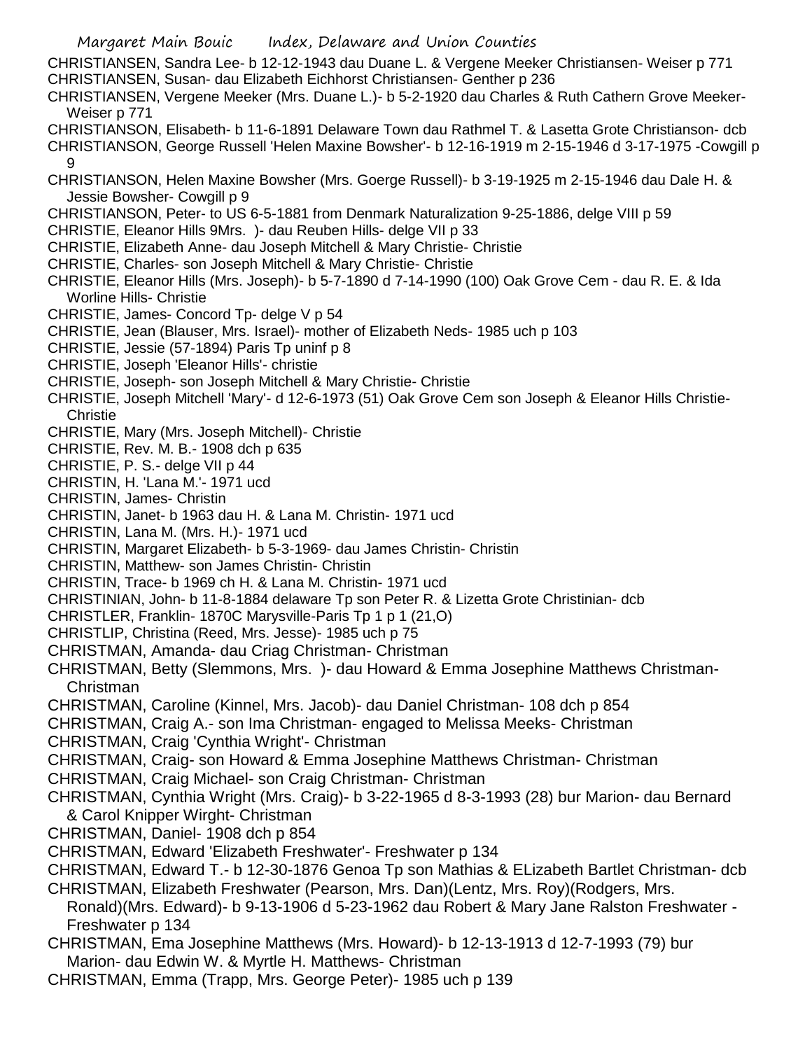CHRISTIANSEN, Sandra Lee- b 12-12-1943 dau Duane L. & Vergene Meeker Christiansen- Weiser p 771
CHRISTIANSEN, Susan- dau Elizabeth Eichhorst Christiansen- Genther p 236
CHRISTIANSEN, Vergene Meeker (Mrs. Duane L.)- b 5-2-1920 dau Charles & Ruth Cathern Grove Meeker- Weiser p 771
CHRISTIANSON, Elisabeth- b 11-6-1891 Delaware Town dau Rathmel T. & Lasetta Grote Christianson- dcb
CHRISTIANSON, George Russell 'Helen Maxine Bowsher'- b 12-16-1919 m 2-15-1946 d 3-17-1975 -Cowgill p 9
CHRISTIANSON, Helen Maxine Bowsher (Mrs. Goerge Russell)- b 3-19-1925 m 2-15-1946 dau Dale H. & Jessie Bowsher- Cowgill p 9
CHRISTIANSON, Peter- to US 6-5-1881 from Denmark Naturalization 9-25-1886, delge VIII p 59
CHRISTIE, Eleanor Hills 9Mrs. )- dau Reuben Hills- delge VII p 33
CHRISTIE, Elizabeth Anne- dau Joseph Mitchell & Mary Christie- Christie
CHRISTIE, Charles- son Joseph Mitchell & Mary Christie- Christie
CHRISTIE, Eleanor Hills (Mrs. Joseph)- b 5-7-1890 d 7-14-1990 (100) Oak Grove Cem - dau R. E. & Ida Worline Hills- Christie
CHRISTIE, James- Concord Tp- delge V p 54
CHRISTIE, Jean (Blauser, Mrs. Israel)- mother of Elizabeth Neds- 1985 uch p 103
CHRISTIE, Jessie (57-1894) Paris Tp uninf p 8
CHRISTIE, Joseph 'Eleanor Hills'- christie
CHRISTIE, Joseph- son Joseph Mitchell & Mary Christie- Christie
CHRISTIE, Joseph Mitchell 'Mary'- d 12-6-1973 (51) Oak Grove Cem son Joseph & Eleanor Hills Christie- Christie
CHRISTIE, Mary (Mrs. Joseph Mitchell)- Christie
CHRISTIE, Rev. M. B.- 1908 dch p 635
CHRISTIE, P. S.- delge VII p 44
CHRISTIN, H. 'Lana M.'- 1971 ucd
CHRISTIN, James- Christin
CHRISTIN, Janet- b 1963 dau H. & Lana M. Christin- 1971 ucd
CHRISTIN, Lana M. (Mrs. H.)- 1971 ucd
CHRISTIN, Margaret Elizabeth- b 5-3-1969- dau James Christin- Christin
CHRISTIN, Matthew- son James Christin- Christin
CHRISTIN, Trace- b 1969 ch H. & Lana M. Christin- 1971 ucd
CHRISTINIAN, John- b 11-8-1884 delaware Tp son Peter R. & Lizetta Grote Christinian- dcb
CHRISTLER, Franklin- 1870C Marysville-Paris Tp 1 p 1 (21,O)
CHRISTLIP, Christina (Reed, Mrs. Jesse)- 1985 uch p 75
CHRISTMAN, Amanda- dau Criag Christman- Christman
CHRISTMAN, Betty (Slemmons, Mrs. )- dau Howard & Emma Josephine Matthews Christman- Christman
CHRISTMAN, Caroline (Kinnel, Mrs. Jacob)- dau Daniel Christman- 108 dch p 854
CHRISTMAN, Craig A.- son Ima Christman- engaged to Melissa Meeks- Christman
CHRISTMAN, Craig 'Cynthia Wright'- Christman
CHRISTMAN, Craig- son Howard & Emma Josephine Matthews Christman- Christman
CHRISTMAN, Craig Michael- son Craig Christman- Christman
CHRISTMAN, Cynthia Wright (Mrs. Craig)- b 3-22-1965 d 8-3-1993 (28) bur Marion- dau Bernard & Carol Knipper Wirght- Christman
CHRISTMAN, Daniel- 1908 dch p 854
CHRISTMAN, Edward 'Elizabeth Freshwater'- Freshwater p 134
CHRISTMAN, Edward T.- b 12-30-1876 Genoa Tp son Mathias & ELizabeth Bartlet Christman- dcb
CHRISTMAN, Elizabeth Freshwater (Pearson, Mrs. Dan)(Lentz, Mrs. Roy)(Rodgers, Mrs. Ronald)(Mrs. Edward)- b 9-13-1906 d 5-23-1962 dau Robert & Mary Jane Ralston Freshwater - Freshwater p 134
CHRISTMAN, Ema Josephine Matthews (Mrs. Howard)- b 12-13-1913 d 12-7-1993 (79) bur Marion- dau Edwin W. & Myrtle H. Matthews- Christman
CHRISTMAN, Emma (Trapp, Mrs. George Peter)- 1985 uch p 139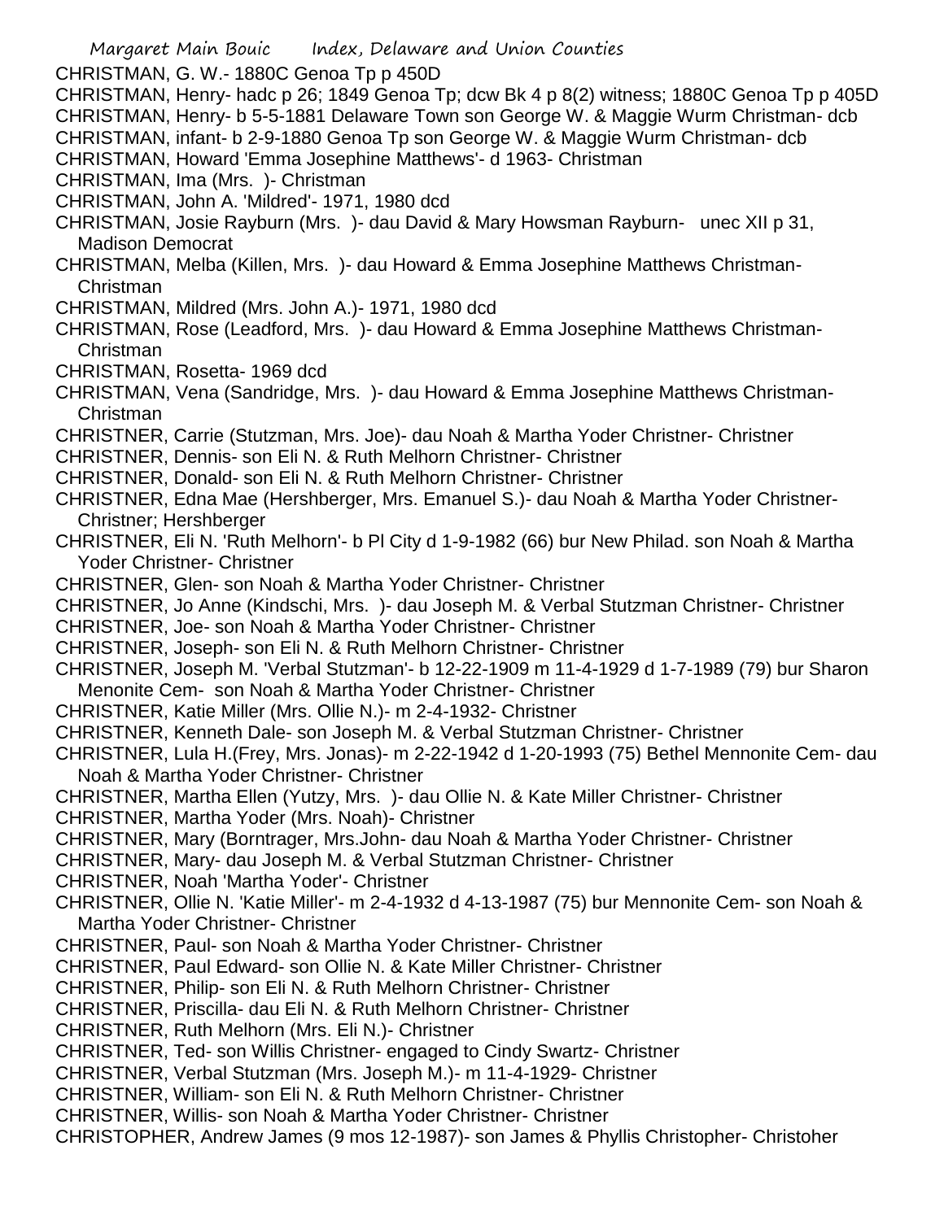CHRISTMAN, G. W.- 1880C Genoa Tp p 450D

CHRISTMAN, Henry- hadc p 26; 1849 Genoa Tp; dcw Bk 4 p 8(2) witness; 1880C Genoa Tp p 405D

CHRISTMAN, Henry- b 5-5-1881 Delaware Town son George W. & Maggie Wurm Christman- dcb

CHRISTMAN, infant- b 2-9-1880 Genoa Tp son George W. & Maggie Wurm Christman- dcb

CHRISTMAN, Howard 'Emma Josephine Matthews'- d 1963- Christman

CHRISTMAN, Ima (Mrs. )- Christman

CHRISTMAN, John A. 'Mildred'- 1971, 1980 dcd

CHRISTMAN, Josie Rayburn (Mrs. )- dau David & Mary Howsman Rayburn- unec XII p 31, Madison Democrat

CHRISTMAN, Melba (Killen, Mrs. )- dau Howard & Emma Josephine Matthews Christman- Christman

CHRISTMAN, Mildred (Mrs. John A.)- 1971, 1980 dcd

CHRISTMAN, Rose (Leadford, Mrs. )- dau Howard & Emma Josephine Matthews Christman- Christman

CHRISTMAN, Rosetta- 1969 dcd

CHRISTMAN, Vena (Sandridge, Mrs. )- dau Howard & Emma Josephine Matthews Christman- Christman

CHRISTNER, Carrie (Stutzman, Mrs. Joe)- dau Noah & Martha Yoder Christner- Christner

CHRISTNER, Dennis- son Eli N. & Ruth Melhorn Christner- Christner

CHRISTNER, Donald- son Eli N. & Ruth Melhorn Christner- Christner

CHRISTNER, Edna Mae (Hershberger, Mrs. Emanuel S.)- dau Noah & Martha Yoder Christner- Christner; Hershberger

CHRISTNER, Eli N. 'Ruth Melhorn'- b Pl City d 1-9-1982 (66) bur New Philad. son Noah & Martha Yoder Christner- Christner

CHRISTNER, Glen- son Noah & Martha Yoder Christner- Christner

CHRISTNER, Jo Anne (Kindschi, Mrs. )- dau Joseph M. & Verbal Stutzman Christner- Christner

CHRISTNER, Joe- son Noah & Martha Yoder Christner- Christner

CHRISTNER, Joseph- son Eli N. & Ruth Melhorn Christner- Christner

CHRISTNER, Joseph M. 'Verbal Stutzman'- b 12-22-1909 m 11-4-1929 d 1-7-1989 (79) bur Sharon Menonite Cem- son Noah & Martha Yoder Christner- Christner

CHRISTNER, Katie Miller (Mrs. Ollie N.)- m 2-4-1932- Christner

CHRISTNER, Kenneth Dale- son Joseph M. & Verbal Stutzman Christner- Christner

CHRISTNER, Lula H.(Frey, Mrs. Jonas)- m 2-22-1942 d 1-20-1993 (75) Bethel Mennonite Cem- dau Noah & Martha Yoder Christner- Christner

CHRISTNER, Martha Ellen (Yutzy, Mrs. )- dau Ollie N. & Kate Miller Christner- Christner

CHRISTNER, Martha Yoder (Mrs. Noah)- Christner

CHRISTNER, Mary (Borntrager, Mrs.John- dau Noah & Martha Yoder Christner- Christner

CHRISTNER, Mary- dau Joseph M. & Verbal Stutzman Christner- Christner

CHRISTNER, Noah 'Martha Yoder'- Christner

CHRISTNER, Ollie N. 'Katie Miller'- m 2-4-1932 d 4-13-1987 (75) bur Mennonite Cem- son Noah & Martha Yoder Christner- Christner

CHRISTNER, Paul- son Noah & Martha Yoder Christner- Christner

CHRISTNER, Paul Edward- son Ollie N. & Kate Miller Christner- Christner

CHRISTNER, Philip- son Eli N. & Ruth Melhorn Christner- Christner

CHRISTNER, Priscilla- dau Eli N. & Ruth Melhorn Christner- Christner

CHRISTNER, Ruth Melhorn (Mrs. Eli N.)- Christner

CHRISTNER, Ted- son Willis Christner- engaged to Cindy Swartz- Christner

CHRISTNER, Verbal Stutzman (Mrs. Joseph M.)- m 11-4-1929- Christner

CHRISTNER, William- son Eli N. & Ruth Melhorn Christner- Christner

CHRISTNER, Willis- son Noah & Martha Yoder Christner- Christner

CHRISTOPHER, Andrew James (9 mos 12-1987)- son James & Phyllis Christopher- Christoher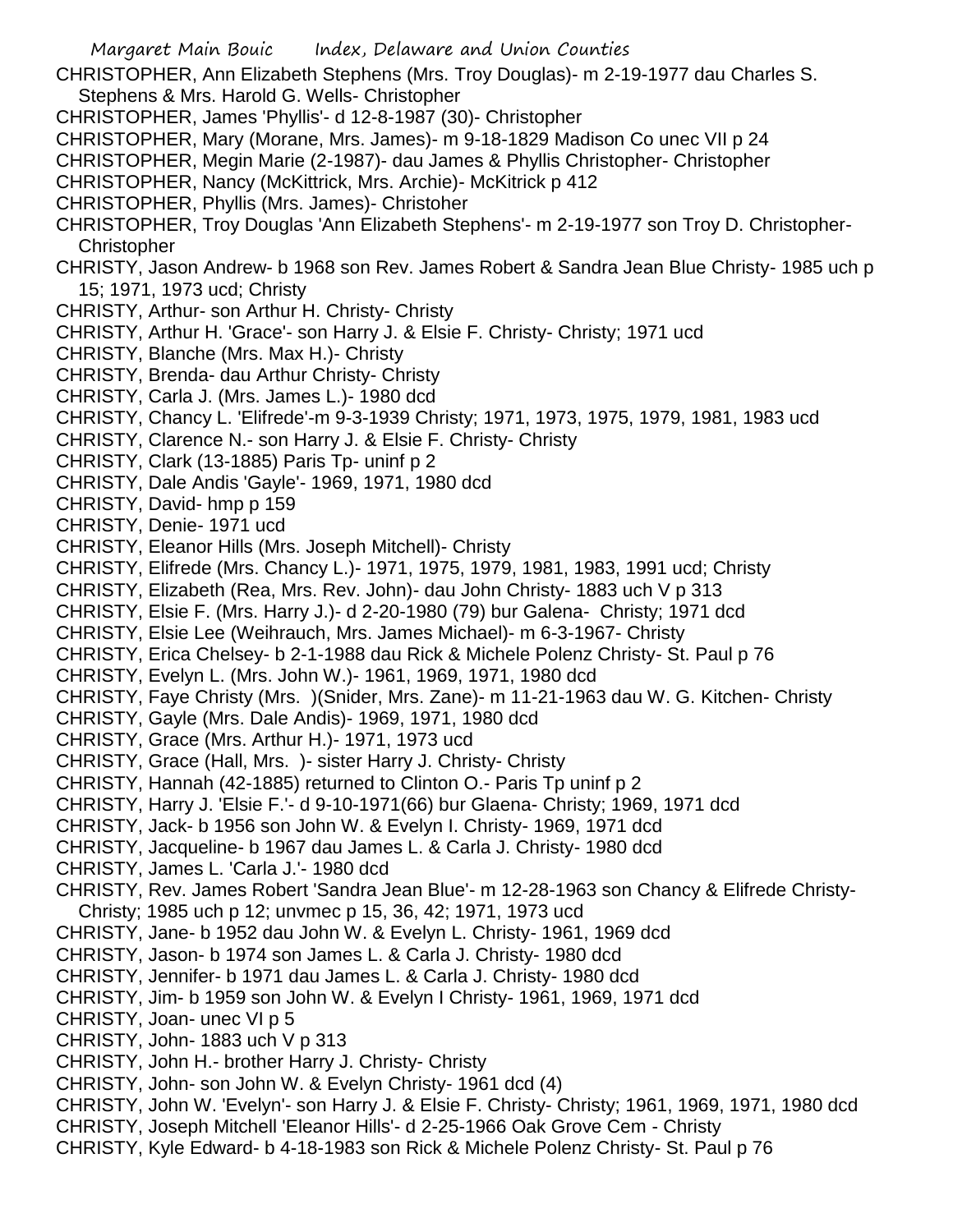CHRISTOPHER, Ann Elizabeth Stephens (Mrs. Troy Douglas)- m 2-19-1977 dau Charles S. Stephens & Mrs. Harold G. Wells- Christopher
CHRISTOPHER, James 'Phyllis'- d 12-8-1987 (30)- Christopher
CHRISTOPHER, Mary (Morane, Mrs. James)- m 9-18-1829 Madison Co unec VII p 24
CHRISTOPHER, Megin Marie (2-1987)- dau James & Phyllis Christopher- Christopher
CHRISTOPHER, Nancy (McKittrick, Mrs. Archie)- McKitrick p 412
CHRISTOPHER, Phyllis (Mrs. James)- Christoher
CHRISTOPHER, Troy Douglas 'Ann Elizabeth Stephens'- m 2-19-1977 son Troy D. Christopher- Christopher
CHRISTY, Jason Andrew- b 1968 son Rev. James Robert & Sandra Jean Blue Christy- 1985 uch p 15; 1971, 1973 ucd; Christy
CHRISTY, Arthur- son Arthur H. Christy- Christy
CHRISTY, Arthur H. 'Grace'- son Harry J. & Elsie F. Christy- Christy; 1971 ucd
CHRISTY, Blanche (Mrs. Max H.)- Christy
CHRISTY, Brenda- dau Arthur Christy- Christy
CHRISTY, Carla J. (Mrs. James L.)- 1980 dcd
CHRISTY, Chancy L. 'Elifrede'-m 9-3-1939 Christy; 1971, 1973, 1975, 1979, 1981, 1983 ucd
CHRISTY, Clarence N.- son Harry J. & Elsie F. Christy- Christy
CHRISTY, Clark (13-1885) Paris Tp- uninf p 2
CHRISTY, Dale Andis 'Gayle'- 1969, 1971, 1980 dcd
CHRISTY, David- hmp p 159
CHRISTY, Denie- 1971 ucd
CHRISTY, Eleanor Hills (Mrs. Joseph Mitchell)- Christy
CHRISTY, Elifrede (Mrs. Chancy L.)- 1971, 1975, 1979, 1981, 1983, 1991 ucd; Christy
CHRISTY, Elizabeth (Rea, Mrs. Rev. John)- dau John Christy- 1883 uch V p 313
CHRISTY, Elsie F. (Mrs. Harry J.)- d 2-20-1980 (79) bur Galena- Christy; 1971 dcd
CHRISTY, Elsie Lee (Weihrauch, Mrs. James Michael)- m 6-3-1967- Christy
CHRISTY, Erica Chelsey- b 2-1-1988 dau Rick & Michele Polenz Christy- St. Paul p 76
CHRISTY, Evelyn L. (Mrs. John W.)- 1961, 1969, 1971, 1980 dcd
CHRISTY, Faye Christy (Mrs. )(Snider, Mrs. Zane)- m 11-21-1963 dau W. G. Kitchen- Christy
CHRISTY, Gayle (Mrs. Dale Andis)- 1969, 1971, 1980 dcd
CHRISTY, Grace (Mrs. Arthur H.)- 1971, 1973 ucd
CHRISTY, Grace (Hall, Mrs. )- sister Harry J. Christy- Christy
CHRISTY, Hannah (42-1885) returned to Clinton O.- Paris Tp uninf p 2
CHRISTY, Harry J. 'Elsie F.'- d 9-10-1971(66) bur Glaena- Christy; 1969, 1971 dcd
CHRISTY, Jack- b 1956 son John W. & Evelyn I. Christy- 1969, 1971 dcd
CHRISTY, Jacqueline- b 1967 dau James L. & Carla J. Christy- 1980 dcd
CHRISTY, James L. 'Carla J.'- 1980 dcd
CHRISTY, Rev. James Robert 'Sandra Jean Blue'- m 12-28-1963 son Chancy & Elifrede Christy- Christy; 1985 uch p 12; unvmec p 15, 36, 42; 1971, 1973 ucd
CHRISTY, Jane- b 1952 dau John W. & Evelyn L. Christy- 1961, 1969 dcd
CHRISTY, Jason- b 1974 son James L. & Carla J. Christy- 1980 dcd
CHRISTY, Jennifer- b 1971 dau James L. & Carla J. Christy- 1980 dcd
CHRISTY, Jim- b 1959 son John W. & Evelyn I Christy- 1961, 1969, 1971 dcd
CHRISTY, Joan- unec VI p 5
CHRISTY, John- 1883 uch V p 313
CHRISTY, John H.- brother Harry J. Christy- Christy
CHRISTY, John- son John W. & Evelyn Christy- 1961 dcd (4)
CHRISTY, John W. 'Evelyn'- son Harry J. & Elsie F. Christy- Christy; 1961, 1969, 1971, 1980 dcd
CHRISTY, Joseph Mitchell 'Eleanor Hills'- d 2-25-1966 Oak Grove Cem - Christy
CHRISTY, Kyle Edward- b 4-18-1983 son Rick & Michele Polenz Christy- St. Paul p 76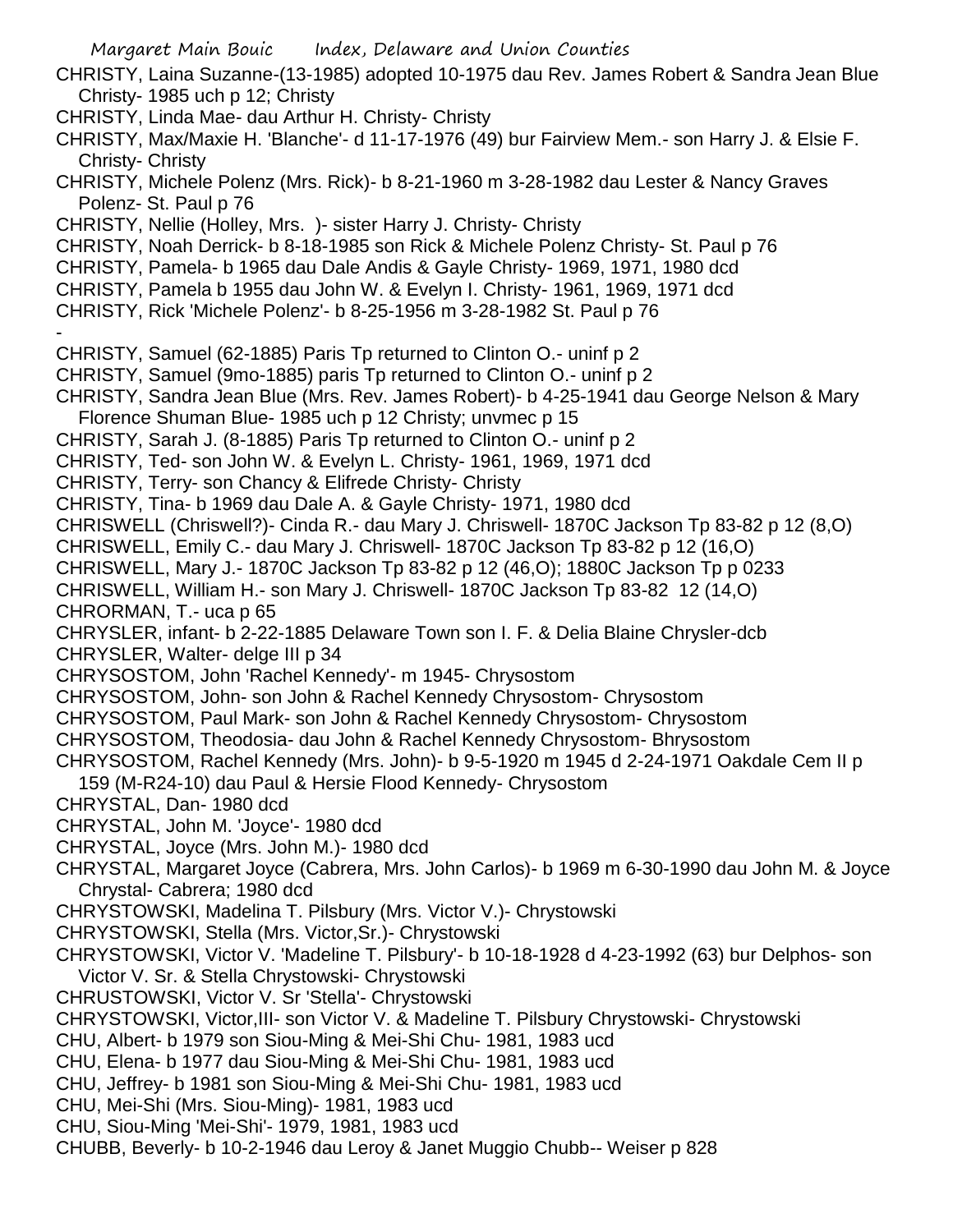CHRISTY, Laina Suzanne-(13-1985) adopted 10-1975 dau Rev. James Robert & Sandra Jean Blue Christy- 1985 uch p 12; Christy

CHRISTY, Linda Mae- dau Arthur H. Christy- Christy

CHRISTY, Max/Maxie H. 'Blanche'- d 11-17-1976 (49) bur Fairview Mem.- son Harry J. & Elsie F. Christy- Christy

CHRISTY, Michele Polenz (Mrs. Rick)- b 8-21-1960 m 3-28-1982 dau Lester & Nancy Graves Polenz- St. Paul p 76

CHRISTY, Nellie (Holley, Mrs. )- sister Harry J. Christy- Christy

CHRISTY, Noah Derrick- b 8-18-1985 son Rick & Michele Polenz Christy- St. Paul p 76

CHRISTY, Pamela- b 1965 dau Dale Andis & Gayle Christy- 1969, 1971, 1980 dcd

CHRISTY, Pamela b 1955 dau John W. & Evelyn I. Christy- 1961, 1969, 1971 dcd

CHRISTY, Rick 'Michele Polenz'- b 8-25-1956 m 3-28-1982 St. Paul p 76

-

CHRISTY, Samuel (62-1885) Paris Tp returned to Clinton O.- uninf p 2

CHRISTY, Samuel (9mo-1885) paris Tp returned to Clinton O.- uninf p 2

CHRISTY, Sandra Jean Blue (Mrs. Rev. James Robert)- b 4-25-1941 dau George Nelson & Mary Florence Shuman Blue- 1985 uch p 12 Christy; unvmec p 15

CHRISTY, Sarah J. (8-1885) Paris Tp returned to Clinton O.- uninf p 2

CHRISTY, Ted- son John W. & Evelyn L. Christy- 1961, 1969, 1971 dcd

CHRISTY, Terry- son Chancy & Elifrede Christy- Christy

CHRISTY, Tina- b 1969 dau Dale A. & Gayle Christy- 1971, 1980 dcd

CHRISWELL (Chriswell?)- Cinda R.- dau Mary J. Chriswell- 1870C Jackson Tp 83-82 p 12 (8,O)

CHRISWELL, Emily C.- dau Mary J. Chriswell- 1870C Jackson Tp 83-82 p 12 (16,O)

CHRISWELL, Mary J.- 1870C Jackson Tp 83-82 p 12 (46,O); 1880C Jackson Tp p 0233

CHRISWELL, William H.- son Mary J. Chriswell- 1870C Jackson Tp 83-82 12 (14,O)

CHRORMAN, T.- uca p 65

CHRYSLER, infant- b 2-22-1885 Delaware Town son I. F. & Delia Blaine Chrysler-dcb

CHRYSLER, Walter- delge III p 34

CHRYSOSTOM, John 'Rachel Kennedy'- m 1945- Chrysostom

CHRYSOSTOM, John- son John & Rachel Kennedy Chrysostom- Chrysostom

CHRYSOSTOM, Paul Mark- son John & Rachel Kennedy Chrysostom- Chrysostom

CHRYSOSTOM, Theodosia- dau John & Rachel Kennedy Chrysostom- Bhrysostom

CHRYSOSTOM, Rachel Kennedy (Mrs. John)- b 9-5-1920 m 1945 d 2-24-1971 Oakdale Cem II p 159 (M-R24-10) dau Paul & Hersie Flood Kennedy- Chrysostom

CHRYSTAL, Dan- 1980 dcd

CHRYSTAL, John M. 'Joyce'- 1980 dcd

CHRYSTAL, Joyce (Mrs. John M.)- 1980 dcd

CHRYSTAL, Margaret Joyce (Cabrera, Mrs. John Carlos)- b 1969 m 6-30-1990 dau John M. & Joyce Chrystal- Cabrera; 1980 dcd

CHRYSTOWSKI, Madelina T. Pilsbury (Mrs. Victor V.)- Chrystowski

CHRYSTOWSKI, Stella (Mrs. Victor,Sr.)- Chrystowski

CHRYSTOWSKI, Victor V. 'Madeline T. Pilsbury'- b 10-18-1928 d 4-23-1992 (63) bur Delphos- son Victor V. Sr. & Stella Chrystowski- Chrystowski

CHRUSTOWSKI, Victor V. Sr 'Stella'- Chrystowski

CHRYSTOWSKI, Victor,III- son Victor V. & Madeline T. Pilsbury Chrystowski- Chrystowski

CHU, Albert- b 1979 son Siou-Ming & Mei-Shi Chu- 1981, 1983 ucd

CHU, Elena- b 1977 dau Siou-Ming & Mei-Shi Chu- 1981, 1983 ucd

CHU, Jeffrey- b 1981 son Siou-Ming & Mei-Shi Chu- 1981, 1983 ucd

CHU, Mei-Shi (Mrs. Siou-Ming)- 1981, 1983 ucd

CHU, Siou-Ming 'Mei-Shi'- 1979, 1981, 1983 ucd

CHUBB, Beverly- b 10-2-1946 dau Leroy & Janet Muggio Chubb-- Weiser p 828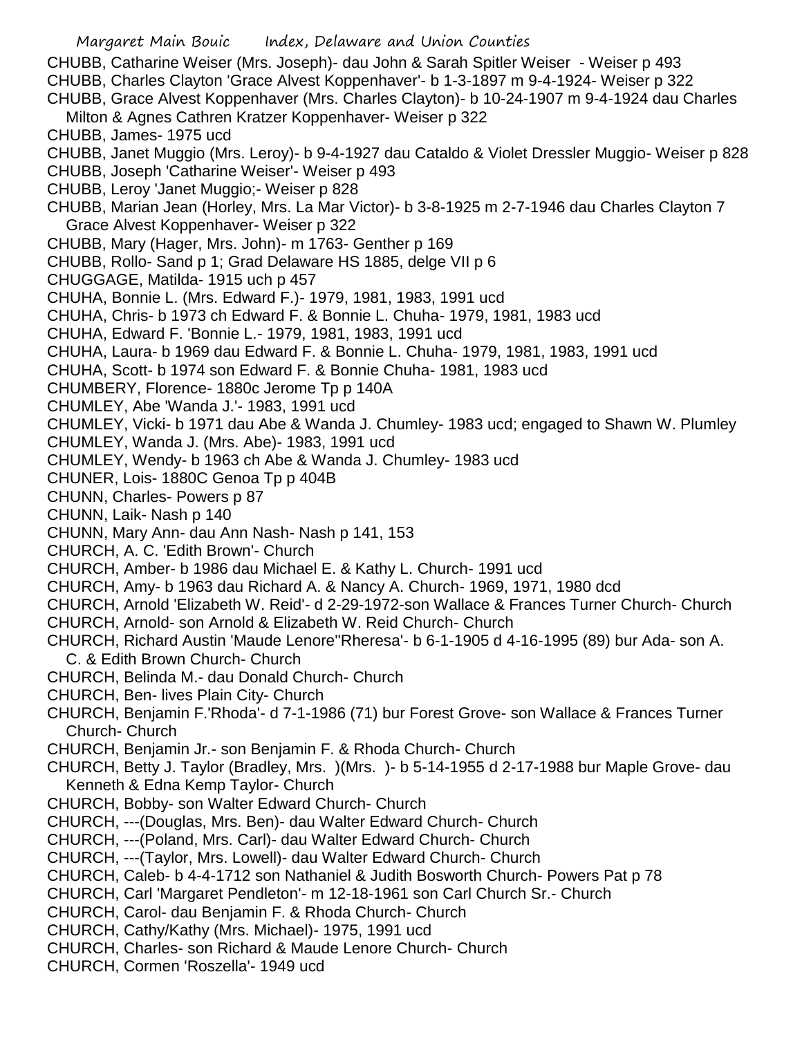CHUBB, Catharine Weiser (Mrs. Joseph)- dau John & Sarah Spitler Weiser - Weiser p 493
CHUBB, Charles Clayton 'Grace Alvest Koppenhaver'- b 1-3-1897 m 9-4-1924- Weiser p 322
CHUBB, Grace Alvest Koppenhaver (Mrs. Charles Clayton)- b 10-24-1907 m 9-4-1924 dau Charles Milton & Agnes Cathren Kratzer Koppenhaver- Weiser p 322
CHUBB, James- 1975 ucd
CHUBB, Janet Muggio (Mrs. Leroy)- b 9-4-1927 dau Cataldo & Violet Dressler Muggio- Weiser p 828
CHUBB, Joseph 'Catharine Weiser'- Weiser p 493
CHUBB, Leroy 'Janet Muggio;- Weiser p 828
CHUBB, Marian Jean (Horley, Mrs. La Mar Victor)- b 3-8-1925 m 2-7-1946 dau Charles Clayton 7 Grace Alvest Koppenhaver- Weiser p 322
CHUBB, Mary (Hager, Mrs. John)- m 1763- Genther p 169
CHUBB, Rollo- Sand p 1; Grad Delaware HS 1885, delge VII p 6
CHUGGAGE, Matilda- 1915 uch p 457
CHUHA, Bonnie L. (Mrs. Edward F.)- 1979, 1981, 1983, 1991 ucd
CHUHA, Chris- b 1973 ch Edward F. & Bonnie L. Chuha- 1979, 1981, 1983 ucd
CHUHA, Edward F. 'Bonnie L.- 1979, 1981, 1983, 1991 ucd
CHUHA, Laura- b 1969 dau Edward F. & Bonnie L. Chuha- 1979, 1981, 1983, 1991 ucd
CHUHA, Scott- b 1974 son Edward F. & Bonnie Chuha- 1981, 1983 ucd
CHUMBERY, Florence- 1880c Jerome Tp p 140A
CHUMLEY, Abe 'Wanda J.'- 1983, 1991 ucd
CHUMLEY, Vicki- b 1971 dau Abe & Wanda J. Chumley- 1983 ucd; engaged to Shawn W. Plumley
CHUMLEY, Wanda J. (Mrs. Abe)- 1983, 1991 ucd
CHUMLEY, Wendy- b 1963 ch Abe & Wanda J. Chumley- 1983 ucd
CHUNER, Lois- 1880C Genoa Tp p 404B
CHUNN, Charles- Powers p 87
CHUNN, Laik- Nash p 140
CHUNN, Mary Ann- dau Ann Nash- Nash p 141, 153
CHURCH, A. C. 'Edith Brown'- Church
CHURCH, Amber- b 1986 dau Michael E. & Kathy L. Church- 1991 ucd
CHURCH, Amy- b 1963 dau Richard A. & Nancy A. Church- 1969, 1971, 1980 dcd
CHURCH, Arnold 'Elizabeth W. Reid'- d 2-29-1972-son Wallace & Frances Turner Church- Church
CHURCH, Arnold- son Arnold & Elizabeth W. Reid Church- Church
CHURCH, Richard Austin 'Maude Lenore''Rheresa'- b 6-1-1905 d 4-16-1995 (89) bur Ada- son A. C. & Edith Brown Church- Church
CHURCH, Belinda M.- dau Donald Church- Church
CHURCH, Ben- lives Plain City- Church
CHURCH, Benjamin F.'Rhoda'- d 7-1-1986 (71) bur Forest Grove- son Wallace & Frances Turner Church- Church
CHURCH, Benjamin Jr.- son Benjamin F. & Rhoda Church- Church
CHURCH, Betty J. Taylor (Bradley, Mrs. )(Mrs. )- b 5-14-1955 d 2-17-1988 bur Maple Grove- dau Kenneth & Edna Kemp Taylor- Church
CHURCH, Bobby- son Walter Edward Church- Church
CHURCH, ---(Douglas, Mrs. Ben)- dau Walter Edward Church- Church
CHURCH, ---(Poland, Mrs. Carl)- dau Walter Edward Church- Church
CHURCH, ---(Taylor, Mrs. Lowell)- dau Walter Edward Church- Church
CHURCH, Caleb- b 4-4-1712 son Nathaniel & Judith Bosworth Church- Powers Pat p 78
CHURCH, Carl 'Margaret Pendleton'- m 12-18-1961 son Carl Church Sr.- Church
CHURCH, Carol- dau Benjamin F. & Rhoda Church- Church
CHURCH, Cathy/Kathy (Mrs. Michael)- 1975, 1991 ucd
CHURCH, Charles- son Richard & Maude Lenore Church- Church
CHURCH, Cormen 'Roszella'- 1949 ucd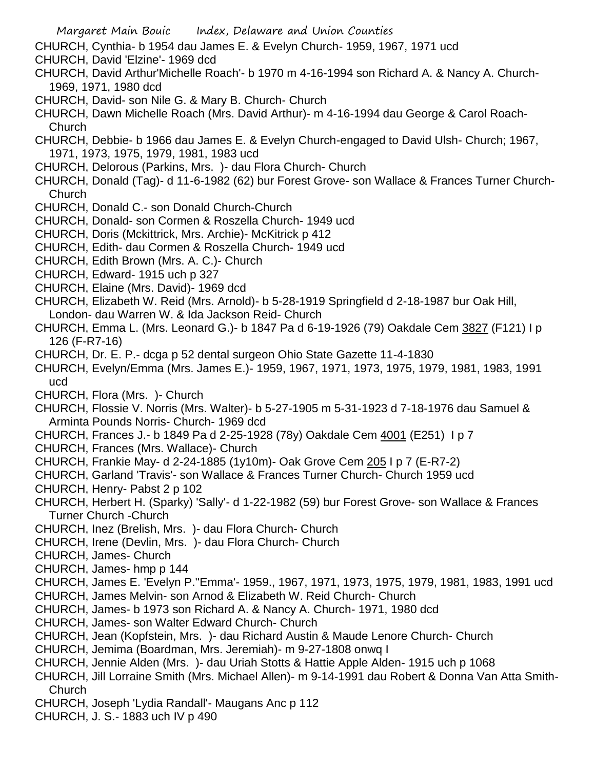CHURCH, Cynthia- b 1954 dau James E. & Evelyn Church- 1959, 1967, 1971 ucd

CHURCH, David 'Elzine'- 1969 dcd

CHURCH, David Arthur'Michelle Roach'- b 1970 m 4-16-1994 son Richard A. & Nancy A. Church- 1969, 1971, 1980 dcd

CHURCH, David- son Nile G. & Mary B. Church- Church

CHURCH, Dawn Michelle Roach (Mrs. David Arthur)- m 4-16-1994 dau George & Carol Roach- Church

CHURCH, Debbie- b 1966 dau James E. & Evelyn Church-engaged to David Ulsh- Church; 1967, 1971, 1973, 1975, 1979, 1981, 1983 ucd

CHURCH, Delorous (Parkins, Mrs. )- dau Flora Church- Church

CHURCH, Donald (Tag)- d 11-6-1982 (62) bur Forest Grove- son Wallace & Frances Turner Church- Church

CHURCH, Donald C.- son Donald Church-Church

CHURCH, Donald- son Cormen & Roszella Church- 1949 ucd

CHURCH, Doris (Mckittrick, Mrs. Archie)- McKitrick p 412

CHURCH, Edith- dau Cormen & Roszella Church- 1949 ucd

CHURCH, Edith Brown (Mrs. A. C.)- Church

CHURCH, Edward- 1915 uch p 327

CHURCH, Elaine (Mrs. David)- 1969 dcd

CHURCH, Elizabeth W. Reid (Mrs. Arnold)- b 5-28-1919 Springfield d 2-18-1987 bur Oak Hill, London- dau Warren W. & Ida Jackson Reid- Church

CHURCH, Emma L. (Mrs. Leonard G.)- b 1847 Pa d 6-19-1926 (79) Oakdale Cem 3827 (F121) I p 126 (F-R7-16)

CHURCH, Dr. E. P.- dcga p 52 dental surgeon Ohio State Gazette 11-4-1830

CHURCH, Evelyn/Emma (Mrs. James E.)- 1959, 1967, 1971, 1973, 1975, 1979, 1981, 1983, 1991 ucd

CHURCH, Flora (Mrs. )- Church

CHURCH, Flossie V. Norris (Mrs. Walter)- b 5-27-1905 m 5-31-1923 d 7-18-1976 dau Samuel & Arminta Pounds Norris- Church- 1969 dcd

CHURCH, Frances J.- b 1849 Pa d 2-25-1928 (78y) Oakdale Cem 4001 (E251) I p 7

CHURCH, Frances (Mrs. Wallace)- Church

CHURCH, Frankie May- d 2-24-1885 (1y10m)- Oak Grove Cem 205 I p 7 (E-R7-2)

CHURCH, Garland 'Travis'- son Wallace & Frances Turner Church- Church 1959 ucd

CHURCH, Henry- Pabst 2 p 102

CHURCH, Herbert H. (Sparky) 'Sally'- d 1-22-1982 (59) bur Forest Grove- son Wallace & Frances Turner Church -Church

CHURCH, Inez (Brelish, Mrs. )- dau Flora Church- Church

CHURCH, Irene (Devlin, Mrs. )- dau Flora Church- Church

CHURCH, James- Church

CHURCH, James- hmp p 144

CHURCH, James E. 'Evelyn P.''Emma'- 1959., 1967, 1971, 1973, 1975, 1979, 1981, 1983, 1991 ucd

CHURCH, James Melvin- son Arnod & Elizabeth W. Reid Church- Church

CHURCH, James- b 1973 son Richard A. & Nancy A. Church- 1971, 1980 dcd

CHURCH, James- son Walter Edward Church- Church

CHURCH, Jean (Kopfstein, Mrs. )- dau Richard Austin & Maude Lenore Church- Church

CHURCH, Jemima (Boardman, Mrs. Jeremiah)- m 9-27-1808 onwq I

CHURCH, Jennie Alden (Mrs. )- dau Uriah Stotts & Hattie Apple Alden- 1915 uch p 1068

CHURCH, Jill Lorraine Smith (Mrs. Michael Allen)- m 9-14-1991 dau Robert & Donna Van Atta Smith- Church

CHURCH, Joseph 'Lydia Randall'- Maugans Anc p 112

CHURCH, J. S.- 1883 uch IV p 490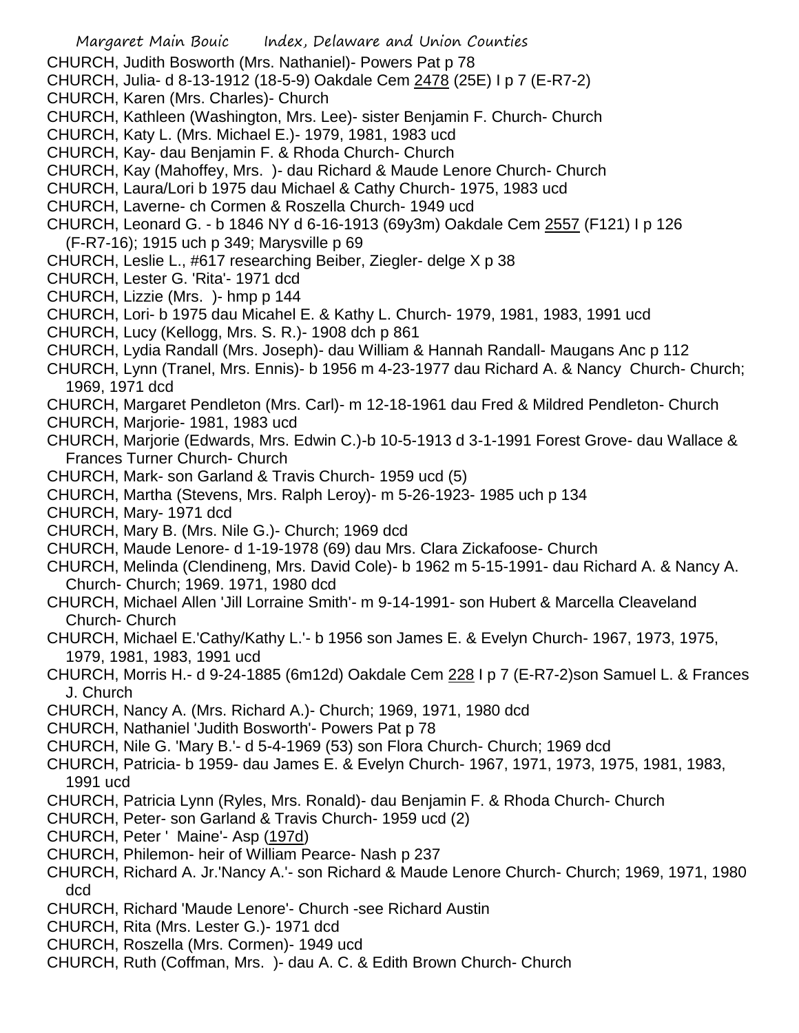CHURCH, Judith Bosworth (Mrs. Nathaniel)- Powers Pat p 78

CHURCH, Julia- d 8-13-1912 (18-5-9) Oakdale Cem 2478 (25E) I p 7 (E-R7-2)

CHURCH, Karen (Mrs. Charles)- Church

CHURCH, Kathleen (Washington, Mrs. Lee)- sister Benjamin F. Church- Church

CHURCH, Katy L. (Mrs. Michael E.)- 1979, 1981, 1983 ucd

CHURCH, Kay- dau Benjamin F. & Rhoda Church- Church

CHURCH, Kay (Mahoffey, Mrs. )- dau Richard & Maude Lenore Church- Church

CHURCH, Laura/Lori b 1975 dau Michael & Cathy Church- 1975, 1983 ucd

CHURCH, Laverne- ch Cormen & Roszella Church- 1949 ucd

CHURCH, Leonard G. - b 1846 NY d 6-16-1913 (69y3m) Oakdale Cem 2557 (F121) I p 126 (F-R7-16); 1915 uch p 349; Marysville p 69

CHURCH, Leslie L., #617 researching Beiber, Ziegler- delge X p 38

CHURCH, Lester G. 'Rita'- 1971 dcd

CHURCH, Lizzie (Mrs. )- hmp p 144

CHURCH, Lori- b 1975 dau Micahel E. & Kathy L. Church- 1979, 1981, 1983, 1991 ucd

CHURCH, Lucy (Kellogg, Mrs. S. R.)- 1908 dch p 861

CHURCH, Lydia Randall (Mrs. Joseph)- dau William & Hannah Randall- Maugans Anc p 112

CHURCH, Lynn (Tranel, Mrs. Ennis)- b 1956 m 4-23-1977 dau Richard A. & Nancy Church- Church; 1969, 1971 dcd

CHURCH, Margaret Pendleton (Mrs. Carl)- m 12-18-1961 dau Fred & Mildred Pendleton- Church

CHURCH, Marjorie- 1981, 1983 ucd

CHURCH, Marjorie (Edwards, Mrs. Edwin C.)-b 10-5-1913 d 3-1-1991 Forest Grove- dau Wallace & Frances Turner Church- Church

CHURCH, Mark- son Garland & Travis Church- 1959 ucd (5)

CHURCH, Martha (Stevens, Mrs. Ralph Leroy)- m 5-26-1923- 1985 uch p 134

CHURCH, Mary- 1971 dcd

CHURCH, Mary B. (Mrs. Nile G.)- Church; 1969 dcd

CHURCH, Maude Lenore- d 1-19-1978 (69) dau Mrs. Clara Zickafoose- Church

CHURCH, Melinda (Clendineng, Mrs. David Cole)- b 1962 m 5-15-1991- dau Richard A. & Nancy A. Church- Church; 1969. 1971, 1980 dcd

CHURCH, Michael Allen 'Jill Lorraine Smith'- m 9-14-1991- son Hubert & Marcella Cleaveland Church- Church

CHURCH, Michael E.'Cathy/Kathy L.'- b 1956 son James E. & Evelyn Church- 1967, 1973, 1975, 1979, 1981, 1983, 1991 ucd

CHURCH, Morris H.- d 9-24-1885 (6m12d) Oakdale Cem 228 I p 7 (E-R7-2)son Samuel L. & Frances J. Church

CHURCH, Nancy A. (Mrs. Richard A.)- Church; 1969, 1971, 1980 dcd

CHURCH, Nathaniel 'Judith Bosworth'- Powers Pat p 78

CHURCH, Nile G. 'Mary B.'- d 5-4-1969 (53) son Flora Church- Church; 1969 dcd

CHURCH, Patricia- b 1959- dau James E. & Evelyn Church- 1967, 1971, 1973, 1975, 1981, 1983, 1991 ucd

CHURCH, Patricia Lynn (Ryles, Mrs. Ronald)- dau Benjamin F. & Rhoda Church- Church

CHURCH, Peter- son Garland & Travis Church- 1959 ucd (2)

CHURCH, Peter ' Maine'- Asp (197d)

CHURCH, Philemon- heir of William Pearce- Nash p 237

CHURCH, Richard A. Jr.'Nancy A.'- son Richard & Maude Lenore Church- Church; 1969, 1971, 1980 dcd

CHURCH, Richard 'Maude Lenore'- Church -see Richard Austin

CHURCH, Rita (Mrs. Lester G.)- 1971 dcd

CHURCH, Roszella (Mrs. Cormen)- 1949 ucd

CHURCH, Ruth (Coffman, Mrs. )- dau A. C. & Edith Brown Church- Church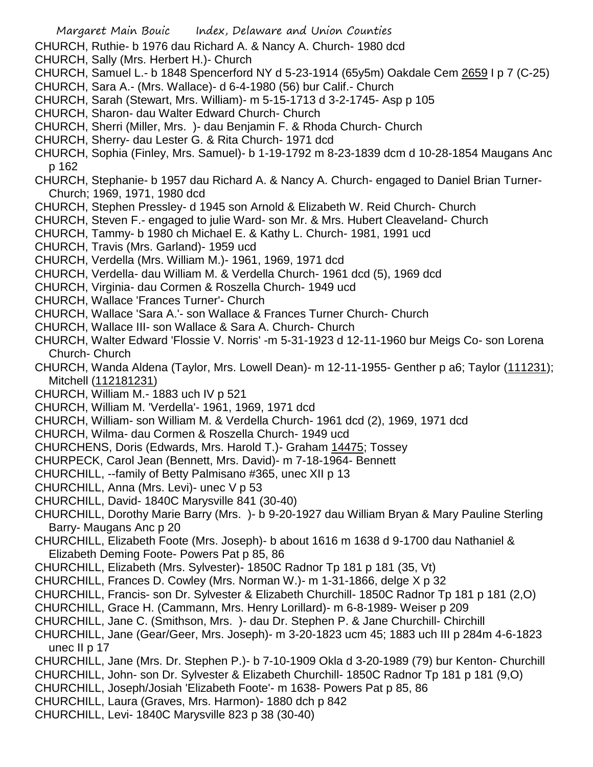CHURCH, Ruthie- b 1976 dau Richard A. & Nancy A. Church- 1980 dcd

CHURCH, Sally (Mrs. Herbert H.)- Church

CHURCH, Samuel L.- b 1848 Spencerford NY d 5-23-1914 (65y5m) Oakdale Cem 2659 I p 7 (C-25)

CHURCH, Sara A.- (Mrs. Wallace)- d 6-4-1980 (56) bur Calif.- Church

CHURCH, Sarah (Stewart, Mrs. William)- m 5-15-1713 d 3-2-1745- Asp p 105

CHURCH, Sharon- dau Walter Edward Church- Church

CHURCH, Sherri (Miller, Mrs. )- dau Benjamin F. & Rhoda Church- Church

CHURCH, Sherry- dau Lester G. & Rita Church- 1971 dcd

CHURCH, Sophia (Finley, Mrs. Samuel)- b 1-19-1792 m 8-23-1839 dcm d 10-28-1854 Maugans Anc p 162

CHURCH, Stephanie- b 1957 dau Richard A. & Nancy A. Church- engaged to Daniel Brian Turner- Church; 1969, 1971, 1980 dcd

CHURCH, Stephen Pressley- d 1945 son Arnold & Elizabeth W. Reid Church- Church

CHURCH, Steven F.- engaged to julie Ward- son Mr. & Mrs. Hubert Cleaveland- Church

CHURCH, Tammy- b 1980 ch Michael E. & Kathy L. Church- 1981, 1991 ucd

CHURCH, Travis (Mrs. Garland)- 1959 ucd

CHURCH, Verdella (Mrs. William M.)- 1961, 1969, 1971 dcd

CHURCH, Verdella- dau William M. & Verdella Church- 1961 dcd (5), 1969 dcd

CHURCH, Virginia- dau Cormen & Roszella Church- 1949 ucd

CHURCH, Wallace 'Frances Turner'- Church

CHURCH, Wallace 'Sara A.'- son Wallace & Frances Turner Church- Church

CHURCH, Wallace III- son Wallace & Sara A. Church- Church

CHURCH, Walter Edward 'Flossie V. Norris' -m 5-31-1923 d 12-11-1960 bur Meigs Co- son Lorena Church- Church

CHURCH, Wanda Aldena (Taylor, Mrs. Lowell Dean)- m 12-11-1955- Genther p a6; Taylor (111231); Mitchell (112181231)

CHURCH, William M.- 1883 uch IV p 521

CHURCH, William M. 'Verdella'- 1961, 1969, 1971 dcd

CHURCH, William- son William M. & Verdella Church- 1961 dcd (2), 1969, 1971 dcd

CHURCH, Wilma- dau Cormen & Roszella Church- 1949 ucd

CHURCHENS, Doris (Edwards, Mrs. Harold T.)- Graham 14475; Tossey

CHURPECK, Carol Jean (Bennett, Mrs. David)- m 7-18-1964- Bennett

CHURCHILL, --family of Betty Palmisano #365, unec XII p 13

CHURCHILL, Anna (Mrs. Levi)- unec V p 53

CHURCHILL, David- 1840C Marysville 841 (30-40)

CHURCHILL, Dorothy Marie Barry (Mrs. )- b 9-20-1927 dau William Bryan & Mary Pauline Sterling Barry- Maugans Anc p 20

CHURCHILL, Elizabeth Foote (Mrs. Joseph)- b about 1616 m 1638 d 9-1700 dau Nathaniel & Elizabeth Deming Foote- Powers Pat p 85, 86

CHURCHILL, Elizabeth (Mrs. Sylvester)- 1850C Radnor Tp 181 p 181 (35, Vt)

CHURCHILL, Frances D. Cowley (Mrs. Norman W.)- m 1-31-1866, delge X p 32

CHURCHILL, Francis- son Dr. Sylvester & Elizabeth Churchill- 1850C Radnor Tp 181 p 181 (2,O)

CHURCHILL, Grace H. (Cammann, Mrs. Henry Lorillard)- m 6-8-1989- Weiser p 209

CHURCHILL, Jane C. (Smithson, Mrs. )- dau Dr. Stephen P. & Jane Churchill- Chirchill

CHURCHILL, Jane (Gear/Geer, Mrs. Joseph)- m 3-20-1823 ucm 45; 1883 uch III p 284m 4-6-1823 unec II p 17

CHURCHILL, Jane (Mrs. Dr. Stephen P.)- b 7-10-1909 Okla d 3-20-1989 (79) bur Kenton- Churchill

CHURCHILL, John- son Dr. Sylvester & Elizabeth Churchill- 1850C Radnor Tp 181 p 181 (9,O)

CHURCHILL, Joseph/Josiah 'Elizabeth Foote'- m 1638- Powers Pat p 85, 86

CHURCHILL, Laura (Graves, Mrs. Harmon)- 1880 dch p 842

CHURCHILL, Levi- 1840C Marysville 823 p 38 (30-40)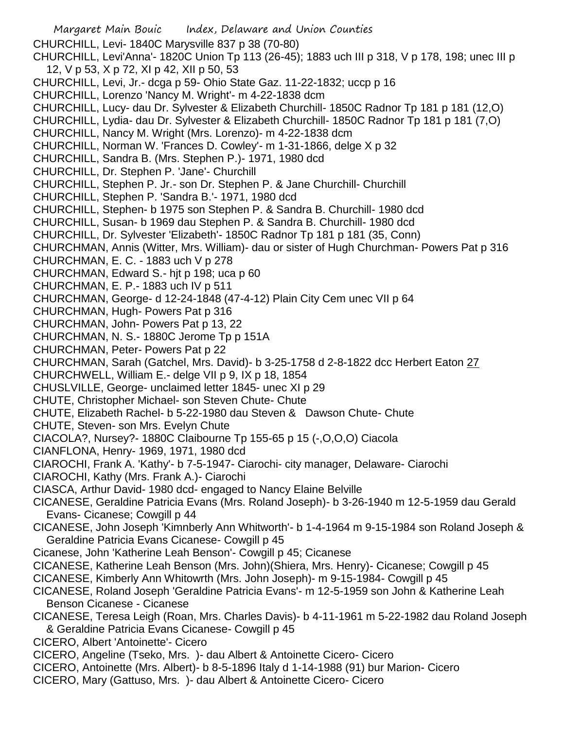CHURCHILL, Levi- 1840C Marysville 837 p 38 (70-80)

CHURCHILL, Levi'Anna'- 1820C Union Tp 113 (26-45); 1883 uch III p 318, V p 178, 198; unec III p 12, V p 53, X p 72, XI p 42, XII p 50, 53

CHURCHILL, Levi, Jr.- dcga p 59- Ohio State Gaz. 11-22-1832; uccp p 16

CHURCHILL, Lorenzo 'Nancy M. Wright'- m 4-22-1838 dcm

CHURCHILL, Lucy- dau Dr. Sylvester & Elizabeth Churchill- 1850C Radnor Tp 181 p 181 (12,O)

CHURCHILL, Lydia- dau Dr. Sylvester & Elizabeth Churchill- 1850C Radnor Tp 181 p 181 (7,O)

CHURCHILL, Nancy M. Wright (Mrs. Lorenzo)- m 4-22-1838 dcm

CHURCHILL, Norman W. 'Frances D. Cowley'- m 1-31-1866, delge X p 32

CHURCHILL, Sandra B. (Mrs. Stephen P.)- 1971, 1980 dcd

CHURCHILL, Dr. Stephen P. 'Jane'- Churchill

CHURCHILL, Stephen P. Jr.- son Dr. Stephen P. & Jane Churchill- Churchill

CHURCHILL, Stephen P. 'Sandra B.'- 1971, 1980 dcd

CHURCHILL, Stephen- b 1975 son Stephen P. & Sandra B. Churchill- 1980 dcd

CHURCHILL, Susan- b 1969 dau Stephen P. & Sandra B. Churchill- 1980 dcd

CHURCHILL, Dr. Sylvester 'Elizabeth'- 1850C Radnor Tp 181 p 181 (35, Conn)

CHURCHMAN, Annis (Witter, Mrs. William)- dau or sister of Hugh Churchman- Powers Pat p 316

CHURCHMAN, E. C. - 1883 uch V p 278

CHURCHMAN, Edward S.- hjt p 198; uca p 60

CHURCHMAN, E. P.- 1883 uch IV p 511

CHURCHMAN, George- d 12-24-1848 (47-4-12) Plain City Cem unec VII p 64

CHURCHMAN, Hugh- Powers Pat p 316

CHURCHMAN, John- Powers Pat p 13, 22

CHURCHMAN, N. S.- 1880C Jerome Tp p 151A

CHURCHMAN, Peter- Powers Pat p 22

CHURCHMAN, Sarah (Gatchel, Mrs. David)- b 3-25-1758 d 2-8-1822 dcc Herbert Eaton 27

CHURCHWELL, William E.- delge VII p 9, IX p 18, 1854

CHUSLVILLE, George- unclaimed letter 1845- unec XI p 29

CHUTE, Christopher Michael- son Steven Chute- Chute

CHUTE, Elizabeth Rachel- b 5-22-1980 dau Steven & Dawson Chute- Chute

CHUTE, Steven- son Mrs. Evelyn Chute

CIACOLA?, Nursey?- 1880C Claibourne Tp 155-65 p 15 (-,O,O,O) Ciacola

CIANFLONA, Henry- 1969, 1971, 1980 dcd

CIAROCHI, Frank A. 'Kathy'- b 7-5-1947- Ciarochi- city manager, Delaware- Ciarochi

CIAROCHI, Kathy (Mrs. Frank A.)- Ciarochi

CIASCA, Arthur David- 1980 dcd- engaged to Nancy Elaine Belville

CICANESE, Geraldine Patricia Evans (Mrs. Roland Joseph)- b 3-26-1940 m 12-5-1959 dau Gerald Evans- Cicanese; Cowgill p 44

CICANESE, John Joseph 'Kimnberly Ann Whitworth'- b 1-4-1964 m 9-15-1984 son Roland Joseph & Geraldine Patricia Evans Cicanese- Cowgill p 45

Cicanese, John 'Katherine Leah Benson'- Cowgill p 45; Cicanese

CICANESE, Katherine Leah Benson (Mrs. John)(Shiera, Mrs. Henry)- Cicanese; Cowgill p 45

CICANESE, Kimberly Ann Whitowrth (Mrs. John Joseph)- m 9-15-1984- Cowgill p 45

CICANESE, Roland Joseph 'Geraldine Patricia Evans'- m 12-5-1959 son John & Katherine Leah Benson Cicanese - Cicanese

CICANESE, Teresa Leigh (Roan, Mrs. Charles Davis)- b 4-11-1961 m 5-22-1982 dau Roland Joseph & Geraldine Patricia Evans Cicanese- Cowgill p 45

CICERO, Albert 'Antoinette'- Cicero

CICERO, Angeline (Tseko, Mrs. )- dau Albert & Antoinette Cicero- Cicero

CICERO, Antoinette (Mrs. Albert)- b 8-5-1896 Italy d 1-14-1988 (91) bur Marion- Cicero

CICERO, Mary (Gattuso, Mrs. )- dau Albert & Antoinette Cicero- Cicero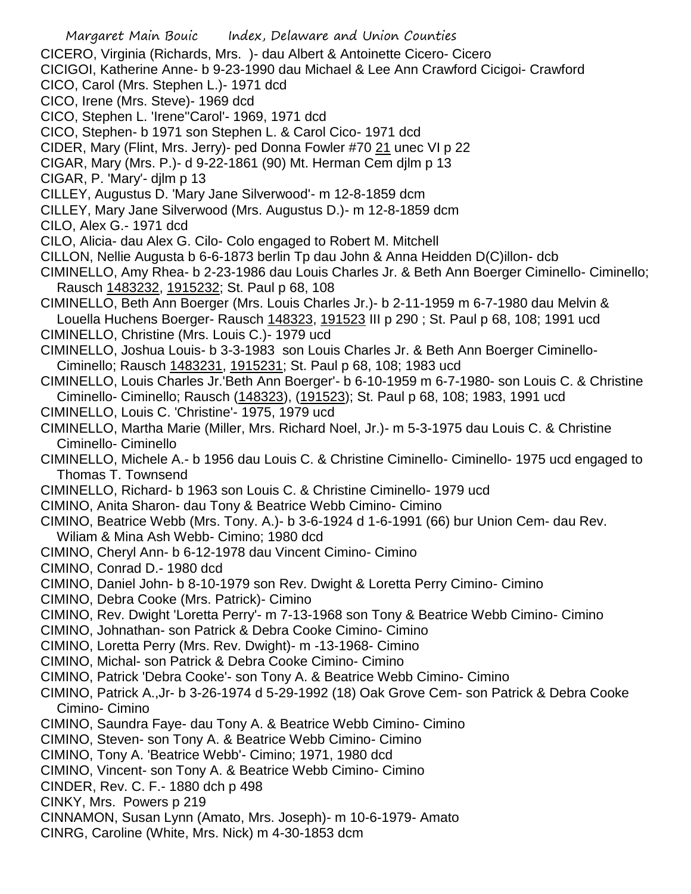CICERO, Virginia (Richards, Mrs. )- dau Albert & Antoinette Cicero- Cicero

CICIGOI, Katherine Anne- b 9-23-1990 dau Michael & Lee Ann Crawford Cicigoi- Crawford

CICO, Carol (Mrs. Stephen L.)- 1971 dcd

CICO, Irene (Mrs. Steve)- 1969 dcd

CICO, Stephen L. 'Irene''Carol'- 1969, 1971 dcd

CICO, Stephen- b 1971 son Stephen L. & Carol Cico- 1971 dcd

CIDER, Mary (Flint, Mrs. Jerry)- ped Donna Fowler #70 21 unec VI p 22

CIGAR, Mary (Mrs. P.)- d 9-22-1861 (90) Mt. Herman Cem djlm p 13

CIGAR, P. 'Mary'- djlm p 13

CILLEY, Augustus D. 'Mary Jane Silverwood'- m 12-8-1859 dcm

CILLEY, Mary Jane Silverwood (Mrs. Augustus D.)- m 12-8-1859 dcm

CILO, Alex G.- 1971 dcd

CILO, Alicia- dau Alex G. Cilo- Colo engaged to Robert M. Mitchell

CILLON, Nellie Augusta b 6-6-1873 berlin Tp dau John & Anna Heidden D(C)illon- dcb

CIMINELLO, Amy Rhea- b 2-23-1986 dau Louis Charles Jr. & Beth Ann Boerger Ciminello- Ciminello; Rausch 1483232, 1915232; St. Paul p 68, 108

CIMINELLO, Beth Ann Boerger (Mrs. Louis Charles Jr.)- b 2-11-1959 m 6-7-1980 dau Melvin & Louella Huchens Boerger- Rausch 148323, 191523 III p 290 ; St. Paul p 68, 108; 1991 ucd

CIMINELLO, Christine (Mrs. Louis C.)- 1979 ucd

CIMINELLO, Joshua Louis- b 3-3-1983 son Louis Charles Jr. & Beth Ann Boerger Ciminello- Ciminello; Rausch 1483231, 1915231; St. Paul p 68, 108; 1983 ucd

CIMINELLO, Louis Charles Jr.'Beth Ann Boerger'- b 6-10-1959 m 6-7-1980- son Louis C. & Christine Ciminello- Ciminello; Rausch (148323), (191523); St. Paul p 68, 108; 1983, 1991 ucd

CIMINELLO, Louis C. 'Christine'- 1975, 1979 ucd

CIMINELLO, Martha Marie (Miller, Mrs. Richard Noel, Jr.)- m 5-3-1975 dau Louis C. & Christine Ciminello- Ciminello

CIMINELLO, Michele A.- b 1956 dau Louis C. & Christine Ciminello- Ciminello- 1975 ucd engaged to Thomas T. Townsend

CIMINELLO, Richard- b 1963 son Louis C. & Christine Ciminello- 1979 ucd

CIMINO, Anita Sharon- dau Tony & Beatrice Webb Cimino- Cimino

CIMINO, Beatrice Webb (Mrs. Tony. A.)- b 3-6-1924 d 1-6-1991 (66) bur Union Cem- dau Rev. Wiliam & Mina Ash Webb- Cimino; 1980 dcd

CIMINO, Cheryl Ann- b 6-12-1978 dau Vincent Cimino- Cimino

CIMINO, Conrad D.- 1980 dcd

CIMINO, Daniel John- b 8-10-1979 son Rev. Dwight & Loretta Perry Cimino- Cimino

CIMINO, Debra Cooke (Mrs. Patrick)- Cimino

CIMINO, Rev. Dwight 'Loretta Perry'- m 7-13-1968 son Tony & Beatrice Webb Cimino- Cimino

CIMINO, Johnathan- son Patrick & Debra Cooke Cimino- Cimino

CIMINO, Loretta Perry (Mrs. Rev. Dwight)- m -13-1968- Cimino

CIMINO, Michal- son Patrick & Debra Cooke Cimino- Cimino

CIMINO, Patrick 'Debra Cooke'- son Tony A. & Beatrice Webb Cimino- Cimino

CIMINO, Patrick A.,Jr- b 3-26-1974 d 5-29-1992 (18) Oak Grove Cem- son Patrick & Debra Cooke Cimino- Cimino

CIMINO, Saundra Faye- dau Tony A. & Beatrice Webb Cimino- Cimino

CIMINO, Steven- son Tony A. & Beatrice Webb Cimino- Cimino

CIMINO, Tony A. 'Beatrice Webb'- Cimino; 1971, 1980 dcd

CIMINO, Vincent- son Tony A. & Beatrice Webb Cimino- Cimino

CINDER, Rev. C. F.- 1880 dch p 498

CINKY, Mrs. Powers p 219

CINNAMON, Susan Lynn (Amato, Mrs. Joseph)- m 10-6-1979- Amato

CINRG, Caroline (White, Mrs. Nick) m 4-30-1853 dcm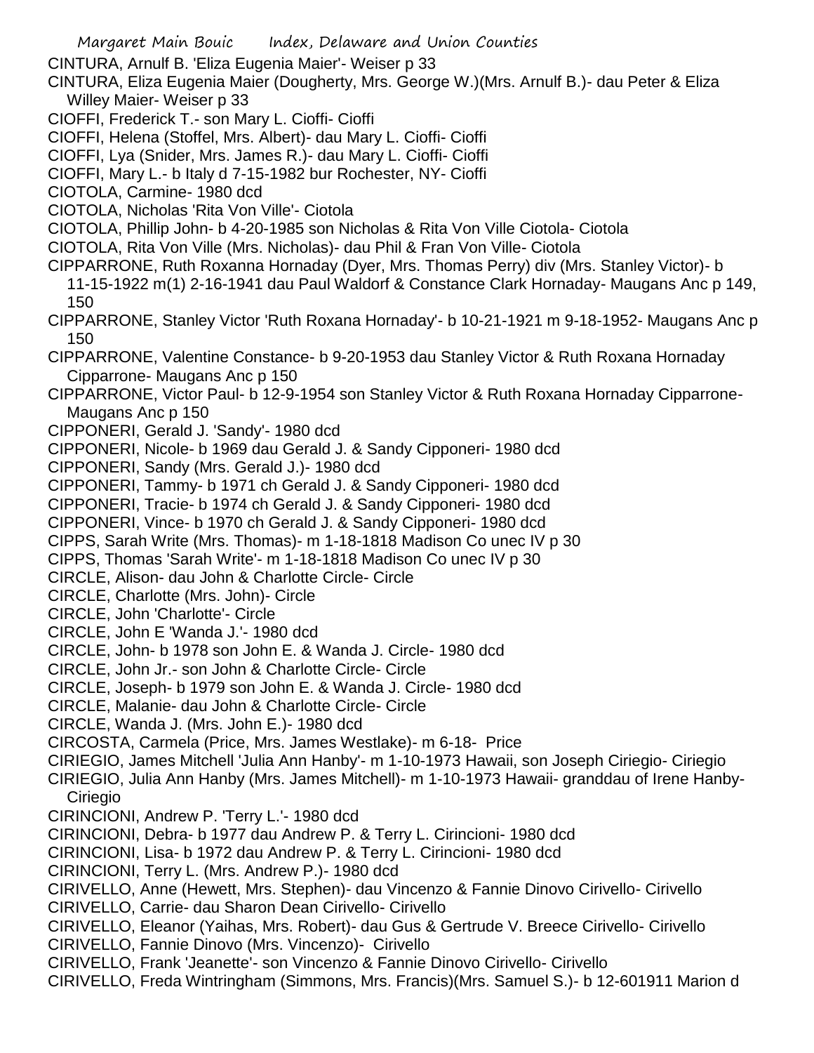CINTURA, Arnulf B. 'Eliza Eugenia Maier'- Weiser p 33

CINTURA, Eliza Eugenia Maier (Dougherty, Mrs. George W.)(Mrs. Arnulf B.)- dau Peter & Eliza Willey Maier- Weiser p 33

CIOFFI, Frederick T.- son Mary L. Cioffi- Cioffi

CIOFFI, Helena (Stoffel, Mrs. Albert)- dau Mary L. Cioffi- Cioffi

CIOFFI, Lya (Snider, Mrs. James R.)- dau Mary L. Cioffi- Cioffi

CIOFFI, Mary L.- b Italy d 7-15-1982 bur Rochester, NY- Cioffi

CIOTOLA, Carmine- 1980 dcd

CIOTOLA, Nicholas 'Rita Von Ville'- Ciotola

CIOTOLA, Phillip John- b 4-20-1985 son Nicholas & Rita Von Ville Ciotola- Ciotola

CIOTOLA, Rita Von Ville (Mrs. Nicholas)- dau Phil & Fran Von Ville- Ciotola

CIPPARRONE, Ruth Roxanna Hornaday (Dyer, Mrs. Thomas Perry) div (Mrs. Stanley Victor)- b 11-15-1922 m(1) 2-16-1941 dau Paul Waldorf & Constance Clark Hornaday- Maugans Anc p 149, 150

CIPPARRONE, Stanley Victor 'Ruth Roxana Hornaday'- b 10-21-1921 m 9-18-1952- Maugans Anc p 150

CIPPARRONE, Valentine Constance- b 9-20-1953 dau Stanley Victor & Ruth Roxana Hornaday Cipparrone- Maugans Anc p 150

CIPPARRONE, Victor Paul- b 12-9-1954 son Stanley Victor & Ruth Roxana Hornaday Cipparrone- Maugans Anc p 150

CIPPONERI, Gerald J. 'Sandy'- 1980 dcd

CIPPONERI, Nicole- b 1969 dau Gerald J. & Sandy Cipponeri- 1980 dcd

CIPPONERI, Sandy (Mrs. Gerald J.)- 1980 dcd

CIPPONERI, Tammy- b 1971 ch Gerald J. & Sandy Cipponeri- 1980 dcd

CIPPONERI, Tracie- b 1974 ch Gerald J. & Sandy Cipponeri- 1980 dcd

CIPPONERI, Vince- b 1970 ch Gerald J. & Sandy Cipponeri- 1980 dcd

CIPPS, Sarah Write (Mrs. Thomas)- m 1-18-1818 Madison Co unec IV p 30

CIPPS, Thomas 'Sarah Write'- m 1-18-1818 Madison Co unec IV p 30

CIRCLE, Alison- dau John & Charlotte Circle- Circle

CIRCLE, Charlotte (Mrs. John)- Circle

CIRCLE, John 'Charlotte'- Circle

CIRCLE, John E 'Wanda J.'- 1980 dcd

CIRCLE, John- b 1978 son John E. & Wanda J. Circle- 1980 dcd

CIRCLE, John Jr.- son John & Charlotte Circle- Circle

CIRCLE, Joseph- b 1979 son John E. & Wanda J. Circle- 1980 dcd

CIRCLE, Malanie- dau John & Charlotte Circle- Circle

CIRCLE, Wanda J. (Mrs. John E.)- 1980 dcd

CIRCOSTA, Carmela (Price, Mrs. James Westlake)- m 6-18- Price

CIRIEGIO, James Mitchell 'Julia Ann Hanby'- m 1-10-1973 Hawaii, son Joseph Ciriegio- Ciriegio

CIRIEGIO, Julia Ann Hanby (Mrs. James Mitchell)- m 1-10-1973 Hawaii- granddau of Irene Hanby- Ciriegio

CIRINCIONI, Andrew P. 'Terry L.'- 1980 dcd

CIRINCIONI, Debra- b 1977 dau Andrew P. & Terry L. Cirincioni- 1980 dcd

CIRINCIONI, Lisa- b 1972 dau Andrew P. & Terry L. Cirincioni- 1980 dcd

CIRINCIONI, Terry L. (Mrs. Andrew P.)- 1980 dcd

CIRIVELLO, Anne (Hewett, Mrs. Stephen)- dau Vincenzo & Fannie Dinovo Cirivello- Cirivello

CIRIVELLO, Carrie- dau Sharon Dean Cirivello- Cirivello

CIRIVELLO, Eleanor (Yaihas, Mrs. Robert)- dau Gus & Gertrude V. Breece Cirivello- Cirivello

CIRIVELLO, Fannie Dinovo (Mrs. Vincenzo)- Cirivello

CIRIVELLO, Frank 'Jeanette'- son Vincenzo & Fannie Dinovo Cirivello- Cirivello

CIRIVELLO, Freda Wintringham (Simmons, Mrs. Francis)(Mrs. Samuel S.)- b 12-601911 Marion d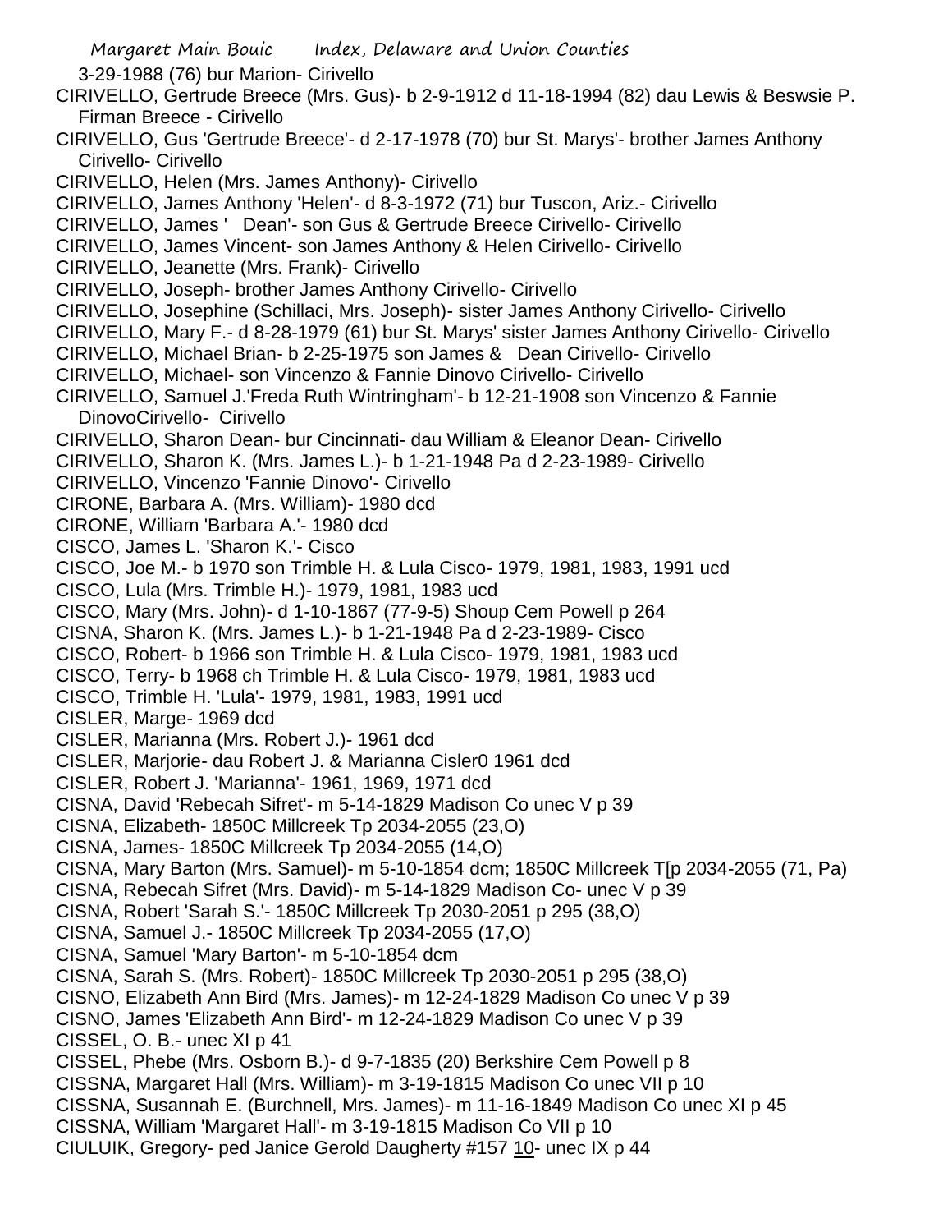3-29-1988 (76) bur Marion- Cirivello

CIRIVELLO, Gertrude Breece (Mrs. Gus)- b 2-9-1912 d 11-18-1994 (82) dau Lewis & Beswsie P. Firman Breece - Cirivello

CIRIVELLO, Gus 'Gertrude Breece'- d 2-17-1978 (70) bur St. Marys'- brother James Anthony Cirivello- Cirivello

CIRIVELLO, Helen (Mrs. James Anthony)- Cirivello

CIRIVELLO, James Anthony 'Helen'- d 8-3-1972 (71) bur Tuscon, Ariz.- Cirivello

CIRIVELLO, James '   Dean'- son Gus & Gertrude Breece Cirivello- Cirivello

CIRIVELLO, James Vincent- son James Anthony & Helen Cirivello- Cirivello

CIRIVELLO, Jeanette (Mrs. Frank)- Cirivello

CIRIVELLO, Joseph- brother James Anthony Cirivello- Cirivello

CIRIVELLO, Josephine (Schillaci, Mrs. Joseph)- sister James Anthony Cirivello- Cirivello

CIRIVELLO, Mary F.- d 8-28-1979 (61) bur St. Marys' sister James Anthony Cirivello- Cirivello

CIRIVELLO, Michael Brian- b 2-25-1975 son James &   Dean Cirivello- Cirivello

CIRIVELLO, Michael- son Vincenzo & Fannie Dinovo Cirivello- Cirivello

CIRIVELLO, Samuel J.'Freda Ruth Wintringham'- b 12-21-1908 son Vincenzo & Fannie DinovoCirivello-  Cirivello

CIRIVELLO, Sharon Dean- bur Cincinnati- dau William & Eleanor Dean- Cirivello

CIRIVELLO, Sharon K. (Mrs. James L.)- b 1-21-1948 Pa d 2-23-1989- Cirivello

CIRIVELLO, Vincenzo 'Fannie Dinovo'- Cirivello

CIRONE, Barbara A. (Mrs. William)- 1980 dcd

CIRONE, William 'Barbara A.'- 1980 dcd

CISCO, James L. 'Sharon K.'- Cisco

CISCO, Joe M.- b 1970 son Trimble H. & Lula Cisco- 1979, 1981, 1983, 1991 ucd

CISCO, Lula (Mrs. Trimble H.)- 1979, 1981, 1983 ucd

CISCO, Mary (Mrs. John)- d 1-10-1867 (77-9-5) Shoup Cem Powell p 264

CISNA, Sharon K. (Mrs. James L.)- b 1-21-1948 Pa d 2-23-1989- Cisco

CISCO, Robert- b 1966 son Trimble H. & Lula Cisco- 1979, 1981, 1983 ucd

CISCO, Terry- b 1968 ch Trimble H. & Lula Cisco- 1979, 1981, 1983 ucd

CISCO, Trimble H. 'Lula'- 1979, 1981, 1983, 1991 ucd

CISLER, Marge- 1969 dcd

CISLER, Marianna (Mrs. Robert J.)- 1961 dcd

CISLER, Marjorie- dau Robert J. & Marianna Cisler0 1961 dcd

CISLER, Robert J. 'Marianna'- 1961, 1969, 1971 dcd

CISNA, David 'Rebecah Sifret'- m 5-14-1829 Madison Co unec V p 39

CISNA, Elizabeth- 1850C Millcreek Tp 2034-2055 (23,O)

CISNA, James- 1850C Millcreek Tp 2034-2055 (14,O)

CISNA, Mary Barton (Mrs. Samuel)- m 5-10-1854 dcm; 1850C Millcreek T[p 2034-2055 (71, Pa)

CISNA, Rebecah Sifret (Mrs. David)- m 5-14-1829 Madison Co- unec V p 39

CISNA, Robert 'Sarah S.'- 1850C Millcreek Tp 2030-2051 p 295 (38,O)

CISNA, Samuel J.- 1850C Millcreek Tp 2034-2055 (17,O)

CISNA, Samuel 'Mary Barton'- m 5-10-1854 dcm

CISNA, Sarah S. (Mrs. Robert)- 1850C Millcreek Tp 2030-2051 p 295 (38,O)

CISNO, Elizabeth Ann Bird (Mrs. James)- m 12-24-1829 Madison Co unec V p 39

CISNO, James 'Elizabeth Ann Bird'- m 12-24-1829 Madison Co unec V p 39

CISSEL, O. B.- unec XI p 41

CISSEL, Phebe (Mrs. Osborn B.)- d 9-7-1835 (20) Berkshire Cem Powell p 8

CISSNA, Margaret Hall (Mrs. William)- m 3-19-1815 Madison Co unec VII p 10

CISSNA, Susannah E. (Burchnell, Mrs. James)- m 11-16-1849 Madison Co unec XI p 45

CISSNA, William 'Margaret Hall'- m 3-19-1815 Madison Co VII p 10

CIULUIK, Gregory- ped Janice Gerold Daugherty #157 10- unec IX p 44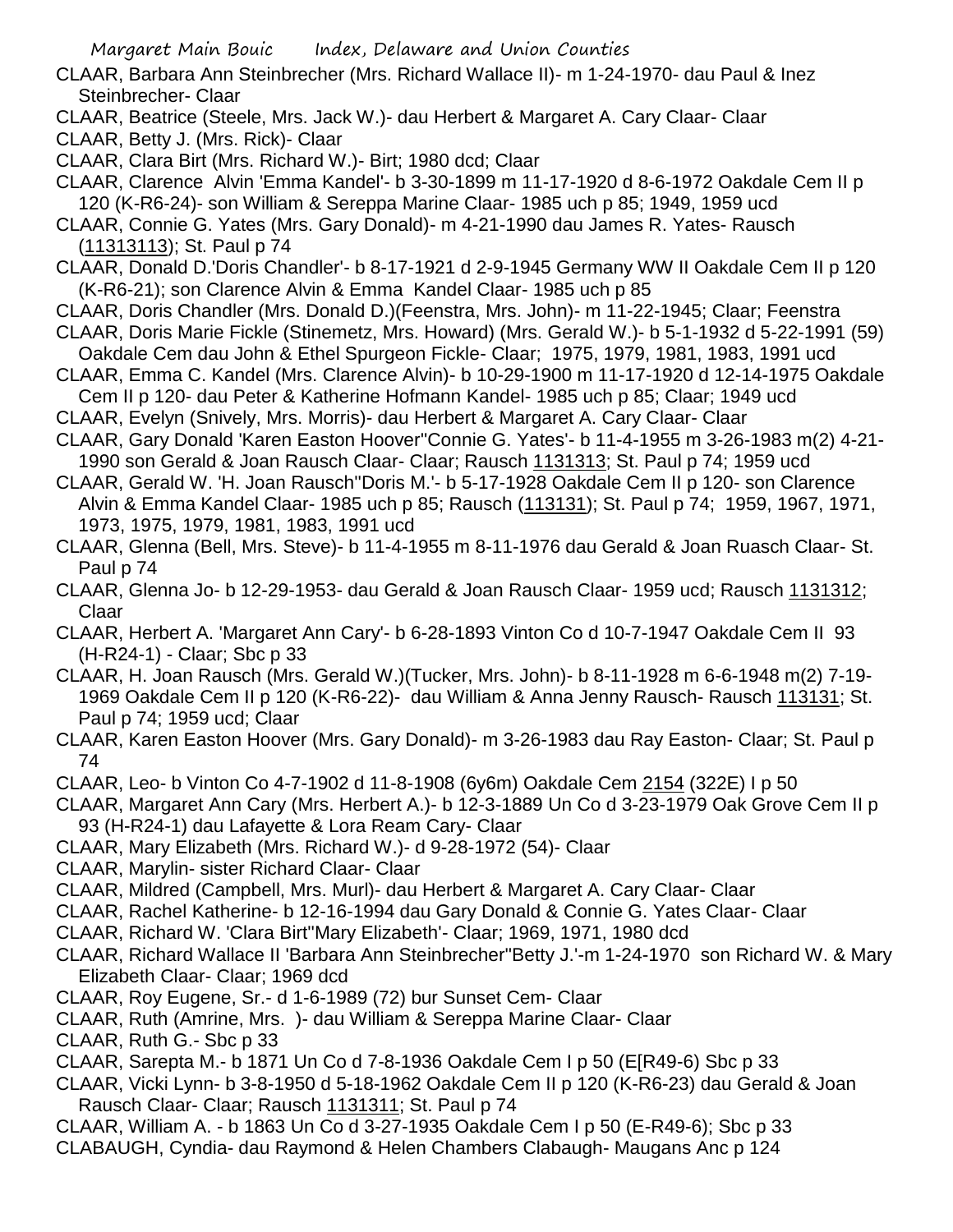CLAAR, Barbara Ann Steinbrecher (Mrs. Richard Wallace II)- m 1-24-1970- dau Paul & Inez Steinbrecher- Claar

CLAAR, Beatrice (Steele, Mrs. Jack W.)- dau Herbert & Margaret A. Cary Claar- Claar

CLAAR, Betty J. (Mrs. Rick)- Claar

CLAAR, Clara Birt (Mrs. Richard W.)- Birt; 1980 dcd; Claar

CLAAR, Clarence Alvin 'Emma Kandel'- b 3-30-1899 m 11-17-1920 d 8-6-1972 Oakdale Cem II p 120 (K-R6-24)- son William & Sereppa Marine Claar- 1985 uch p 85; 1949, 1959 ucd

CLAAR, Connie G. Yates (Mrs. Gary Donald)- m 4-21-1990 dau James R. Yates- Rausch (11313113); St. Paul p 74

CLAAR, Donald D.'Doris Chandler'- b 8-17-1921 d 2-9-1945 Germany WW II Oakdale Cem II p 120 (K-R6-21); son Clarence Alvin & Emma Kandel Claar- 1985 uch p 85

CLAAR, Doris Chandler (Mrs. Donald D.)(Feenstra, Mrs. John)- m 11-22-1945; Claar; Feenstra

CLAAR, Doris Marie Fickle (Stinemetz, Mrs. Howard) (Mrs. Gerald W.)- b 5-1-1932 d 5-22-1991 (59) Oakdale Cem dau John & Ethel Spurgeon Fickle- Claar; 1975, 1979, 1981, 1983, 1991 ucd

CLAAR, Emma C. Kandel (Mrs. Clarence Alvin)- b 10-29-1900 m 11-17-1920 d 12-14-1975 Oakdale Cem II p 120- dau Peter & Katherine Hofmann Kandel- 1985 uch p 85; Claar; 1949 ucd

CLAAR, Evelyn (Snively, Mrs. Morris)- dau Herbert & Margaret A. Cary Claar- Claar

CLAAR, Gary Donald 'Karen Easton Hoover''Connie G. Yates'- b 11-4-1955 m 3-26-1983 m(2) 4-21-1990 son Gerald & Joan Rausch Claar- Claar; Rausch 1131313; St. Paul p 74; 1959 ucd

CLAAR, Gerald W. 'H. Joan Rausch''Doris M.'- b 5-17-1928 Oakdale Cem II p 120- son Clarence Alvin & Emma Kandel Claar- 1985 uch p 85; Rausch (113131); St. Paul p 74; 1959, 1967, 1971, 1973, 1975, 1979, 1981, 1983, 1991 ucd

CLAAR, Glenna (Bell, Mrs. Steve)- b 11-4-1955 m 8-11-1976 dau Gerald & Joan Ruasch Claar- St. Paul p 74

CLAAR, Glenna Jo- b 12-29-1953- dau Gerald & Joan Rausch Claar- 1959 ucd; Rausch 1131312; Claar

CLAAR, Herbert A. 'Margaret Ann Cary'- b 6-28-1893 Vinton Co d 10-7-1947 Oakdale Cem II 93 (H-R24-1) - Claar; Sbc p 33

CLAAR, H. Joan Rausch (Mrs. Gerald W.)(Tucker, Mrs. John)- b 8-11-1928 m 6-6-1948 m(2) 7-19-1969 Oakdale Cem II p 120 (K-R6-22)- dau William & Anna Jenny Rausch- Rausch 113131; St. Paul p 74; 1959 ucd; Claar

CLAAR, Karen Easton Hoover (Mrs. Gary Donald)- m 3-26-1983 dau Ray Easton- Claar; St. Paul p 74

CLAAR, Leo- b Vinton Co 4-7-1902 d 11-8-1908 (6y6m) Oakdale Cem 2154 (322E) I p 50

CLAAR, Margaret Ann Cary (Mrs. Herbert A.)- b 12-3-1889 Un Co d 3-23-1979 Oak Grove Cem II p 93 (H-R24-1) dau Lafayette & Lora Ream Cary- Claar

CLAAR, Mary Elizabeth (Mrs. Richard W.)- d 9-28-1972 (54)- Claar

CLAAR, Marylin- sister Richard Claar- Claar

CLAAR, Mildred (Campbell, Mrs. Murl)- dau Herbert & Margaret A. Cary Claar- Claar

CLAAR, Rachel Katherine- b 12-16-1994 dau Gary Donald & Connie G. Yates Claar- Claar

CLAAR, Richard W. 'Clara Birt''Mary Elizabeth'- Claar; 1969, 1971, 1980 dcd

CLAAR, Richard Wallace II 'Barbara Ann Steinbrecher''Betty J.'-m 1-24-1970 son Richard W. & Mary Elizabeth Claar- Claar; 1969 dcd

CLAAR, Roy Eugene, Sr.- d 1-6-1989 (72) bur Sunset Cem- Claar

CLAAR, Ruth (Amrine, Mrs. )- dau William & Sereppa Marine Claar- Claar

CLAAR, Ruth G.- Sbc p 33

CLAAR, Sarepta M.- b 1871 Un Co d 7-8-1936 Oakdale Cem I p 50 (E[R49-6) Sbc p 33

CLAAR, Vicki Lynn- b 3-8-1950 d 5-18-1962 Oakdale Cem II p 120 (K-R6-23) dau Gerald & Joan Rausch Claar- Claar; Rausch 1131311; St. Paul p 74

CLAAR, William A. - b 1863 Un Co d 3-27-1935 Oakdale Cem I p 50 (E-R49-6); Sbc p 33

CLABAUGH, Cyndia- dau Raymond & Helen Chambers Clabaugh- Maugans Anc p 124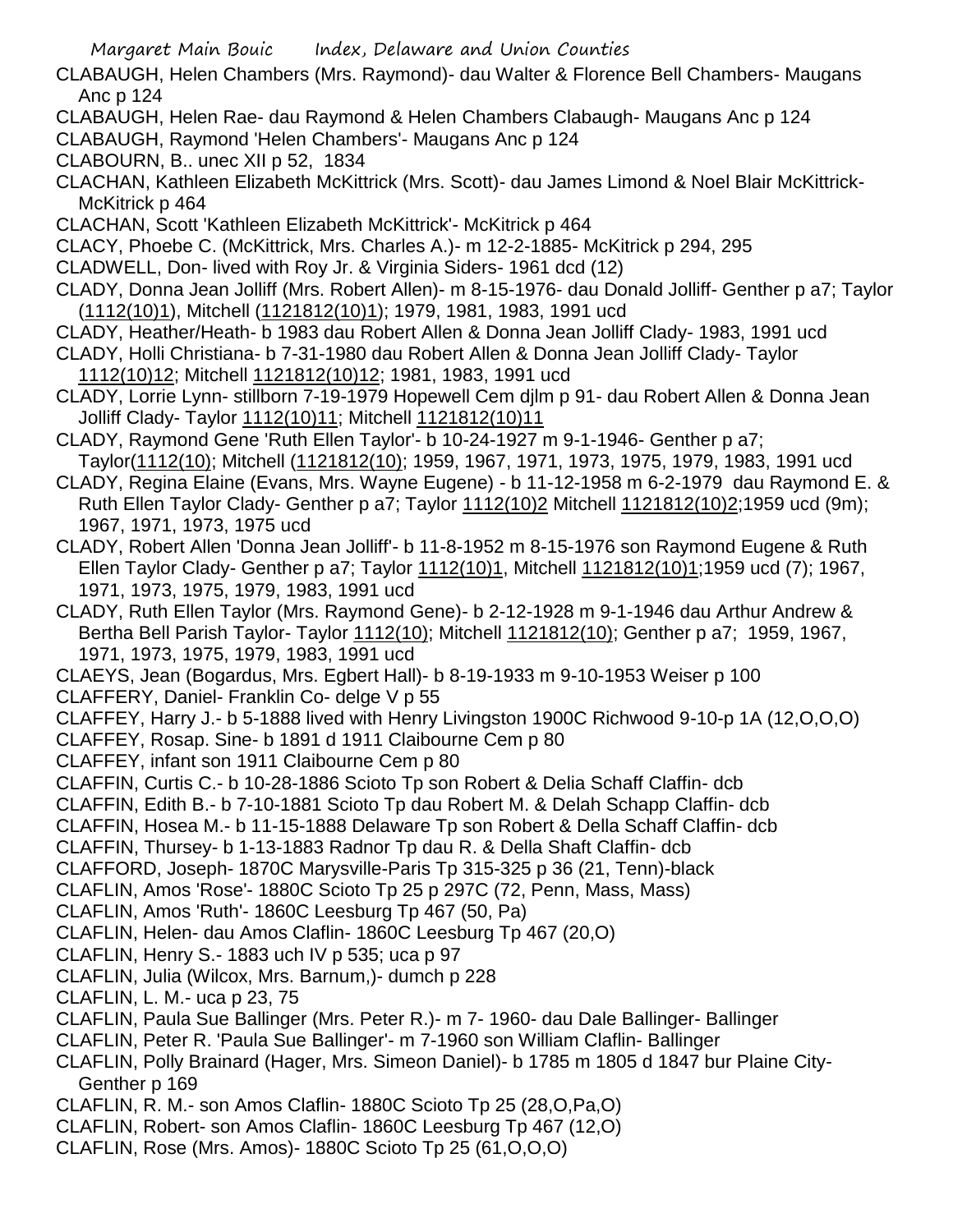CLABAUGH, Helen Chambers (Mrs. Raymond)- dau Walter & Florence Bell Chambers- Maugans Anc p 124

CLABAUGH, Helen Rae- dau Raymond & Helen Chambers Clabaugh- Maugans Anc p 124

CLABAUGH, Raymond 'Helen Chambers'- Maugans Anc p 124

CLABOURN, B.. unec XII p 52, 1834

CLACHAN, Kathleen Elizabeth McKittrick (Mrs. Scott)- dau James Limond & Noel Blair McKittrick- McKitrick p 464

CLACHAN, Scott 'Kathleen Elizabeth McKittrick'- McKitrick p 464

CLACY, Phoebe C. (McKittrick, Mrs. Charles A.)- m 12-2-1885- McKitrick p 294, 295

CLADWELL, Don- lived with Roy Jr. & Virginia Siders- 1961 dcd (12)

CLADY, Donna Jean Jolliff (Mrs. Robert Allen)- m 8-15-1976- dau Donald Jolliff- Genther p a7; Taylor (1112(10)1), Mitchell (1121812(10)1); 1979, 1981, 1983, 1991 ucd

CLADY, Heather/Heath- b 1983 dau Robert Allen & Donna Jean Jolliff Clady- 1983, 1991 ucd

CLADY, Holli Christiana- b 7-31-1980 dau Robert Allen & Donna Jean Jolliff Clady- Taylor 1112(10)12; Mitchell 1121812(10)12; 1981, 1983, 1991 ucd

CLADY, Lorrie Lynn- stillborn 7-19-1979 Hopewell Cem djlm p 91- dau Robert Allen & Donna Jean Jolliff Clady- Taylor 1112(10)11; Mitchell 1121812(10)11

CLADY, Raymond Gene 'Ruth Ellen Taylor'- b 10-24-1927 m 9-1-1946- Genther p a7; Taylor(1112(10); Mitchell (1121812(10); 1959, 1967, 1971, 1973, 1975, 1979, 1983, 1991 ucd

CLADY, Regina Elaine (Evans, Mrs. Wayne Eugene) - b 11-12-1958 m 6-2-1979 dau Raymond E. & Ruth Ellen Taylor Clady- Genther p a7; Taylor 1112(10)2 Mitchell 1121812(10)2;1959 ucd (9m); 1967, 1971, 1973, 1975 ucd

CLADY, Robert Allen 'Donna Jean Jolliff'- b 11-8-1952 m 8-15-1976 son Raymond Eugene & Ruth Ellen Taylor Clady- Genther p a7; Taylor 1112(10)1, Mitchell 1121812(10)1;1959 ucd (7); 1967, 1971, 1973, 1975, 1979, 1983, 1991 ucd

CLADY, Ruth Ellen Taylor (Mrs. Raymond Gene)- b 2-12-1928 m 9-1-1946 dau Arthur Andrew & Bertha Bell Parish Taylor- Taylor 1112(10); Mitchell 1121812(10); Genther p a7; 1959, 1967, 1971, 1973, 1975, 1979, 1983, 1991 ucd

CLAEYS, Jean (Bogardus, Mrs. Egbert Hall)- b 8-19-1933 m 9-10-1953 Weiser p 100

CLAFFERY, Daniel- Franklin Co- delge V p 55

CLAFFEY, Harry J.- b 5-1888 lived with Henry Livingston 1900C Richwood 9-10-p 1A (12,O,O,O)

CLAFFEY, Rosap. Sine- b 1891 d 1911 Claibourne Cem p 80

CLAFFEY, infant son 1911 Claibourne Cem p 80

CLAFFIN, Curtis C.- b 10-28-1886 Scioto Tp son Robert & Delia Schaff Claffin- dcb

CLAFFIN, Edith B.- b 7-10-1881 Scioto Tp dau Robert M. & Delah Schapp Claffin- dcb

CLAFFIN, Hosea M.- b 11-15-1888 Delaware Tp son Robert & Della Schaff Claffin- dcb

CLAFFIN, Thursey- b 1-13-1883 Radnor Tp dau R. & Della Shaft Claffin- dcb

CLAFFORD, Joseph- 1870C Marysville-Paris Tp 315-325 p 36 (21, Tenn)-black

CLAFLIN, Amos 'Rose'- 1880C Scioto Tp 25 p 297C (72, Penn, Mass, Mass)

CLAFLIN, Amos 'Ruth'- 1860C Leesburg Tp 467 (50, Pa)

CLAFLIN, Helen- dau Amos Claflin- 1860C Leesburg Tp 467 (20,O)

CLAFLIN, Henry S.- 1883 uch IV p 535; uca p 97

CLAFLIN, Julia (Wilcox, Mrs. Barnum,)- dumch p 228

CLAFLIN, L. M.- uca p 23, 75

CLAFLIN, Paula Sue Ballinger (Mrs. Peter R.)- m 7- 1960- dau Dale Ballinger- Ballinger

CLAFLIN, Peter R. 'Paula Sue Ballinger'- m 7-1960 son William Claflin- Ballinger

CLAFLIN, Polly Brainard (Hager, Mrs. Simeon Daniel)- b 1785 m 1805 d 1847 bur Plaine City- Genther p 169

CLAFLIN, R. M.- son Amos Claflin- 1880C Scioto Tp 25 (28,O,Pa,O)

CLAFLIN, Robert- son Amos Claflin- 1860C Leesburg Tp 467 (12,O)

CLAFLIN, Rose (Mrs. Amos)- 1880C Scioto Tp 25 (61,O,O,O)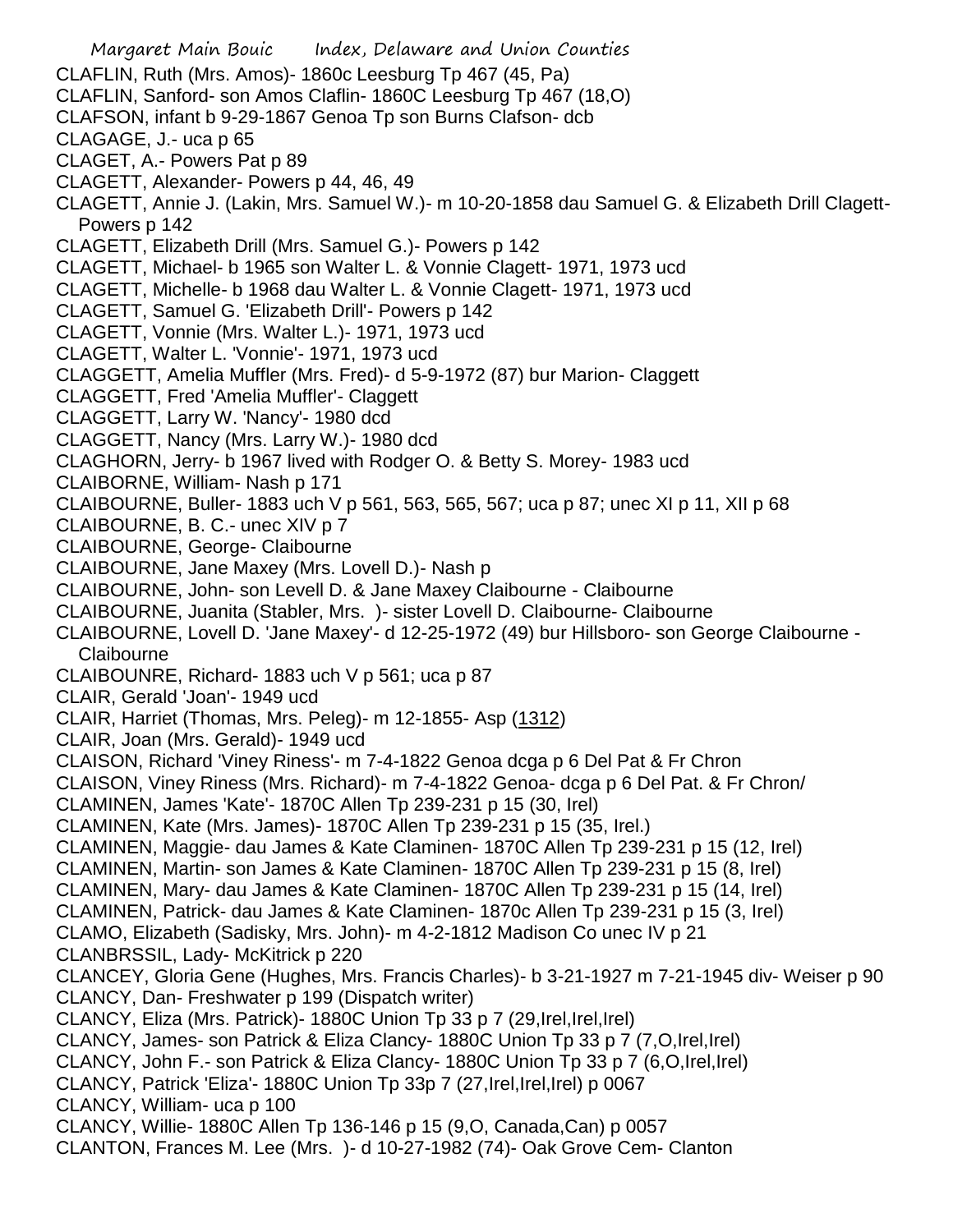CLAFLIN, Ruth (Mrs. Amos)- 1860c Leesburg Tp 467 (45, Pa)
CLAFLIN, Sanford- son Amos Claflin- 1860C Leesburg Tp 467 (18,O)
CLAFSON, infant b 9-29-1867 Genoa Tp son Burns Clafson- dcb
CLAGAGE, J.- uca p 65
CLAGET, A.- Powers Pat p 89
CLAGETT, Alexander- Powers p 44, 46, 49
CLAGETT, Annie J. (Lakin, Mrs. Samuel W.)- m 10-20-1858 dau Samuel G. & Elizabeth Drill Clagett- Powers p 142
CLAGETT, Elizabeth Drill (Mrs. Samuel G.)- Powers p 142
CLAGETT, Michael- b 1965 son Walter L. & Vonnie Clagett- 1971, 1973 ucd
CLAGETT, Michelle- b 1968 dau Walter L. & Vonnie Clagett- 1971, 1973 ucd
CLAGETT, Samuel G. 'Elizabeth Drill'- Powers p 142
CLAGETT, Vonnie (Mrs. Walter L.)- 1971, 1973 ucd
CLAGETT, Walter L. 'Vonnie'- 1971, 1973 ucd
CLAGGETT, Amelia Muffler (Mrs. Fred)- d 5-9-1972 (87) bur Marion- Claggett
CLAGGETT, Fred 'Amelia Muffler'- Claggett
CLAGGETT, Larry W. 'Nancy'- 1980 dcd
CLAGGETT, Nancy (Mrs. Larry W.)- 1980 dcd
CLAGHORN, Jerry- b 1967 lived with Rodger O. & Betty S. Morey- 1983 ucd
CLAIBORNE, William- Nash p 171
CLAIBOURNE, Buller- 1883 uch V p 561, 563, 565, 567; uca p 87; unec XI p 11, XII p 68
CLAIBOURNE, B. C.- unec XIV p 7
CLAIBOURNE, George- Claibourne
CLAIBOURNE, Jane Maxey (Mrs. Lovell D.)- Nash p
CLAIBOURNE, John- son Levell D. & Jane Maxey Claibourne - Claibourne
CLAIBOURNE, Juanita (Stabler, Mrs. )- sister Lovell D. Claibourne- Claibourne
CLAIBOURNE, Lovell D. 'Jane Maxey'- d 12-25-1972 (49) bur Hillsboro- son George Claibourne - Claibourne
CLAIBOUNRE, Richard- 1883 uch V p 561; uca p 87
CLAIR, Gerald 'Joan'- 1949 ucd
CLAIR, Harriet (Thomas, Mrs. Peleg)- m 12-1855- Asp (1312)
CLAIR, Joan (Mrs. Gerald)- 1949 ucd
CLAISON, Richard 'Viney Riness'- m 7-4-1822 Genoa dcga p 6 Del Pat & Fr Chron
CLAISON, Viney Riness (Mrs. Richard)- m 7-4-1822 Genoa- dcga p 6 Del Pat. & Fr Chron/
CLAMINEN, James 'Kate'- 1870C Allen Tp 239-231 p 15 (30, Irel)
CLAMINEN, Kate (Mrs. James)- 1870C Allen Tp 239-231 p 15 (35, Irel.)
CLAMINEN, Maggie- dau James & Kate Claminen- 1870C Allen Tp 239-231 p 15 (12, Irel)
CLAMINEN, Martin- son James & Kate Claminen- 1870C Allen Tp 239-231 p 15 (8, Irel)
CLAMINEN, Mary- dau James & Kate Claminen- 1870C Allen Tp 239-231 p 15 (14, Irel)
CLAMINEN, Patrick- dau James & Kate Claminen- 1870c Allen Tp 239-231 p 15 (3, Irel)
CLAMO, Elizabeth (Sadisky, Mrs. John)- m 4-2-1812 Madison Co unec IV p 21
CLANBRSSIL, Lady- McKitrick p 220
CLANCEY, Gloria Gene (Hughes, Mrs. Francis Charles)- b 3-21-1927 m 7-21-1945 div- Weiser p 90
CLANCY, Dan- Freshwater p 199 (Dispatch writer)
CLANCY, Eliza (Mrs. Patrick)- 1880C Union Tp 33 p 7 (29,Irel,Irel,Irel)
CLANCY, James- son Patrick & Eliza Clancy- 1880C Union Tp 33 p 7 (7,O,Irel,Irel)
CLANCY, John F.- son Patrick & Eliza Clancy- 1880C Union Tp 33 p 7 (6,O,Irel,Irel)
CLANCY, Patrick 'Eliza'- 1880C Union Tp 33p 7 (27,Irel,Irel,Irel) p 0067
CLANCY, William- uca p 100
CLANCY, Willie- 1880C Allen Tp 136-146 p 15 (9,O, Canada,Can) p 0057
CLANTON, Frances M. Lee (Mrs. )- d 10-27-1982 (74)- Oak Grove Cem- Clanton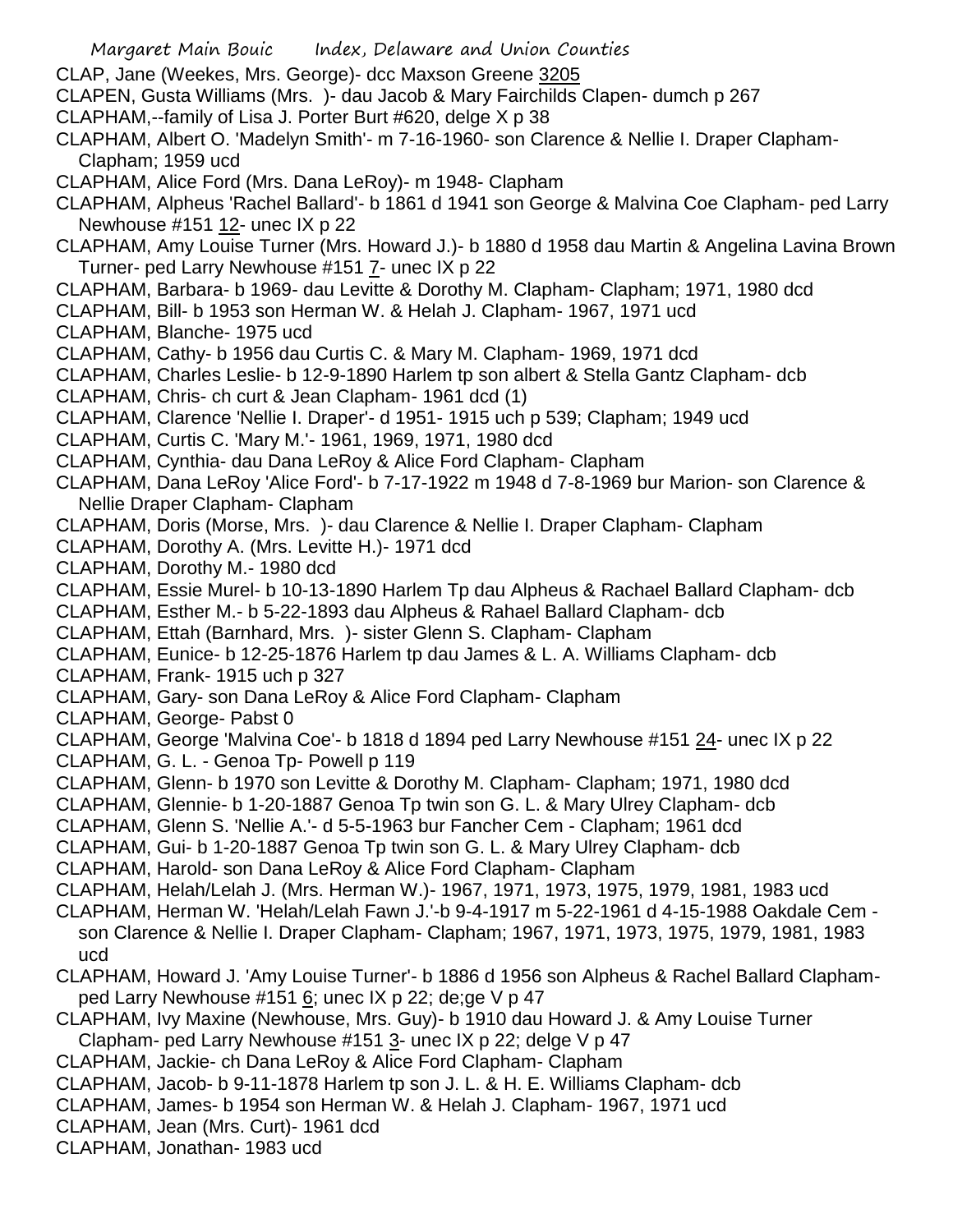CLAP, Jane (Weekes, Mrs. George)- dcc Maxson Greene 3205
CLAPEN, Gusta Williams (Mrs. )- dau Jacob & Mary Fairchilds Clapen- dumch p 267
CLAPHAM,--family of Lisa J. Porter Burt #620, delge X p 38
CLAPHAM, Albert O. 'Madelyn Smith'- m 7-16-1960- son Clarence & Nellie I. Draper Clapham- Clapham; 1959 ucd
CLAPHAM, Alice Ford (Mrs. Dana LeRoy)- m 1948- Clapham
CLAPHAM, Alpheus 'Rachel Ballard'- b 1861 d 1941 son George & Malvina Coe Clapham- ped Larry Newhouse #151 12- unec IX p 22
CLAPHAM, Amy Louise Turner (Mrs. Howard J.)- b 1880 d 1958 dau Martin & Angelina Lavina Brown Turner- ped Larry Newhouse #151 7- unec IX p 22
CLAPHAM, Barbara- b 1969- dau Levitte & Dorothy M. Clapham- Clapham; 1971, 1980 dcd
CLAPHAM, Bill- b 1953 son Herman W. & Helah J. Clapham- 1967, 1971 ucd
CLAPHAM, Blanche- 1975 ucd
CLAPHAM, Cathy- b 1956 dau Curtis C. & Mary M. Clapham- 1969, 1971 dcd
CLAPHAM, Charles Leslie- b 12-9-1890 Harlem tp son albert & Stella Gantz Clapham- dcb
CLAPHAM, Chris- ch curt & Jean Clapham- 1961 dcd (1)
CLAPHAM, Clarence 'Nellie I. Draper'- d 1951- 1915 uch p 539; Clapham; 1949 ucd
CLAPHAM, Curtis C. 'Mary M.'- 1961, 1969, 1971, 1980 dcd
CLAPHAM, Cynthia- dau Dana LeRoy & Alice Ford Clapham- Clapham
CLAPHAM, Dana LeRoy 'Alice Ford'- b 7-17-1922 m 1948 d 7-8-1969 bur Marion- son Clarence & Nellie Draper Clapham- Clapham
CLAPHAM, Doris (Morse, Mrs. )- dau Clarence & Nellie I. Draper Clapham- Clapham
CLAPHAM, Dorothy A. (Mrs. Levitte H.)- 1971 dcd
CLAPHAM, Dorothy M.- 1980 dcd
CLAPHAM, Essie Murel- b 10-13-1890 Harlem Tp dau Alpheus & Rachael Ballard Clapham- dcb
CLAPHAM, Esther M.- b 5-22-1893 dau Alpheus & Rahael Ballard Clapham- dcb
CLAPHAM, Ettah (Barnhard, Mrs. )- sister Glenn S. Clapham- Clapham
CLAPHAM, Eunice- b 12-25-1876 Harlem tp dau James & L. A. Williams Clapham- dcb
CLAPHAM, Frank- 1915 uch p 327
CLAPHAM, Gary- son Dana LeRoy & Alice Ford Clapham- Clapham
CLAPHAM, George- Pabst 0
CLAPHAM, George 'Malvina Coe'- b 1818 d 1894 ped Larry Newhouse #151 24- unec IX p 22
CLAPHAM, G. L. - Genoa Tp- Powell p 119
CLAPHAM, Glenn- b 1970 son Levitte & Dorothy M. Clapham- Clapham; 1971, 1980 dcd
CLAPHAM, Glennie- b 1-20-1887 Genoa Tp twin son G. L. & Mary Ulrey Clapham- dcb
CLAPHAM, Glenn S. 'Nellie A.'- d 5-5-1963 bur Fancher Cem - Clapham; 1961 dcd
CLAPHAM, Gui- b 1-20-1887 Genoa Tp twin son G. L. & Mary Ulrey Clapham- dcb
CLAPHAM, Harold- son Dana LeRoy & Alice Ford Clapham- Clapham
CLAPHAM, Helah/Lelah J. (Mrs. Herman W.)- 1967, 1971, 1973, 1975, 1979, 1981, 1983 ucd
CLAPHAM, Herman W. 'Helah/Lelah Fawn J.'-b 9-4-1917 m 5-22-1961 d 4-15-1988 Oakdale Cem - son Clarence & Nellie I. Draper Clapham- Clapham; 1967, 1971, 1973, 1975, 1979, 1981, 1983 ucd
CLAPHAM, Howard J. 'Amy Louise Turner'- b 1886 d 1956 son Alpheus & Rachel Ballard Clapham- ped Larry Newhouse #151 6; unec IX p 22; de;ge V p 47
CLAPHAM, Ivy Maxine (Newhouse, Mrs. Guy)- b 1910 dau Howard J. & Amy Louise Turner Clapham- ped Larry Newhouse #151 3- unec IX p 22; delge V p 47
CLAPHAM, Jackie- ch Dana LeRoy & Alice Ford Clapham- Clapham
CLAPHAM, Jacob- b 9-11-1878 Harlem tp son J. L. & H. E. Williams Clapham- dcb
CLAPHAM, James- b 1954 son Herman W. & Helah J. Clapham- 1967, 1971 ucd
CLAPHAM, Jean (Mrs. Curt)- 1961 dcd
CLAPHAM, Jonathan- 1983 ucd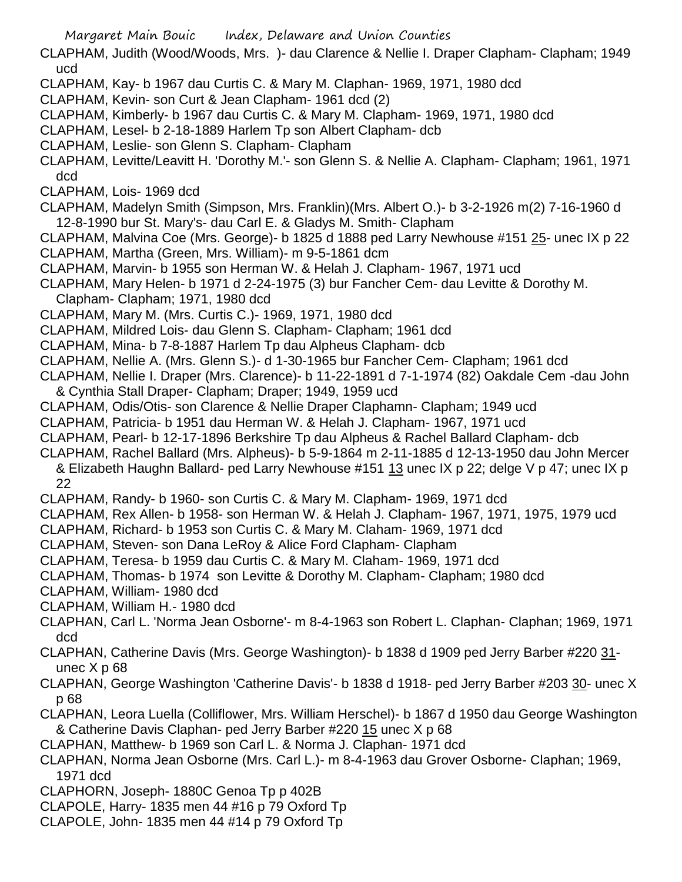CLAPHAM, Judith (Wood/Woods, Mrs. )- dau Clarence & Nellie I. Draper Clapham- Clapham; 1949 ucd

CLAPHAM, Kay- b 1967 dau Curtis C. & Mary M. Claphan- 1969, 1971, 1980 dcd

CLAPHAM, Kevin- son Curt & Jean Clapham- 1961 dcd (2)

CLAPHAM, Kimberly- b 1967 dau Curtis C. & Mary M. Clapham- 1969, 1971, 1980 dcd

CLAPHAM, Lesel- b 2-18-1889 Harlem Tp son Albert Clapham- dcb

CLAPHAM, Leslie- son Glenn S. Clapham- Clapham

CLAPHAM, Levitte/Leavitt H. 'Dorothy M.'- son Glenn S. & Nellie A. Clapham- Clapham; 1961, 1971 dcd

CLAPHAM, Lois- 1969 dcd

CLAPHAM, Madelyn Smith (Simpson, Mrs. Franklin)(Mrs. Albert O.)- b 3-2-1926 m(2) 7-16-1960 d 12-8-1990 bur St. Mary's- dau Carl E. & Gladys M. Smith- Clapham

CLAPHAM, Malvina Coe (Mrs. George)- b 1825 d 1888 ped Larry Newhouse #151 25- unec IX p 22

CLAPHAM, Martha (Green, Mrs. William)- m 9-5-1861 dcm

CLAPHAM, Marvin- b 1955 son Herman W. & Helah J. Clapham- 1967, 1971 ucd

CLAPHAM, Mary Helen- b 1971 d 2-24-1975 (3) bur Fancher Cem- dau Levitte & Dorothy M. Clapham- Clapham; 1971, 1980 dcd

CLAPHAM, Mary M. (Mrs. Curtis C.)- 1969, 1971, 1980 dcd

CLAPHAM, Mildred Lois- dau Glenn S. Clapham- Clapham; 1961 dcd

CLAPHAM, Mina- b 7-8-1887 Harlem Tp dau Alpheus Clapham- dcb

CLAPHAM, Nellie A. (Mrs. Glenn S.)- d 1-30-1965 bur Fancher Cem- Clapham; 1961 dcd

CLAPHAM, Nellie I. Draper (Mrs. Clarence)- b 11-22-1891 d 7-1-1974 (82) Oakdale Cem -dau John & Cynthia Stall Draper- Clapham; Draper; 1949, 1959 ucd

CLAPHAM, Odis/Otis- son Clarence & Nellie Draper Claphamn- Clapham; 1949 ucd

CLAPHAM, Patricia- b 1951 dau Herman W. & Helah J. Clapham- 1967, 1971 ucd

CLAPHAM, Pearl- b 12-17-1896 Berkshire Tp dau Alpheus & Rachel Ballard Clapham- dcb

CLAPHAM, Rachel Ballard (Mrs. Alpheus)- b 5-9-1864 m 2-11-1885 d 12-13-1950 dau John Mercer & Elizabeth Haughn Ballard- ped Larry Newhouse #151 13 unec IX p 22; delge V p 47; unec IX p 22

CLAPHAM, Randy- b 1960- son Curtis C. & Mary M. Clapham- 1969, 1971 dcd

CLAPHAM, Rex Allen- b 1958- son Herman W. & Helah J. Clapham- 1967, 1971, 1975, 1979 ucd

CLAPHAM, Richard- b 1953 son Curtis C. & Mary M. Claham- 1969, 1971 dcd

CLAPHAM, Steven- son Dana LeRoy & Alice Ford Clapham- Clapham

CLAPHAM, Teresa- b 1959 dau Curtis C. & Mary M. Claham- 1969, 1971 dcd

CLAPHAM, Thomas- b 1974 son Levitte & Dorothy M. Clapham- Clapham; 1980 dcd

CLAPHAM, William- 1980 dcd

CLAPHAM, William H.- 1980 dcd

CLAPHAN, Carl L. 'Norma Jean Osborne'- m 8-4-1963 son Robert L. Claphan- Claphan; 1969, 1971 dcd

CLAPHAN, Catherine Davis (Mrs. George Washington)- b 1838 d 1909 ped Jerry Barber #220 31- unec X p 68

CLAPHAN, George Washington 'Catherine Davis'- b 1838 d 1918- ped Jerry Barber #203 30- unec X p 68

CLAPHAN, Leora Luella (Colliflower, Mrs. William Herschel)- b 1867 d 1950 dau George Washington & Catherine Davis Claphan- ped Jerry Barber #220 15 unec X p 68

CLAPHAN, Matthew- b 1969 son Carl L. & Norma J. Claphan- 1971 dcd

CLAPHAN, Norma Jean Osborne (Mrs. Carl L.)- m 8-4-1963 dau Grover Osborne- Claphan; 1969, 1971 dcd

CLAPHORN, Joseph- 1880C Genoa Tp p 402B

CLAPOLE, Harry- 1835 men 44 #16 p 79 Oxford Tp

CLAPOLE, John- 1835 men 44 #14 p 79 Oxford Tp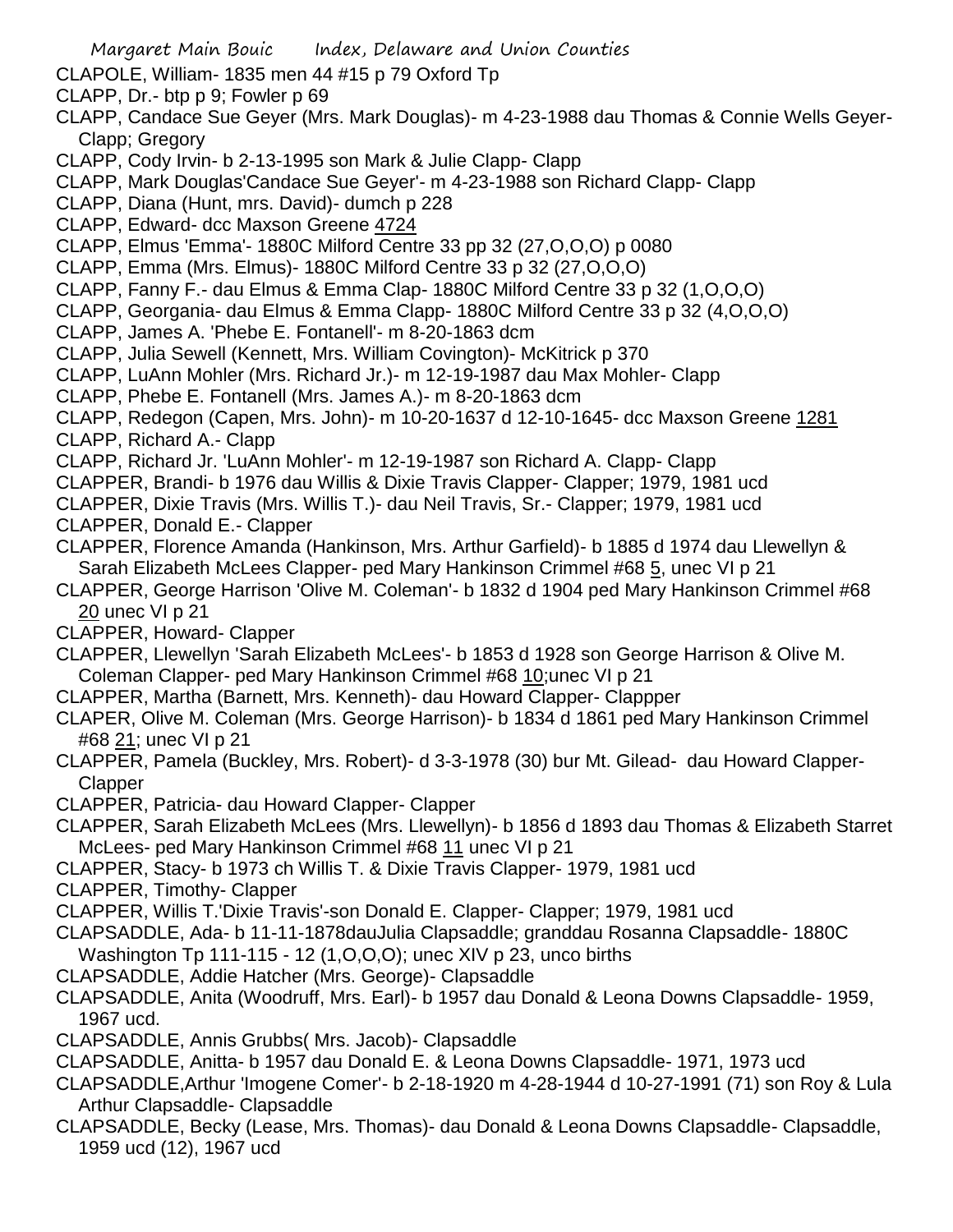CLAPOLE, William- 1835 men 44 #15 p 79 Oxford Tp

CLAPP, Dr.- btp p 9; Fowler p 69

CLAPP, Candace Sue Geyer (Mrs. Mark Douglas)- m 4-23-1988 dau Thomas & Connie Wells Geyer- Clapp; Gregory

CLAPP, Cody Irvin- b 2-13-1995 son Mark & Julie Clapp- Clapp

CLAPP, Mark Douglas'Candace Sue Geyer'- m 4-23-1988 son Richard Clapp- Clapp

CLAPP, Diana (Hunt, mrs. David)- dumch p 228

CLAPP, Edward- dcc Maxson Greene 4724

CLAPP, Elmus 'Emma'- 1880C Milford Centre 33 pp 32 (27,O,O,O) p 0080

CLAPP, Emma (Mrs. Elmus)- 1880C Milford Centre 33 p 32 (27,O,O,O)

CLAPP, Fanny F.- dau Elmus & Emma Clap- 1880C Milford Centre 33 p 32 (1,O,O,O)

CLAPP, Georgania- dau Elmus & Emma Clapp- 1880C Milford Centre 33 p 32 (4,O,O,O)

CLAPP, James A. 'Phebe E. Fontanell'- m 8-20-1863 dcm

CLAPP, Julia Sewell (Kennett, Mrs. William Covington)- McKitrick p 370

CLAPP, LuAnn Mohler (Mrs. Richard Jr.)- m 12-19-1987 dau Max Mohler- Clapp

CLAPP, Phebe E. Fontanell (Mrs. James A.)- m 8-20-1863 dcm

CLAPP, Redegon (Capen, Mrs. John)- m 10-20-1637 d 12-10-1645- dcc Maxson Greene 1281

CLAPP, Richard A.- Clapp

CLAPP, Richard Jr. 'LuAnn Mohler'- m 12-19-1987 son Richard A. Clapp- Clapp

CLAPPER, Brandi- b 1976 dau Willis & Dixie Travis Clapper- Clapper; 1979, 1981 ucd

CLAPPER, Dixie Travis (Mrs. Willis T.)- dau Neil Travis, Sr.- Clapper; 1979, 1981 ucd

CLAPPER, Donald E.- Clapper

CLAPPER, Florence Amanda (Hankinson, Mrs. Arthur Garfield)- b 1885 d 1974 dau Llewellyn & Sarah Elizabeth McLees Clapper- ped Mary Hankinson Crimmel #68 5, unec VI p 21

CLAPPER, George Harrison 'Olive M. Coleman'- b 1832 d 1904 ped Mary Hankinson Crimmel #68 20 unec VI p 21

CLAPPER, Howard- Clapper

CLAPPER, Llewellyn 'Sarah Elizabeth McLees'- b 1853 d 1928 son George Harrison & Olive M. Coleman Clapper- ped Mary Hankinson Crimmel #68 10;unec VI p 21

CLAPPER, Martha (Barnett, Mrs. Kenneth)- dau Howard Clapper- Clappper

CLAPER, Olive M. Coleman (Mrs. George Harrison)- b 1834 d 1861 ped Mary Hankinson Crimmel #68 21; unec VI p 21

CLAPPER, Pamela (Buckley, Mrs. Robert)- d 3-3-1978 (30) bur Mt. Gilead- dau Howard Clapper- Clapper

CLAPPER, Patricia- dau Howard Clapper- Clapper

CLAPPER, Sarah Elizabeth McLees (Mrs. Llewellyn)- b 1856 d 1893 dau Thomas & Elizabeth Starret McLees- ped Mary Hankinson Crimmel #68 11 unec VI p 21

CLAPPER, Stacy- b 1973 ch Willis T. & Dixie Travis Clapper- 1979, 1981 ucd

CLAPPER, Timothy- Clapper

CLAPPER, Willis T.'Dixie Travis'-son Donald E. Clapper- Clapper; 1979, 1981 ucd

CLAPSADDLE, Ada- b 11-11-1878dauJulia Clapsaddle; granddau Rosanna Clapsaddle- 1880C Washington Tp 111-115 - 12 (1,O,O,O); unec XIV p 23, unco births

CLAPSADDLE, Addie Hatcher (Mrs. George)- Clapsaddle

CLAPSADDLE, Anita (Woodruff, Mrs. Earl)- b 1957 dau Donald & Leona Downs Clapsaddle- 1959, 1967 ucd.

CLAPSADDLE, Annis Grubbs( Mrs. Jacob)- Clapsaddle

CLAPSADDLE, Anitta- b 1957 dau Donald E. & Leona Downs Clapsaddle- 1971, 1973 ucd

CLAPSADDLE,Arthur 'Imogene Comer'- b 2-18-1920 m 4-28-1944 d 10-27-1991 (71) son Roy & Lula Arthur Clapsaddle- Clapsaddle

CLAPSADDLE, Becky (Lease, Mrs. Thomas)- dau Donald & Leona Downs Clapsaddle- Clapsaddle, 1959 ucd (12), 1967 ucd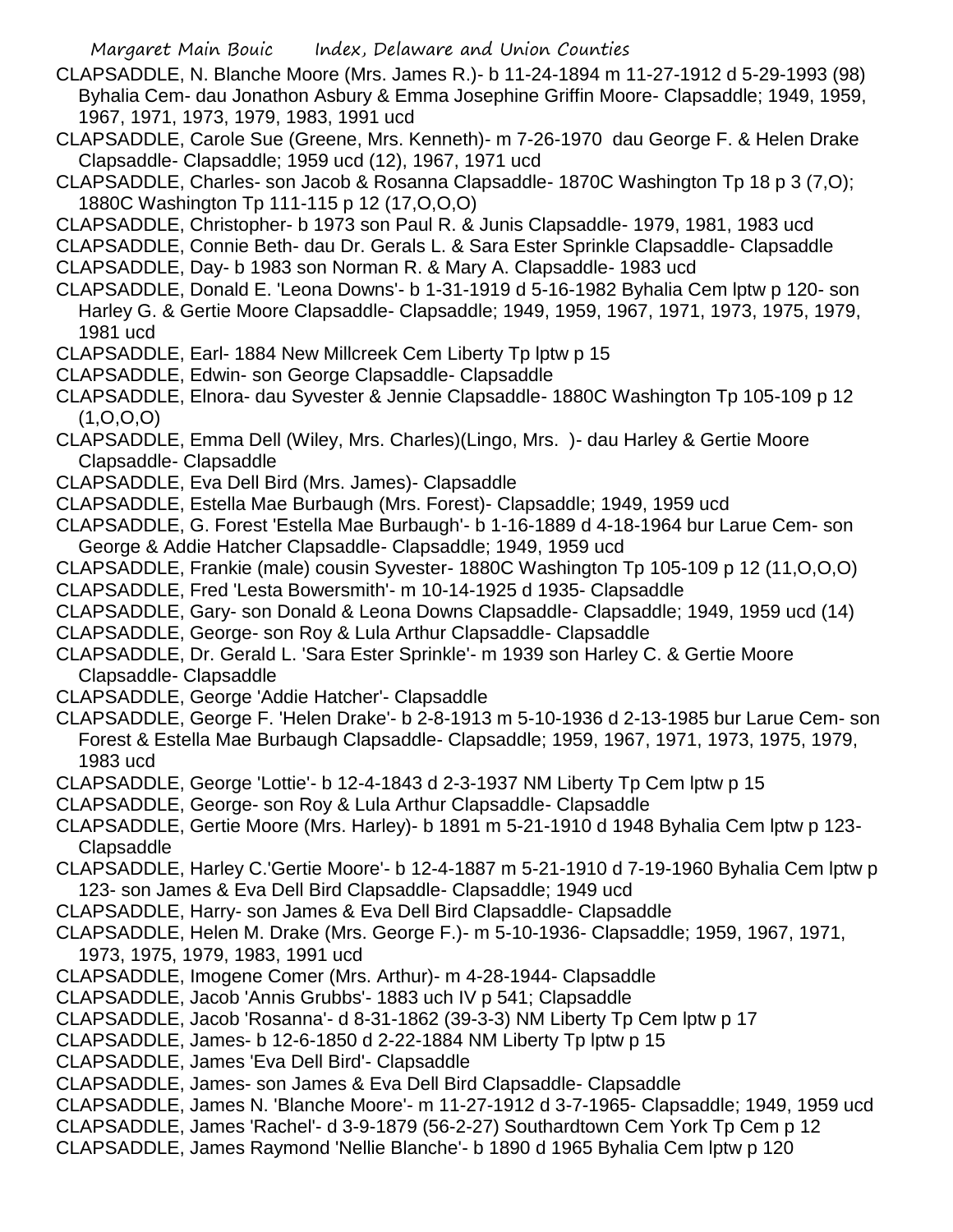CLAPSADDLE, N. Blanche Moore (Mrs. James R.)- b 11-24-1894 m 11-27-1912 d 5-29-1993 (98) Byhalia Cem- dau Jonathon Asbury & Emma Josephine Griffin Moore- Clapsaddle; 1949, 1959, 1967, 1971, 1973, 1979, 1983, 1991 ucd

CLAPSADDLE, Carole Sue (Greene, Mrs. Kenneth)- m 7-26-1970 dau George F. & Helen Drake Clapsaddle- Clapsaddle; 1959 ucd (12), 1967, 1971 ucd

CLAPSADDLE, Charles- son Jacob & Rosanna Clapsaddle- 1870C Washington Tp 18 p 3 (7,O); 1880C Washington Tp 111-115 p 12 (17,O,O,O)

CLAPSADDLE, Christopher- b 1973 son Paul R. & Junis Clapsaddle- 1979, 1981, 1983 ucd

CLAPSADDLE, Connie Beth- dau Dr. Gerals L. & Sara Ester Sprinkle Clapsaddle- Clapsaddle

CLAPSADDLE, Day- b 1983 son Norman R. & Mary A. Clapsaddle- 1983 ucd

CLAPSADDLE, Donald E. 'Leona Downs'- b 1-31-1919 d 5-16-1982 Byhalia Cem lptw p 120- son Harley G. & Gertie Moore Clapsaddle- Clapsaddle; 1949, 1959, 1967, 1971, 1973, 1975, 1979, 1981 ucd

CLAPSADDLE, Earl- 1884 New Millcreek Cem Liberty Tp lptw p 15

CLAPSADDLE, Edwin- son George Clapsaddle- Clapsaddle

CLAPSADDLE, Elnora- dau Syvester & Jennie Clapsaddle- 1880C Washington Tp 105-109 p 12 (1,O,O,O)

CLAPSADDLE, Emma Dell (Wiley, Mrs. Charles)(Lingo, Mrs. )- dau Harley & Gertie Moore Clapsaddle- Clapsaddle

CLAPSADDLE, Eva Dell Bird (Mrs. James)- Clapsaddle

CLAPSADDLE, Estella Mae Burbaugh (Mrs. Forest)- Clapsaddle; 1949, 1959 ucd

CLAPSADDLE, G. Forest 'Estella Mae Burbaugh'- b 1-16-1889 d 4-18-1964 bur Larue Cem- son George & Addie Hatcher Clapsaddle- Clapsaddle; 1949, 1959 ucd

CLAPSADDLE, Frankie (male) cousin Syvester- 1880C Washington Tp 105-109 p 12 (11,O,O,O)

CLAPSADDLE, Fred 'Lesta Bowersmith'- m 10-14-1925 d 1935- Clapsaddle

CLAPSADDLE, Gary- son Donald & Leona Downs Clapsaddle- Clapsaddle; 1949, 1959 ucd (14)

CLAPSADDLE, George- son Roy & Lula Arthur Clapsaddle- Clapsaddle

CLAPSADDLE, Dr. Gerald L. 'Sara Ester Sprinkle'- m 1939 son Harley C. & Gertie Moore Clapsaddle- Clapsaddle

CLAPSADDLE, George 'Addie Hatcher'- Clapsaddle

CLAPSADDLE, George F. 'Helen Drake'- b 2-8-1913 m 5-10-1936 d 2-13-1985 bur Larue Cem- son Forest & Estella Mae Burbaugh Clapsaddle- Clapsaddle; 1959, 1967, 1971, 1973, 1975, 1979, 1983 ucd

CLAPSADDLE, George 'Lottie'- b 12-4-1843 d 2-3-1937 NM Liberty Tp Cem lptw p 15

CLAPSADDLE, George- son Roy & Lula Arthur Clapsaddle- Clapsaddle

CLAPSADDLE, Gertie Moore (Mrs. Harley)- b 1891 m 5-21-1910 d 1948 Byhalia Cem lptw p 123- Clapsaddle

CLAPSADDLE, Harley C.'Gertie Moore'- b 12-4-1887 m 5-21-1910 d 7-19-1960 Byhalia Cem lptw p 123- son James & Eva Dell Bird Clapsaddle- Clapsaddle; 1949 ucd

CLAPSADDLE, Harry- son James & Eva Dell Bird Clapsaddle- Clapsaddle

CLAPSADDLE, Helen M. Drake (Mrs. George F.)- m 5-10-1936- Clapsaddle; 1959, 1967, 1971, 1973, 1975, 1979, 1983, 1991 ucd

CLAPSADDLE, Imogene Comer (Mrs. Arthur)- m 4-28-1944- Clapsaddle

CLAPSADDLE, Jacob 'Annis Grubbs'- 1883 uch IV p 541; Clapsaddle

CLAPSADDLE, Jacob 'Rosanna'- d 8-31-1862 (39-3-3) NM Liberty Tp Cem lptw p 17

CLAPSADDLE, James- b 12-6-1850 d 2-22-1884 NM Liberty Tp lptw p 15

CLAPSADDLE, James 'Eva Dell Bird'- Clapsaddle

CLAPSADDLE, James- son James & Eva Dell Bird Clapsaddle- Clapsaddle

CLAPSADDLE, James N. 'Blanche Moore'- m 11-27-1912 d 3-7-1965- Clapsaddle; 1949, 1959 ucd

CLAPSADDLE, James 'Rachel'- d 3-9-1879 (56-2-27) Southardtown Cem York Tp Cem p 12

CLAPSADDLE, James Raymond 'Nellie Blanche'- b 1890 d 1965 Byhalia Cem lptw p 120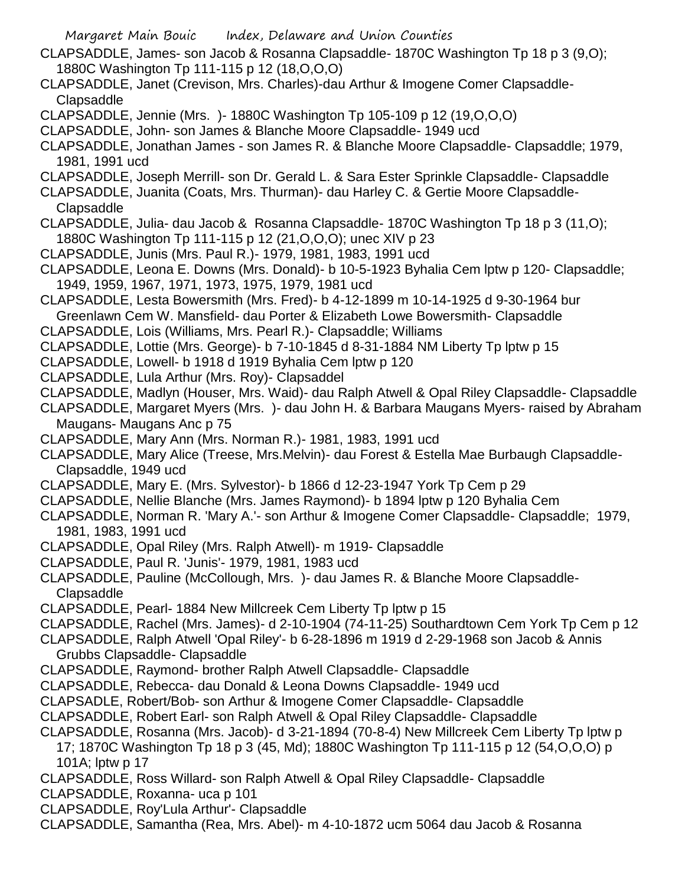CLAPSADDLE, James- son Jacob & Rosanna Clapsaddle- 1870C Washington Tp 18 p 3 (9,O); 1880C Washington Tp 111-115 p 12 (18,O,O,O)

CLAPSADDLE, Janet (Crevison, Mrs. Charles)-dau Arthur & Imogene Comer Clapsaddle- Clapsaddle

CLAPSADDLE, Jennie (Mrs. )- 1880C Washington Tp 105-109 p 12 (19,O,O,O)

CLAPSADDLE, John- son James & Blanche Moore Clapsaddle- 1949 ucd

CLAPSADDLE, Jonathan James - son James R. & Blanche Moore Clapsaddle- Clapsaddle; 1979, 1981, 1991 ucd

CLAPSADDLE, Joseph Merrill- son Dr. Gerald L. & Sara Ester Sprinkle Clapsaddle- Clapsaddle

CLAPSADDLE, Juanita (Coats, Mrs. Thurman)- dau Harley C. & Gertie Moore Clapsaddle- Clapsaddle

CLAPSADDLE, Julia- dau Jacob & Rosanna Clapsaddle- 1870C Washington Tp 18 p 3 (11,O); 1880C Washington Tp 111-115 p 12 (21,O,O,O); unec XIV p 23

CLAPSADDLE, Junis (Mrs. Paul R.)- 1979, 1981, 1983, 1991 ucd

CLAPSADDLE, Leona E. Downs (Mrs. Donald)- b 10-5-1923 Byhalia Cem lptw p 120- Clapsaddle; 1949, 1959, 1967, 1971, 1973, 1975, 1979, 1981 ucd

CLAPSADDLE, Lesta Bowersmith (Mrs. Fred)- b 4-12-1899 m 10-14-1925 d 9-30-1964 bur Greenlawn Cem W. Mansfield- dau Porter & Elizabeth Lowe Bowersmith- Clapsaddle

CLAPSADDLE, Lois (Williams, Mrs. Pearl R.)- Clapsaddle; Williams

CLAPSADDLE, Lottie (Mrs. George)- b 7-10-1845 d 8-31-1884 NM Liberty Tp lptw p 15

CLAPSADDLE, Lowell- b 1918 d 1919 Byhalia Cem lptw p 120

CLAPSADDLE, Lula Arthur (Mrs. Roy)- Clapsaddel

CLAPSADDLE, Madlyn (Houser, Mrs. Waid)- dau Ralph Atwell & Opal Riley Clapsaddle- Clapsaddle

CLAPSADDLE, Margaret Myers (Mrs. )- dau John H. & Barbara Maugans Myers- raised by Abraham Maugans- Maugans Anc p 75

CLAPSADDLE, Mary Ann (Mrs. Norman R.)- 1981, 1983, 1991 ucd

CLAPSADDLE, Mary Alice (Treese, Mrs.Melvin)- dau Forest & Estella Mae Burbaugh Clapsaddle- Clapsaddle, 1949 ucd

CLAPSADDLE, Mary E. (Mrs. Sylvestor)- b 1866 d 12-23-1947 York Tp Cem p 29

CLAPSADDLE, Nellie Blanche (Mrs. James Raymond)- b 1894 lptw p 120 Byhalia Cem

CLAPSADDLE, Norman R. 'Mary A.'- son Arthur & Imogene Comer Clapsaddle- Clapsaddle; 1979, 1981, 1983, 1991 ucd

CLAPSADDLE, Opal Riley (Mrs. Ralph Atwell)- m 1919- Clapsaddle

CLAPSADDLE, Paul R. 'Junis'- 1979, 1981, 1983 ucd

CLAPSADDLE, Pauline (McCollough, Mrs. )- dau James R. & Blanche Moore Clapsaddle- Clapsaddle

CLAPSADDLE, Pearl- 1884 New Millcreek Cem Liberty Tp lptw p 15

CLAPSADDLE, Rachel (Mrs. James)- d 2-10-1904 (74-11-25) Southardtown Cem York Tp Cem p 12

CLAPSADDLE, Ralph Atwell 'Opal Riley'- b 6-28-1896 m 1919 d 2-29-1968 son Jacob & Annis Grubbs Clapsaddle- Clapsaddle

CLAPSADDLE, Raymond- brother Ralph Atwell Clapsaddle- Clapsaddle

CLAPSADDLE, Rebecca- dau Donald & Leona Downs Clapsaddle- 1949 ucd

CLAPSADLE, Robert/Bob- son Arthur & Imogene Comer Clapsaddle- Clapsaddle

CLAPSADDLE, Robert Earl- son Ralph Atwell & Opal Riley Clapsaddle- Clapsaddle

CLAPSADDLE, Rosanna (Mrs. Jacob)- d 3-21-1894 (70-8-4) New Millcreek Cem Liberty Tp lptw p 17; 1870C Washington Tp 18 p 3 (45, Md); 1880C Washington Tp 111-115 p 12 (54,O,O,O) p 101A; lptw p 17

CLAPSADDLE, Ross Willard- son Ralph Atwell & Opal Riley Clapsaddle- Clapsaddle

CLAPSADDLE, Roxanna- uca p 101

CLAPSADDLE, Roy'Lula Arthur'- Clapsaddle

CLAPSADDLE, Samantha (Rea, Mrs. Abel)- m 4-10-1872 ucm 5064 dau Jacob & Rosanna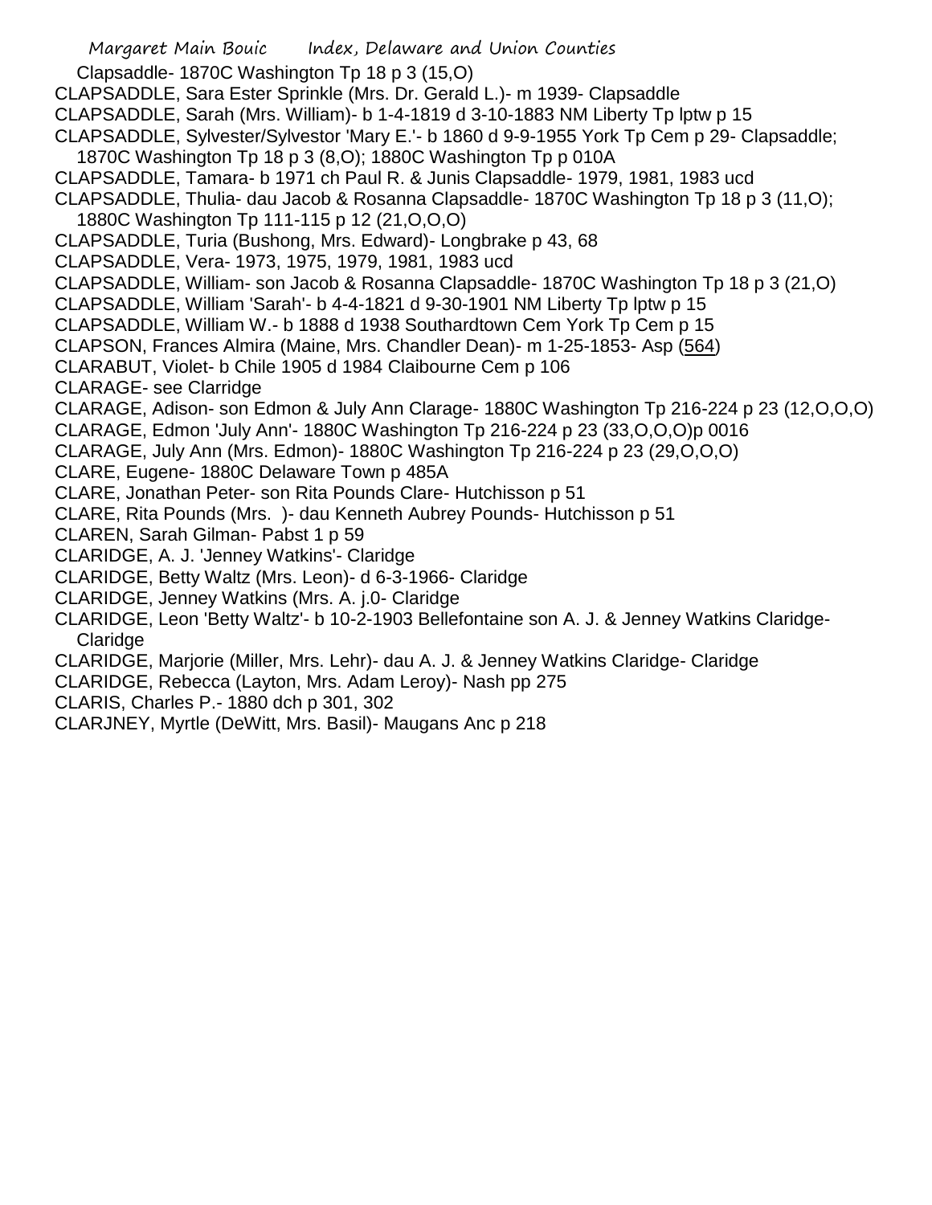Clapsaddle- 1870C Washington Tp 18 p 3 (15,O)
CLAPSADDLE, Sara Ester Sprinkle (Mrs. Dr. Gerald L.)- m 1939- Clapsaddle
CLAPSADDLE, Sarah (Mrs. William)- b 1-4-1819 d 3-10-1883 NM Liberty Tp lptw p 15
CLAPSADDLE, Sylvester/Sylvestor 'Mary E.'- b 1860 d 9-9-1955 York Tp Cem p 29- Clapsaddle; 1870C Washington Tp 18 p 3 (8,O); 1880C Washington Tp p 010A
CLAPSADDLE, Tamara- b 1971 ch Paul R. & Junis Clapsaddle- 1979, 1981, 1983 ucd
CLAPSADDLE, Thulia- dau Jacob & Rosanna Clapsaddle- 1870C Washington Tp 18 p 3 (11,O); 1880C Washington Tp 111-115 p 12 (21,O,O,O)
CLAPSADDLE, Turia (Bushong, Mrs. Edward)- Longbrake p 43, 68
CLAPSADDLE, Vera- 1973, 1975, 1979, 1981, 1983 ucd
CLAPSADDLE, William- son Jacob & Rosanna Clapsaddle- 1870C Washington Tp 18 p 3 (21,O)
CLAPSADDLE, William 'Sarah'- b 4-4-1821 d 9-30-1901 NM Liberty Tp lptw p 15
CLAPSADDLE, William W.- b 1888 d 1938 Southardtown Cem York Tp Cem p 15
CLAPSON, Frances Almira (Maine, Mrs. Chandler Dean)- m 1-25-1853- Asp (564)
CLARABUT, Violet- b Chile 1905 d 1984 Claibourne Cem p 106
CLARAGE- see Clarridge
CLARAGE, Adison- son Edmon & July Ann Clarage- 1880C Washington Tp 216-224 p 23 (12,O,O,O)
CLARAGE, Edmon 'July Ann'- 1880C Washington Tp 216-224 p 23 (33,O,O,O)p 0016
CLARAGE, July Ann (Mrs. Edmon)- 1880C Washington Tp 216-224 p 23 (29,O,O,O)
CLARE, Eugene- 1880C Delaware Town p 485A
CLARE, Jonathan Peter- son Rita Pounds Clare- Hutchisson p 51
CLARE, Rita Pounds (Mrs. )- dau Kenneth Aubrey Pounds- Hutchisson p 51
CLAREN, Sarah Gilman- Pabst 1 p 59
CLARIDGE, A. J. 'Jenney Watkins'- Claridge
CLARIDGE, Betty Waltz (Mrs. Leon)- d 6-3-1966- Claridge
CLARIDGE, Jenney Watkins (Mrs. A. j.0- Claridge
CLARIDGE, Leon 'Betty Waltz'- b 10-2-1903 Bellefontaine son A. J. & Jenney Watkins Claridge- Claridge
CLARIDGE, Marjorie (Miller, Mrs. Lehr)- dau A. J. & Jenney Watkins Claridge- Claridge
CLARIDGE, Rebecca (Layton, Mrs. Adam Leroy)- Nash pp 275
CLARIS, Charles P.- 1880 dch p 301, 302
CLARJNEY, Myrtle (DeWitt, Mrs. Basil)- Maugans Anc p 218